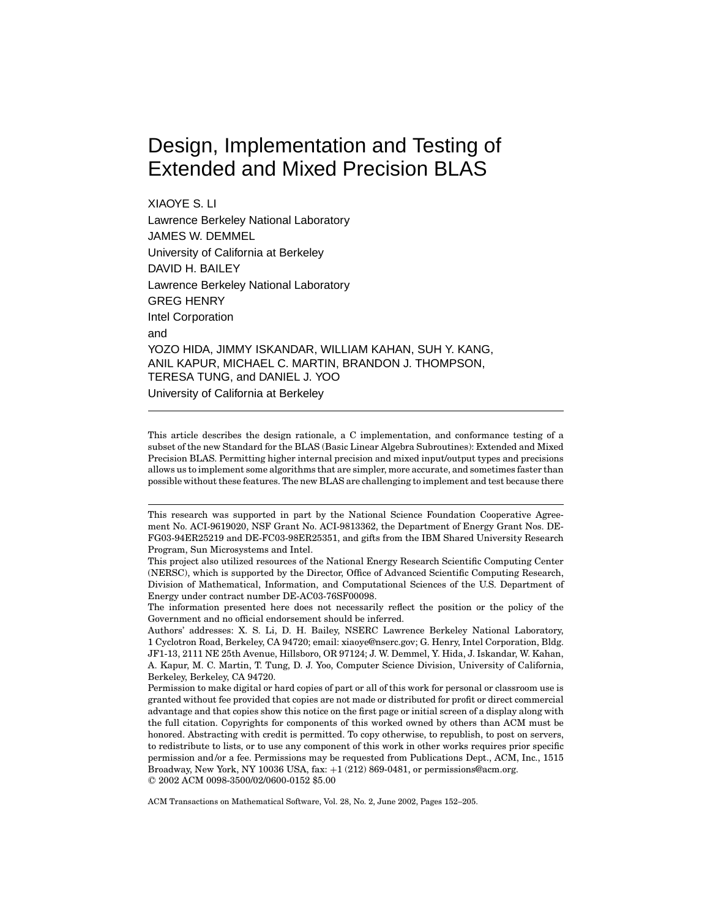# Design, Implementation and Testing of Extended and Mixed Precision BLAS

XIAOYE S. LI
Lawrence Berkeley National Laboratory
JAMES W. DEMMEL
University of California at Berkeley
DAVID H. BAILEY
Lawrence Berkeley National Laboratory
GREG HENRY
Intel Corporation
and
YOZO HIDA, JIMMY ISKANDAR, WILLIAM KAHAN, SUH Y. KANG, ANIL KAPUR, MICHAEL C. MARTIN, BRANDON J. THOMPSON, TERESA TUNG, and DANIEL J. YOO
University of California at Berkeley

---

This article describes the design rationale, a C implementation, and conformance testing of a subset of the new Standard for the BLAS (Basic Linear Algebra Subroutines): Extended and Mixed Precision BLAS. Permitting higher internal precision and mixed input/output types and precisions allows us to implement some algorithms that are simpler, more accurate, and sometimes faster than possible without these features. The new BLAS are challenging to implement and test because there

---

This research was supported in part by the National Science Foundation Cooperative Agreement No. ACI-9619020, NSF Grant No. ACI-9813362, the Department of Energy Grant Nos. DE-FG03-94ER25219 and DE-FC03-98ER25351, and gifts from the IBM Shared University Research Program, Sun Microsystems and Intel.

This project also utilized resources of the National Energy Research Scientific Computing Center (NERSC), which is supported by the Director, Office of Advanced Scientific Computing Research, Division of Mathematical, Information, and Computational Sciences of the U.S. Department of Energy under contract number DE-AC03-76SF00098.

The information presented here does not necessarily reflect the position or the policy of the Government and no official endorsement should be inferred.

Authors' addresses: X. S. Li, D. H. Bailey, NSERC Lawrence Berkeley National Laboratory, 1 Cyclotron Road, Berkeley, CA 94720; email: xiaoye@nserc.gov; G. Henry, Intel Corporation, Bldg. JF1-13, 2111 NE 25th Avenue, Hillsboro, OR 97124; J. W. Demmel, Y. Hida, J. Iskandar, W. Kahan, A. Kapur, M. C. Martin, T. Tung, D. J. Yoo, Computer Science Division, University of California, Berkeley, Berkeley, CA 94720.

Permission to make digital or hard copies of part or all of this work for personal or classroom use is granted without fee provided that copies are not made or distributed for profit or direct commercial advantage and that copies show this notice on the first page or initial screen of a display along with the full citation. Copyrights for components of this worked owned by others than ACM must be honored. Abstracting with credit is permitted. To copy otherwise, to republish, to post on servers, to redistribute to lists, or to use any component of this work in other works requires prior specific permission and/or a fee. Permissions may be requested from Publications Dept., ACM, Inc., 1515 Broadway, New York, NY 10036 USA, fax: +1 (212) 869-0481, or permissions@acm.org.

© 2002 ACM 0098-3500/02/0600-0152 $5.00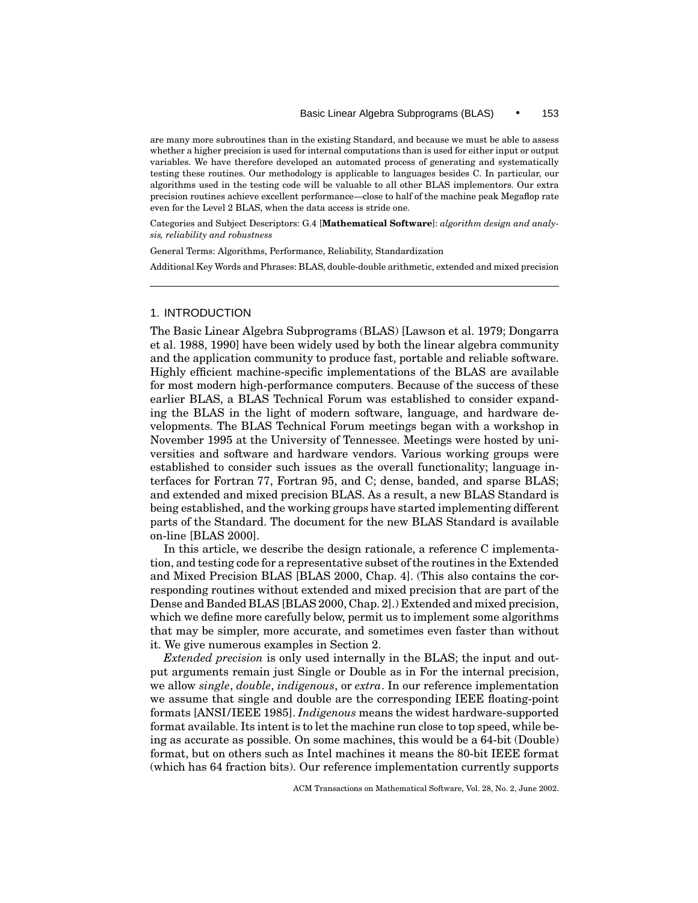are many more subroutines than in the existing Standard, and because we must be able to assess whether a higher precision is used for internal computations than is used for either input or output variables. We have therefore developed an automated process of generating and systematically testing these routines. Our methodology is applicable to languages besides C. In particular, our algorithms used in the testing code will be valuable to all other BLAS implementors. Our extra precision routines achieve excellent performance—close to half of the machine peak Megaflop rate even for the Level 2 BLAS, when the data access is stride one.

Categories and Subject Descriptors: G.4 [**Mathematical Software**]: *algorithm design and analysis, reliability and robustness*

General Terms: Algorithms, Performance, Reliability, Standardization

Additional Key Words and Phrases: BLAS, double-double arithmetic, extended and mixed precision

## 1. INTRODUCTION

The Basic Linear Algebra Subprograms (BLAS) [Lawson et al. 1979; Dongarra et al. 1988, 1990] have been widely used by both the linear algebra community and the application community to produce fast, portable and reliable software. Highly efficient machine-specific implementations of the BLAS are available for most modern high-performance computers. Because of the success of these earlier BLAS, a BLAS Technical Forum was established to consider expanding the BLAS in the light of modern software, language, and hardware developments. The BLAS Technical Forum meetings began with a workshop in November 1995 at the University of Tennessee. Meetings were hosted by universities and software and hardware vendors. Various working groups were established to consider such issues as the overall functionality; language interfaces for Fortran 77, Fortran 95, and C; dense, banded, and sparse BLAS; and extended and mixed precision BLAS. As a result, a new BLAS Standard is being established, and the working groups have started implementing different parts of the Standard. The document for the new BLAS Standard is available on-line [BLAS 2000].

In this article, we describe the design rationale, a reference C implementation, and testing code for a representative subset of the routines in the Extended and Mixed Precision BLAS [BLAS 2000, Chap. 4]. (This also contains the corresponding routines without extended and mixed precision that are part of the Dense and Banded BLAS [BLAS 2000, Chap. 2].) Extended and mixed precision, which we define more carefully below, permit us to implement some algorithms that may be simpler, more accurate, and sometimes even faster than without it. We give numerous examples in Section 2.

*Extended precision* is only used internally in the BLAS; the input and output arguments remain just Single or Double as in For the internal precision, we allow *single*, *double*, *indigenous*, or *extra*. In our reference implementation we assume that single and double are the corresponding IEEE floating-point formats [ANSI/IEEE 1985]. *Indigenous* means the widest hardware-supported format available. Its intent is to let the machine run close to top speed, while being as accurate as possible. On some machines, this would be a 64-bit (Double) format, but on others such as Intel machines it means the 80-bit IEEE format (which has 64 fraction bits). Our reference implementation currently supports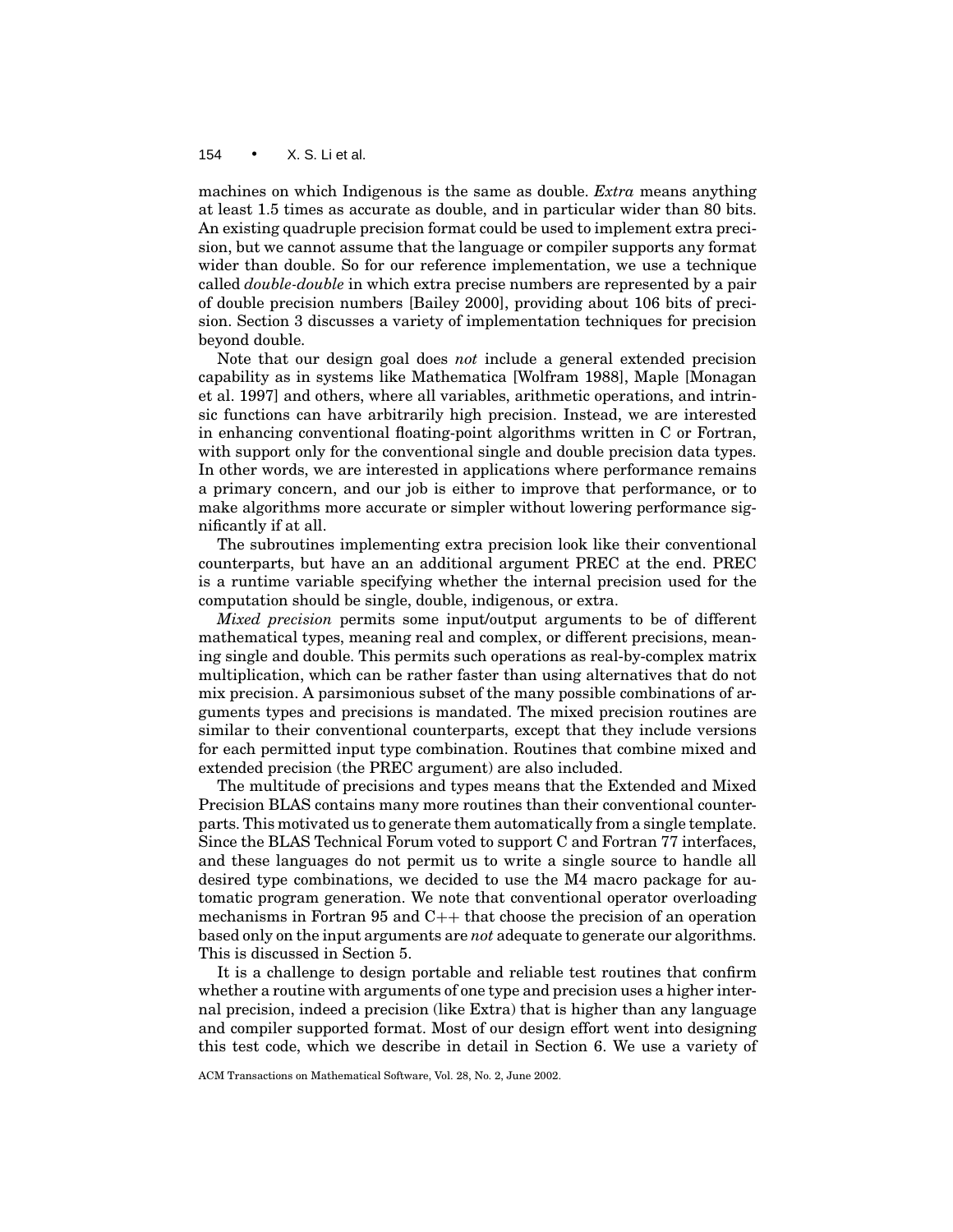machines on which Indigenous is the same as double. *Extra* means anything at least 1.5 times as accurate as double, and in particular wider than 80 bits. An existing quadruple precision format could be used to implement extra precision, but we cannot assume that the language or compiler supports any format wider than double. So for our reference implementation, we use a technique called *double-double* in which extra precise numbers are represented by a pair of double precision numbers [Bailey 2000], providing about 106 bits of precision. Section 3 discusses a variety of implementation techniques for precision beyond double.

Note that our design goal does *not* include a general extended precision capability as in systems like Mathematica [Wolfram 1988], Maple [Monagan et al. 1997] and others, where all variables, arithmetic operations, and intrinsic functions can have arbitrarily high precision. Instead, we are interested in enhancing conventional floating-point algorithms written in C or Fortran, with support only for the conventional single and double precision data types. In other words, we are interested in applications where performance remains a primary concern, and our job is either to improve that performance, or to make algorithms more accurate or simpler without lowering performance significantly if at all.

The subroutines implementing extra precision look like their conventional counterparts, but have an an additional argument PREC at the end. PREC is a runtime variable specifying whether the internal precision used for the computation should be single, double, indigenous, or extra.

*Mixed precision* permits some input/output arguments to be of different mathematical types, meaning real and complex, or different precisions, meaning single and double. This permits such operations as real-by-complex matrix multiplication, which can be rather faster than using alternatives that do not mix precision. A parsimonious subset of the many possible combinations of arguments types and precisions is mandated. The mixed precision routines are similar to their conventional counterparts, except that they include versions for each permitted input type combination. Routines that combine mixed and extended precision (the PREC argument) are also included.

The multitude of precisions and types means that the Extended and Mixed Precision BLAS contains many more routines than their conventional counterparts. This motivated us to generate them automatically from a single template. Since the BLAS Technical Forum voted to support C and Fortran 77 interfaces, and these languages do not permit us to write a single source to handle all desired type combinations, we decided to use the M4 macro package for automatic program generation. We note that conventional operator overloading mechanisms in Fortran 95 and C++ that choose the precision of an operation based only on the input arguments are *not* adequate to generate our algorithms. This is discussed in Section 5.

It is a challenge to design portable and reliable test routines that confirm whether a routine with arguments of one type and precision uses a higher internal precision, indeed a precision (like Extra) that is higher than any language and compiler supported format. Most of our design effort went into designing this test code, which we describe in detail in Section 6. We use a variety of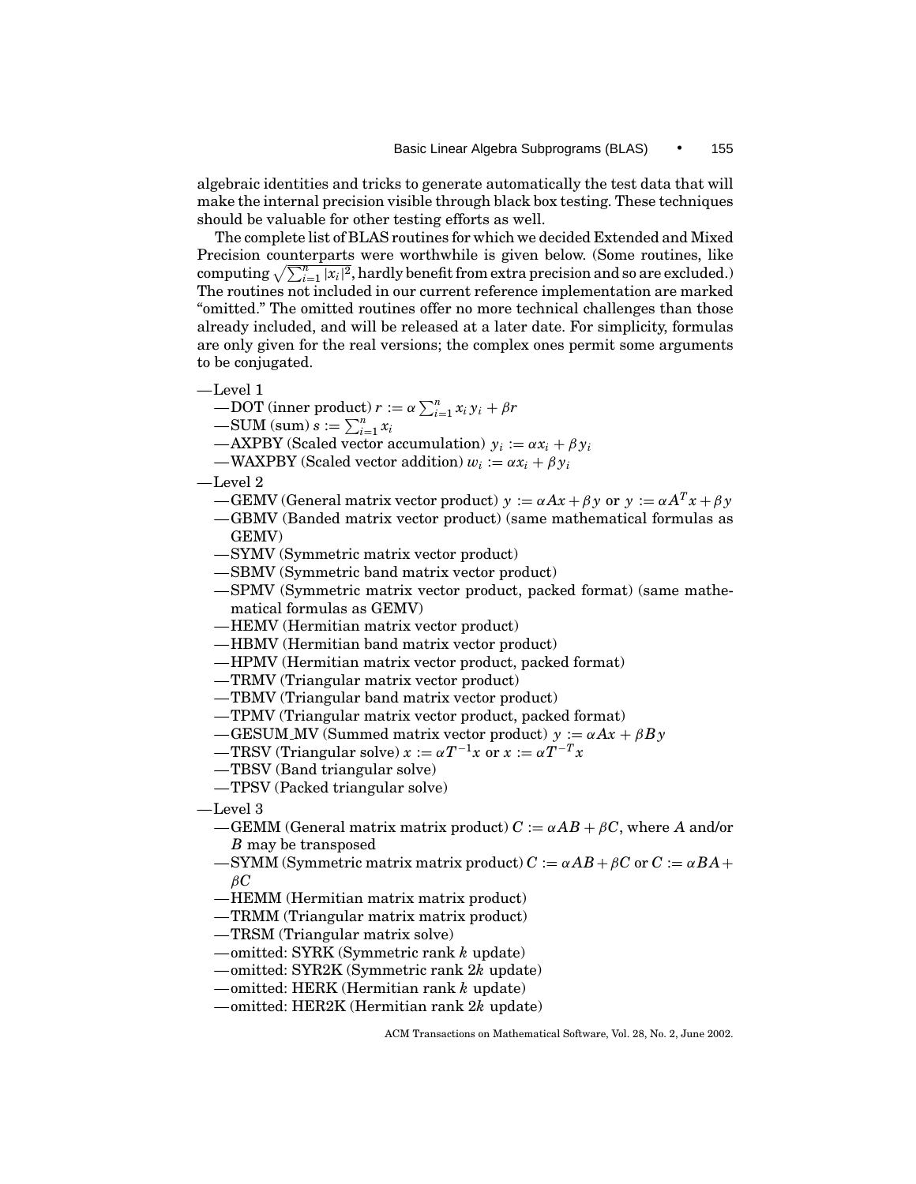algebraic identities and tricks to generate automatically the test data that will make the internal precision visible through black box testing. These techniques should be valuable for other testing efforts as well.

The complete list of BLAS routines for which we decided Extended and Mixed Precision counterparts were worthwhile is given below. (Some routines, like computing $\sqrt{\sum_{i=1}^{n} |x_i|^2}$, hardly benefit from extra precision and so are excluded.) The routines not included in our current reference implementation are marked "omitted." The omitted routines offer no more technical challenges than those already included, and will be released at a later date. For simplicity, formulas are only given for the real versions; the complex ones permit some arguments to be conjugated.

- Level 1
  - DOT (inner product) $r := \alpha \sum_{i=1}^{n} x_i y_i + \beta r$
  - SUM (sum) $s := \sum_{i=1}^{n} x_i$
  - AXPBY (Scaled vector accumulation) $y_i := \alpha x_i + \beta y_i$
  - WAXPBY (Scaled vector addition) $w_i := \alpha x_i + \beta y_i$
- Level 2
  - GEMV (General matrix vector product) $y := \alpha A x + \beta y$ or $y := \alpha A^T x + \beta y$
  - GBMV (Banded matrix vector product) (same mathematical formulas as GEMV)
  - SYMV (Symmetric matrix vector product)
  - SBMV (Symmetric band matrix vector product)
  - SPMV (Symmetric matrix vector product, packed format) (same mathematical formulas as GEMV)
  - HEMV (Hermitian matrix vector product)
  - HBMV (Hermitian band matrix vector product)
  - HPMV (Hermitian matrix vector product, packed format)
  - TRMV (Triangular matrix vector product)
  - TBMV (Triangular band matrix vector product)
  - TPMV (Triangular matrix vector product, packed format)
  - GESUM_MV (Summed matrix vector product) $y := \alpha A x + \beta B y$
  - TRSV (Triangular solve) $x := \alpha T^{-1} x$ or $x := \alpha T^{-T} x$
  - TBSV (Band triangular solve)
  - TPSV (Packed triangular solve)
- Level 3
  - GEMM (General matrix matrix product) $C := \alpha AB + \beta C$, where $A$ and/or $B$ may be transposed
  - SYMM (Symmetric matrix matrix product) $C := \alpha AB + \beta C$ or $C := \alpha BA + \beta C$
  - HEMM (Hermitian matrix matrix product)
  - TRMM (Triangular matrix matrix product)
  - TRSM (Triangular matrix solve)
  - omitted: SYRK (Symmetric rank $k$ update)
  - omitted: SYR2K (Symmetric rank $2k$ update)
  - omitted: HERK (Hermitian rank $k$ update)
  - omitted: HER2K (Hermitian rank $2k$ update)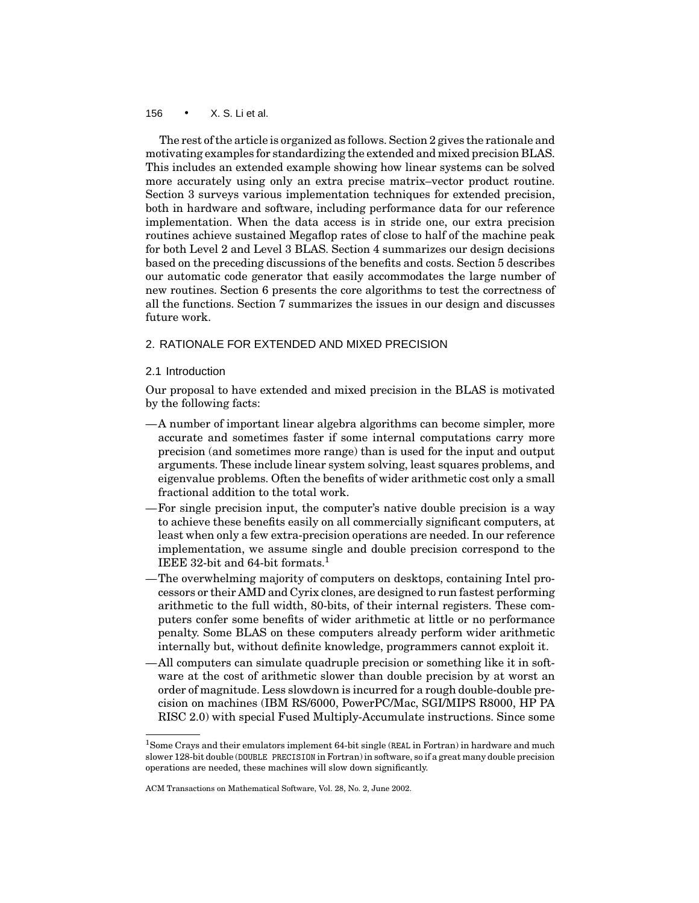The rest of the article is organized as follows. Section 2 gives the rationale and motivating examples for standardizing the extended and mixed precision BLAS. This includes an extended example showing how linear systems can be solved more accurately using only an extra precise matrix–vector product routine. Section 3 surveys various implementation techniques for extended precision, both in hardware and software, including performance data for our reference implementation. When the data access is in stride one, our extra precision routines achieve sustained Megaflop rates of close to half of the machine peak for both Level 2 and Level 3 BLAS. Section 4 summarizes our design decisions based on the preceding discussions of the benefits and costs. Section 5 describes our automatic code generator that easily accommodates the large number of new routines. Section 6 presents the core algorithms to test the correctness of all the functions. Section 7 summarizes the issues in our design and discusses future work.

## 2. RATIONALE FOR EXTENDED AND MIXED PRECISION

### 2.1 Introduction

Our proposal to have extended and mixed precision in the BLAS is motivated by the following facts:

- A number of important linear algebra algorithms can become simpler, more accurate and sometimes faster if some internal computations carry more precision (and sometimes more range) than is used for the input and output arguments. These include linear system solving, least squares problems, and eigenvalue problems. Often the benefits of wider arithmetic cost only a small fractional addition to the total work.
- For single precision input, the computer's native double precision is a way to achieve these benefits easily on all commercially significant computers, at least when only a few extra-precision operations are needed. In our reference implementation, we assume single and double precision correspond to the IEEE 32-bit and 64-bit formats.[1]
- The overwhelming majority of computers on desktops, containing Intel processors or their AMD and Cyrix clones, are designed to run fastest performing arithmetic to the full width, 80-bits, of their internal registers. These computers confer some benefits of wider arithmetic at little or no performance penalty. Some BLAS on these computers already perform wider arithmetic internally but, without definite knowledge, programmers cannot exploit it.
- All computers can simulate quadruple precision or something like it in software at the cost of arithmetic slower than double precision by at worst an order of magnitude. Less slowdown is incurred for a rough double-double precision on machines (IBM RS/6000, PowerPC/Mac, SGI/MIPS R8000, HP PA RISC 2.0) with special Fused Multiply-Accumulate instructions. Since some

[1] Some Crays and their emulators implement 64-bit single (`REAL` in Fortran) in hardware and much slower 128-bit double (`DOUBLE PRECISION` in Fortran) in software, so if a great many double precision operations are needed, these machines will slow down significantly.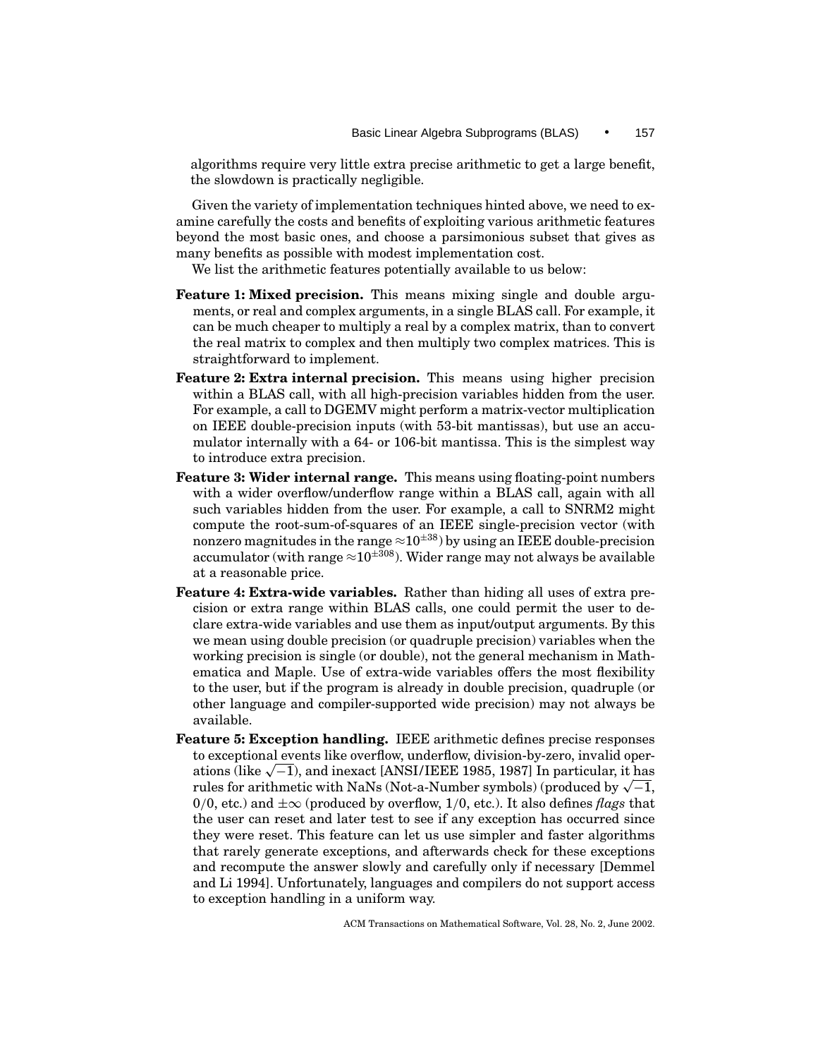algorithms require very little extra precise arithmetic to get a large benefit, the slowdown is practically negligible.

Given the variety of implementation techniques hinted above, we need to examine carefully the costs and benefits of exploiting various arithmetic features beyond the most basic ones, and choose a parsimonious subset that gives as many benefits as possible with modest implementation cost.

We list the arithmetic features potentially available to us below:

**Feature 1: Mixed precision.** This means mixing single and double arguments, or real and complex arguments, in a single BLAS call. For example, it can be much cheaper to multiply a real by a complex matrix, than to convert the real matrix to complex and then multiply two complex matrices. This is straightforward to implement.

**Feature 2: Extra internal precision.** This means using higher precision within a BLAS call, with all high-precision variables hidden from the user. For example, a call to DGEMV might perform a matrix-vector multiplication on IEEE double-precision inputs (with 53-bit mantissas), but use an accumulator internally with a 64- or 106-bit mantissa. This is the simplest way to introduce extra precision.

**Feature 3: Wider internal range.** This means using floating-point numbers with a wider overflow/underflow range within a BLAS call, again with all such variables hidden from the user. For example, a call to SNRM2 might compute the root-sum-of-squares of an IEEE single-precision vector (with nonzero magnitudes in the range $\approx 10^{\pm 38}$) by using an IEEE double-precision accumulator (with range $\approx 10^{\pm 308}$). Wider range may not always be available at a reasonable price.

**Feature 4: Extra-wide variables.** Rather than hiding all uses of extra precision or extra range within BLAS calls, one could permit the user to declare extra-wide variables and use them as input/output arguments. By this we mean using double precision (or quadruple precision) variables when the working precision is single (or double), not the general mechanism in Mathematica and Maple. Use of extra-wide variables offers the most flexibility to the user, but if the program is already in double precision, quadruple (or other language and compiler-supported wide precision) may not always be available.

**Feature 5: Exception handling.** IEEE arithmetic defines precise responses to exceptional events like overflow, underflow, division-by-zero, invalid operations (like $\sqrt{-1}$), and inexact [ANSI/IEEE 1985, 1987] In particular, it has rules for arithmetic with NaNs (Not-a-Number symbols) (produced by $\sqrt{-1}$, $0/0$, etc.) and $\pm\infty$ (produced by overflow, $1/0$, etc.). It also defines *flags* that the user can reset and later test to see if any exception has occurred since they were reset. This feature can let us use simpler and faster algorithms that rarely generate exceptions, and afterwards check for these exceptions and recompute the answer slowly and carefully only if necessary [Demmel and Li 1994]. Unfortunately, languages and compilers do not support access to exception handling in a uniform way.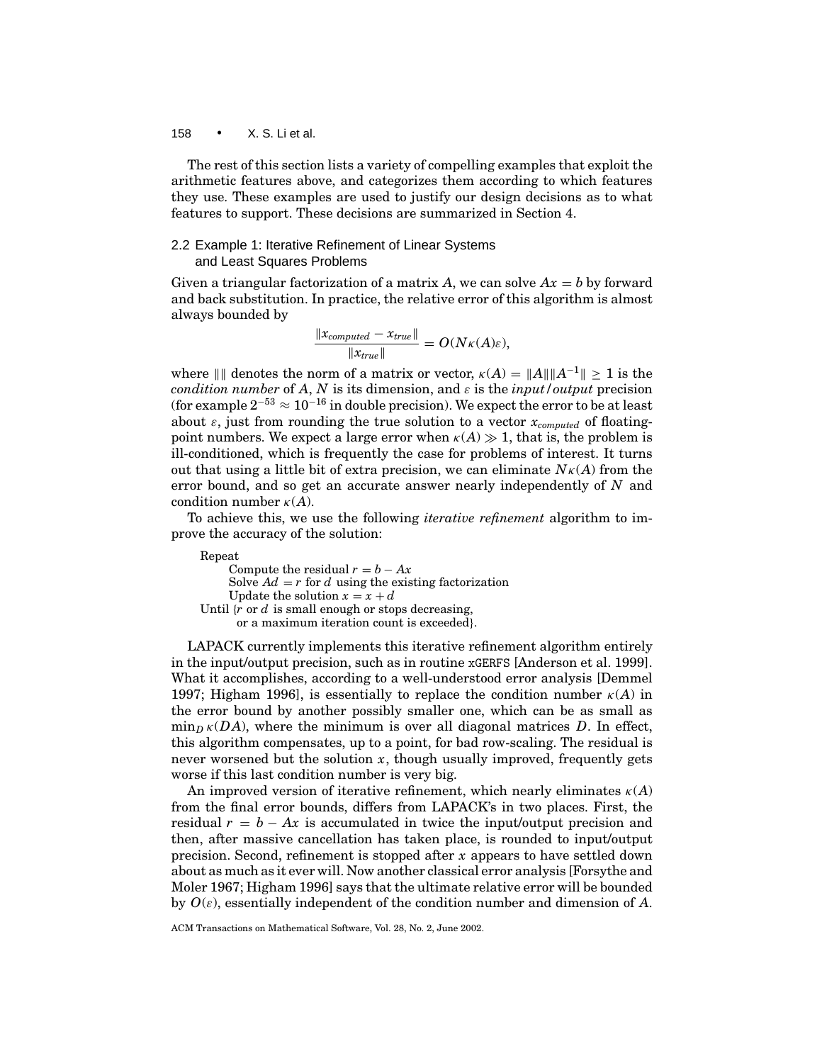The rest of this section lists a variety of compelling examples that exploit the arithmetic features above, and categorizes them according to which features they use. These examples are used to justify our design decisions as to what features to support. These decisions are summarized in Section 4.

### 2.2 Example 1: Iterative Refinement of Linear Systems and Least Squares Problems

Given a triangular factorization of a matrix $A$, we can solve $Ax = b$ by forward and back substitution. In practice, the relative error of this algorithm is almost always bounded by

$$\frac{\|x_{computed} - x_{true}\|}{\|x_{true}\|} = O(N\kappa(A)\varepsilon),$$

where $\|\|$ denotes the norm of a matrix or vector, $\kappa(A) = \|A\|\|A^{-1}\| \geq 1$ is the *condition number* of $A$, $N$ is its dimension, and $\varepsilon$ is the *input/output* precision (for example $2^{-53} \approx 10^{-16}$ in double precision). We expect the error to be at least about $\varepsilon$, just from rounding the true solution to a vector $x_{computed}$ of floating-point numbers. We expect a large error when $\kappa(A) \gg 1$, that is, the problem is ill-conditioned, which is frequently the case for problems of interest. It turns out that using a little bit of extra precision, we can eliminate $N\kappa(A)$ from the error bound, and so get an accurate answer nearly independently of $N$ and condition number $\kappa(A)$.

To achieve this, we use the following *iterative refinement* algorithm to improve the accuracy of the solution:

```
Repeat
    Compute the residual r = b − Ax
    Solve Ad = r for d using the existing factorization
    Update the solution x = x + d
Until {r or d is small enough or stops decreasing,
    or a maximum iteration count is exceeded}.
```

LAPACK currently implements this iterative refinement algorithm entirely in the input/output precision, such as in routine xGERFS [Anderson et al. 1999]. What it accomplishes, according to a well-understood error analysis [Demmel 1997; Higham 1996], is essentially to replace the condition number $\kappa(A)$ in the error bound by another possibly smaller one, which can be as small as $\min_D \kappa(DA)$, where the minimum is over all diagonal matrices $D$. In effect, this algorithm compensates, up to a point, for bad row-scaling. The residual is never worsened but the solution $x$, though usually improved, frequently gets worse if this last condition number is very big.

An improved version of iterative refinement, which nearly eliminates $\kappa(A)$ from the final error bounds, differs from LAPACK's in two places. First, the residual $r = b - Ax$ is accumulated in twice the input/output precision and then, after massive cancellation has taken place, is rounded to input/output precision. Second, refinement is stopped after $x$ appears to have settled down about as much as it ever will. Now another classical error analysis [Forsythe and Moler 1967; Higham 1996] says that the ultimate relative error will be bounded by $O(\varepsilon)$, essentially independent of the condition number and dimension of $A$.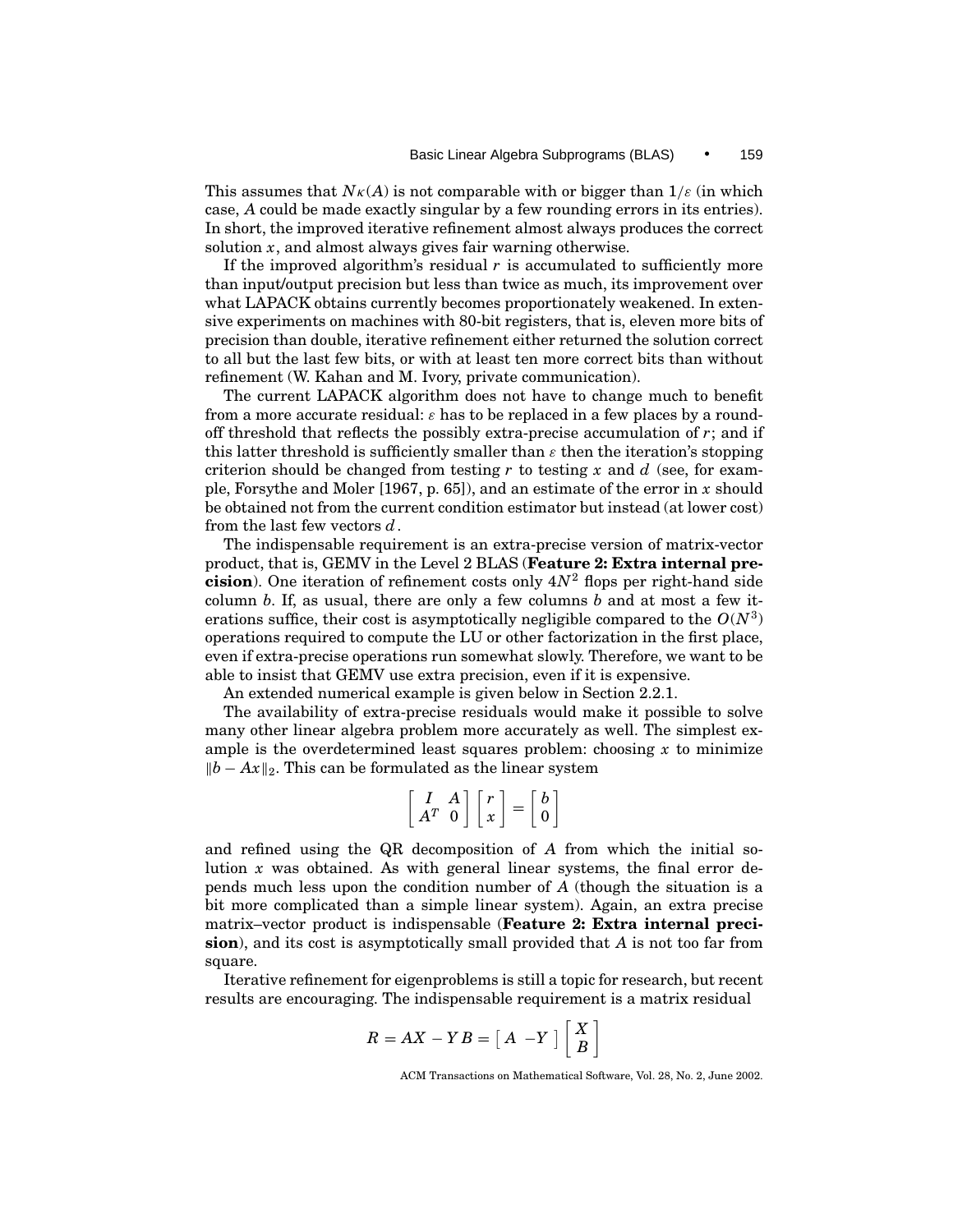This assumes that $N\kappa(A)$ is not comparable with or bigger than $1/\varepsilon$ (in which case, $A$ could be made exactly singular by a few rounding errors in its entries). In short, the improved iterative refinement almost always produces the correct solution $x$, and almost always gives fair warning otherwise.

If the improved algorithm's residual $r$ is accumulated to sufficiently more than input/output precision but less than twice as much, its improvement over what LAPACK obtains currently becomes proportionately weakened. In extensive experiments on machines with 80-bit registers, that is, eleven more bits of precision than double, iterative refinement either returned the solution correct to all but the last few bits, or with at least ten more correct bits than without refinement (W. Kahan and M. Ivory, private communication).

The current LAPACK algorithm does not have to change much to benefit from a more accurate residual: $\varepsilon$ has to be replaced in a few places by a roundoff threshold that reflects the possibly extra-precise accumulation of $r$; and if this latter threshold is sufficiently smaller than $\varepsilon$ then the iteration's stopping criterion should be changed from testing $r$ to testing $x$ and $d$ (see, for example, Forsythe and Moler [1967, p. 65]), and an estimate of the error in $x$ should be obtained not from the current condition estimator but instead (at lower cost) from the last few vectors $d$.

The indispensable requirement is an extra-precise version of matrix-vector product, that is, GEMV in the Level 2 BLAS (**Feature 2: Extra internal precision**). One iteration of refinement costs only $4N^2$ flops per right-hand side column $b$. If, as usual, there are only a few columns $b$ and at most a few iterations suffice, their cost is asymptotically negligible compared to the $O(N^3)$ operations required to compute the LU or other factorization in the first place, even if extra-precise operations run somewhat slowly. Therefore, we want to be able to insist that GEMV use extra precision, even if it is expensive.

An extended numerical example is given below in Section 2.2.1.

The availability of extra-precise residuals would make it possible to solve many other linear algebra problem more accurately as well. The simplest example is the overdetermined least squares problem: choosing $x$ to minimize $\|b - Ax\|_2$. This can be formulated as the linear system

$$\begin{bmatrix} I & A \\ A^T & 0 \end{bmatrix} \begin{bmatrix} r \\ x \end{bmatrix} = \begin{bmatrix} b \\ 0 \end{bmatrix}$$

and refined using the QR decomposition of $A$ from which the initial solution $x$ was obtained. As with general linear systems, the final error depends much less upon the condition number of $A$ (though the situation is a bit more complicated than a simple linear system). Again, an extra precise matrix–vector product is indispensable (**Feature 2: Extra internal precision**), and its cost is asymptotically small provided that $A$ is not too far from square.

Iterative refinement for eigenproblems is still a topic for research, but recent results are encouraging. The indispensable requirement is a matrix residual

$$R = AX - YB = \begin{bmatrix} A & -Y \end{bmatrix} \begin{bmatrix} X \\ B \end{bmatrix}$$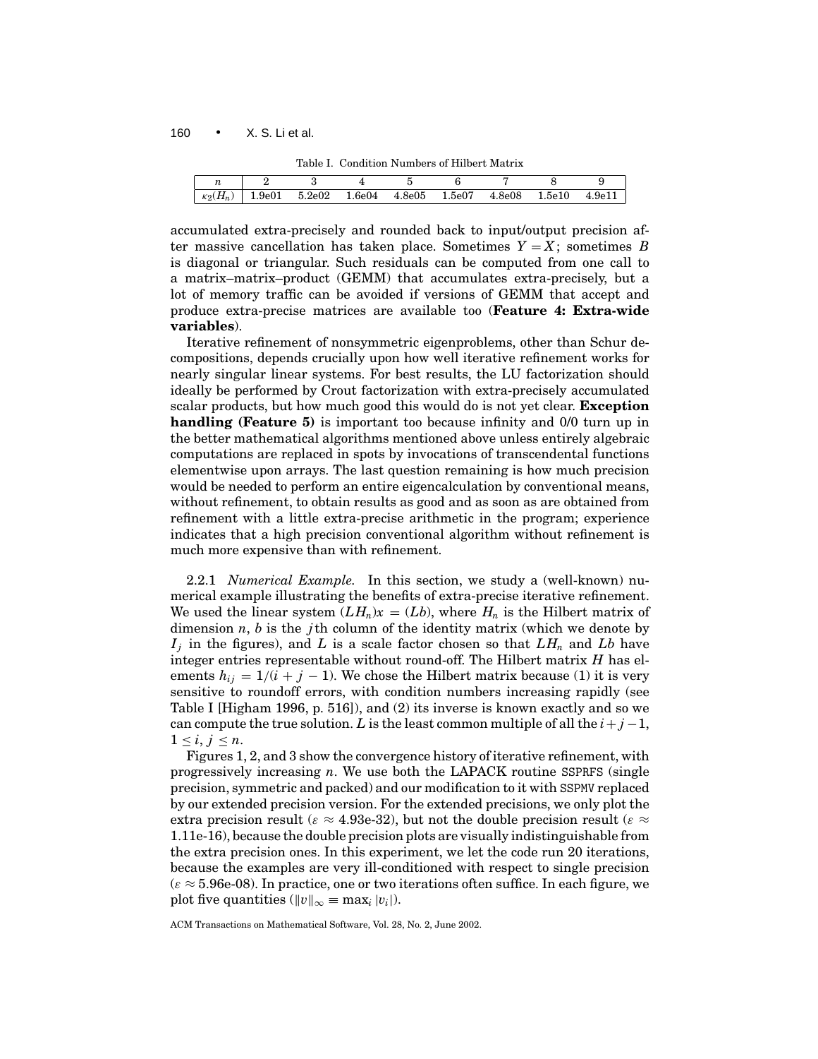Table I. Condition Numbers of Hilbert Matrix

| $n$ | 2 | 3 | 4 | 5 | 6 | 7 | 8 | 9 |
|---|---|---|---|---|---|---|---|---|
| $\kappa_2(H_n)$ | 1.9e01 | 5.2e02 | 1.6e04 | 4.8e05 | 1.5e07 | 4.8e08 | 1.5e10 | 4.9e11 |

accumulated extra-precisely and rounded back to input/output precision after massive cancellation has taken place. Sometimes $Y = X$; sometimes $B$ is diagonal or triangular. Such residuals can be computed from one call to a matrix–matrix–product (GEMM) that accumulates extra-precisely, but a lot of memory traffic can be avoided if versions of GEMM that accept and produce extra-precise matrices are available too (**Feature 4: Extra-wide variables**).

Iterative refinement of nonsymmetric eigenproblems, other than Schur decompositions, depends crucially upon how well iterative refinement works for nearly singular linear systems. For best results, the LU factorization should ideally be performed by Crout factorization with extra-precisely accumulated scalar products, but how much good this would do is not yet clear. **Exception handling (Feature 5)** is important too because infinity and 0/0 turn up in the better mathematical algorithms mentioned above unless entirely algebraic computations are replaced in spots by invocations of transcendental functions elementwise upon arrays. The last question remaining is how much precision would be needed to perform an entire eigencalculation by conventional means, without refinement, to obtain results as good and as soon as are obtained from refinement with a little extra-precise arithmetic in the program; experience indicates that a high precision conventional algorithm without refinement is much more expensive than with refinement.

2.2.1 *Numerical Example.* In this section, we study a (well-known) numerical example illustrating the benefits of extra-precise iterative refinement. We used the linear system $(LH_n)x = (Lb)$, where $H_n$ is the Hilbert matrix of dimension $n$, $b$ is the $j$th column of the identity matrix (which we denote by $I_j$ in the figures), and $L$ is a scale factor chosen so that $LH_n$ and $Lb$ have integer entries representable without round-off. The Hilbert matrix $H$ has elements $h_{ij} = 1/(i + j - 1)$. We chose the Hilbert matrix because (1) it is very sensitive to roundoff errors, with condition numbers increasing rapidly (see Table I [Higham 1996, p. 516]), and (2) its inverse is known exactly and so we can compute the true solution. $L$ is the least common multiple of all the $i+j-1$, $1 \leq i, j \leq n$.

Figures 1, 2, and 3 show the convergence history of iterative refinement, with progressively increasing $n$. We use both the LAPACK routine SSPRFS (single precision, symmetric and packed) and our modification to it with SSPMV replaced by our extended precision version. For the extended precisions, we only plot the extra precision result ($\varepsilon \approx 4.93\text{e-}32$), but not the double precision result ($\varepsilon \approx 1.11\text{e-}16$), because the double precision plots are visually indistinguishable from the extra precision ones. In this experiment, we let the code run 20 iterations, because the examples are very ill-conditioned with respect to single precision ($\varepsilon \approx 5.96\text{e-}08$). In practice, one or two iterations often suffice. In each figure, we plot five quantities ($\|v\|_\infty \equiv \max_i |v_i|$).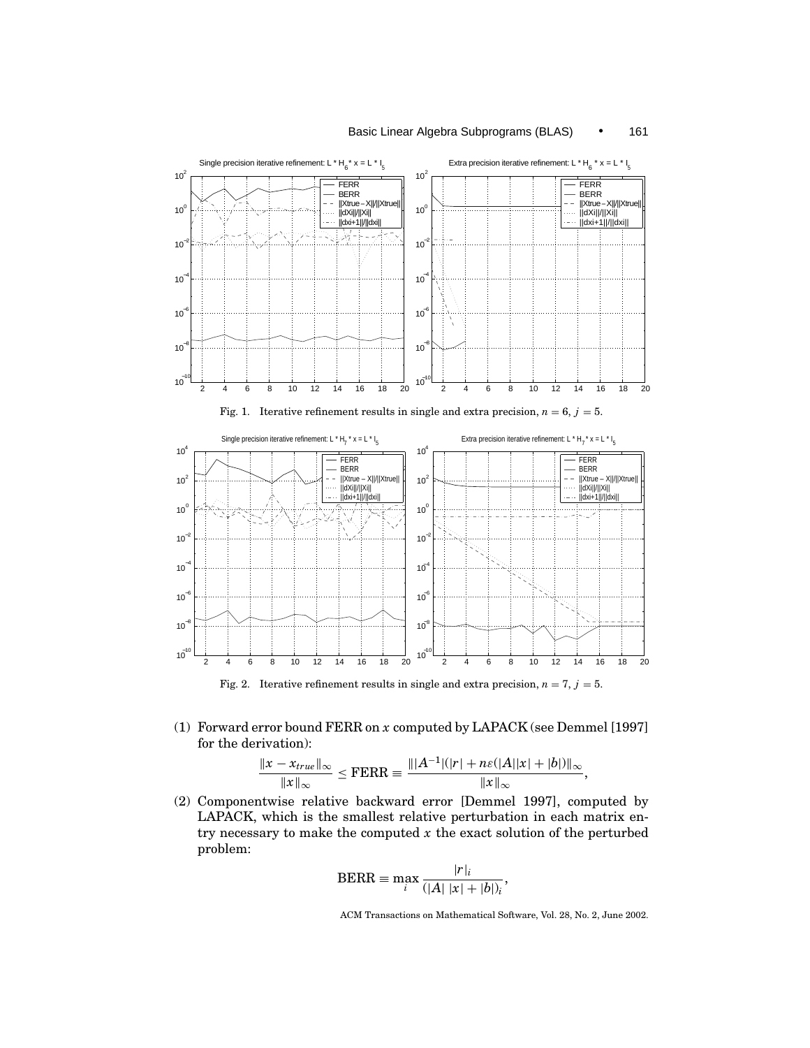Single precision iterative refinement: L * H$_6$ * x = L * I$_5$

Extra precision iterative refinement: L * H$_6$ * x = L * I$_5$

FERR
BERR
||Xtrue – X||/||Xtrue||
||dXi||/||Xi||
||dxi+1||/||dxi||

Fig. 1. Iterative refinement results in single and extra precision, $n = 6$, $j = 5$.

Single precision iterative refinement: L * H$_7$ * x = L * I$_5$

Extra precision iterative refinement: L * H$_7$ * x = L * I$_5$

FERR
BERR
||Xtrue – X||/||Xtrue||
||dXi||/||Xi||
||dxi+1||/||dxi||

Fig. 2. Iterative refinement results in single and extra precision, $n = 7$, $j = 5$.

(1) Forward error bound FERR on $x$ computed by LAPACK (see Demmel [1997] for the derivation):

$$\frac{\|x - x_{true}\|_\infty}{\|x\|_\infty} \leq \text{FERR} \equiv \frac{\| |A^{-1}|(|r| + n\varepsilon(|A||x| + |b|)\|_\infty}{\|x\|_\infty},$$

(2) Componentwise relative backward error [Demmel 1997], computed by LAPACK, which is the smallest relative perturbation in each matrix entry necessary to make the computed $x$ the exact solution of the perturbed problem:

$$\text{BERR} \equiv \max_i \frac{|r|_i}{(|A|\ |x| + |b|)_i},$$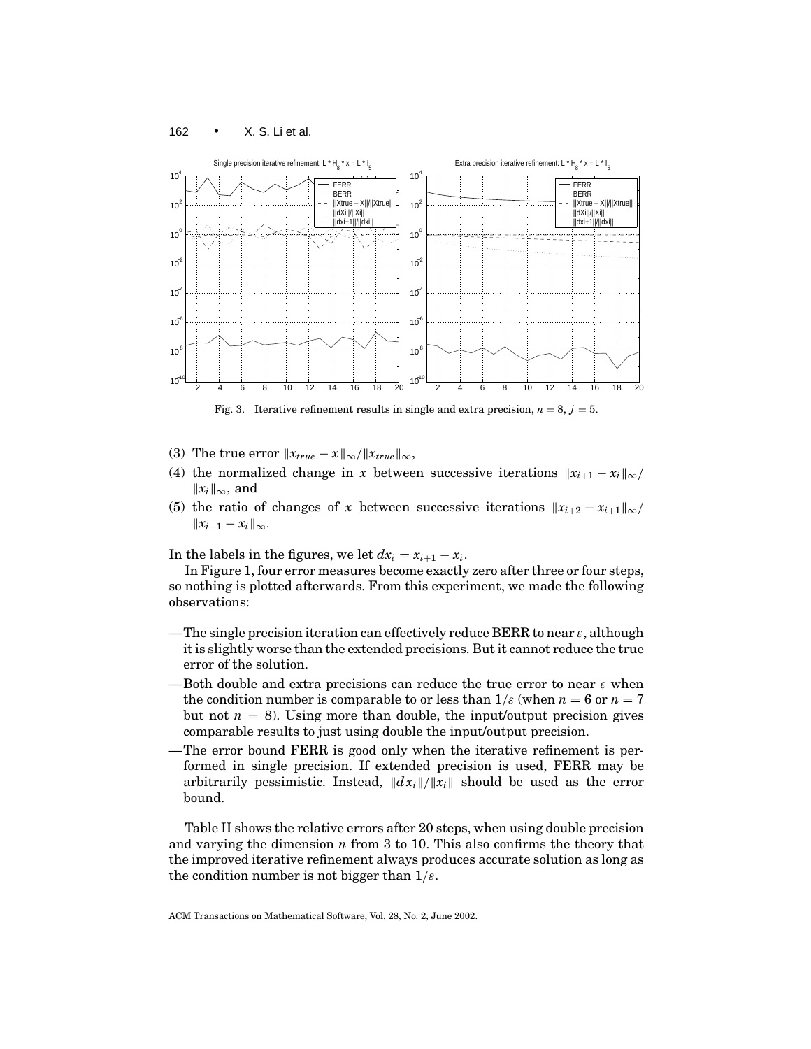Fig. 3. Iterative refinement results in single and extra precision, $n = 8$, $j = 5$.

(3) The true error $\|x_{true} - x\|_\infty / \|x_{true}\|_\infty$,

(4) the normalized change in $x$ between successive iterations $\|x_{i+1} - x_i\|_\infty / \|x_i\|_\infty$, and

(5) the ratio of changes of $x$ between successive iterations $\|x_{i+2} - x_{i+1}\|_\infty / \|x_{i+1} - x_i\|_\infty$.

In the labels in the figures, we let $dx_i = x_{i+1} - x_i$.

In Figure 1, four error measures become exactly zero after three or four steps, so nothing is plotted afterwards. From this experiment, we made the following observations:

- The single precision iteration can effectively reduce BERR to near $\varepsilon$, although it is slightly worse than the extended precisions. But it cannot reduce the true error of the solution.
- Both double and extra precisions can reduce the true error to near $\varepsilon$ when the condition number is comparable to or less than $1/\varepsilon$ (when $n = 6$ or $n = 7$ but not $n = 8$). Using more than double, the input/output precision gives comparable results to just using double the input/output precision.
- The error bound FERR is good only when the iterative refinement is performed in single precision. If extended precision is used, FERR may be arbitrarily pessimistic. Instead, $\|dx_i\|/\|x_i\|$ should be used as the error bound.

Table II shows the relative errors after 20 steps, when using double precision and varying the dimension $n$ from 3 to 10. This also confirms the theory that the improved iterative refinement always produces accurate solution as long as the condition number is not bigger than $1/\varepsilon$.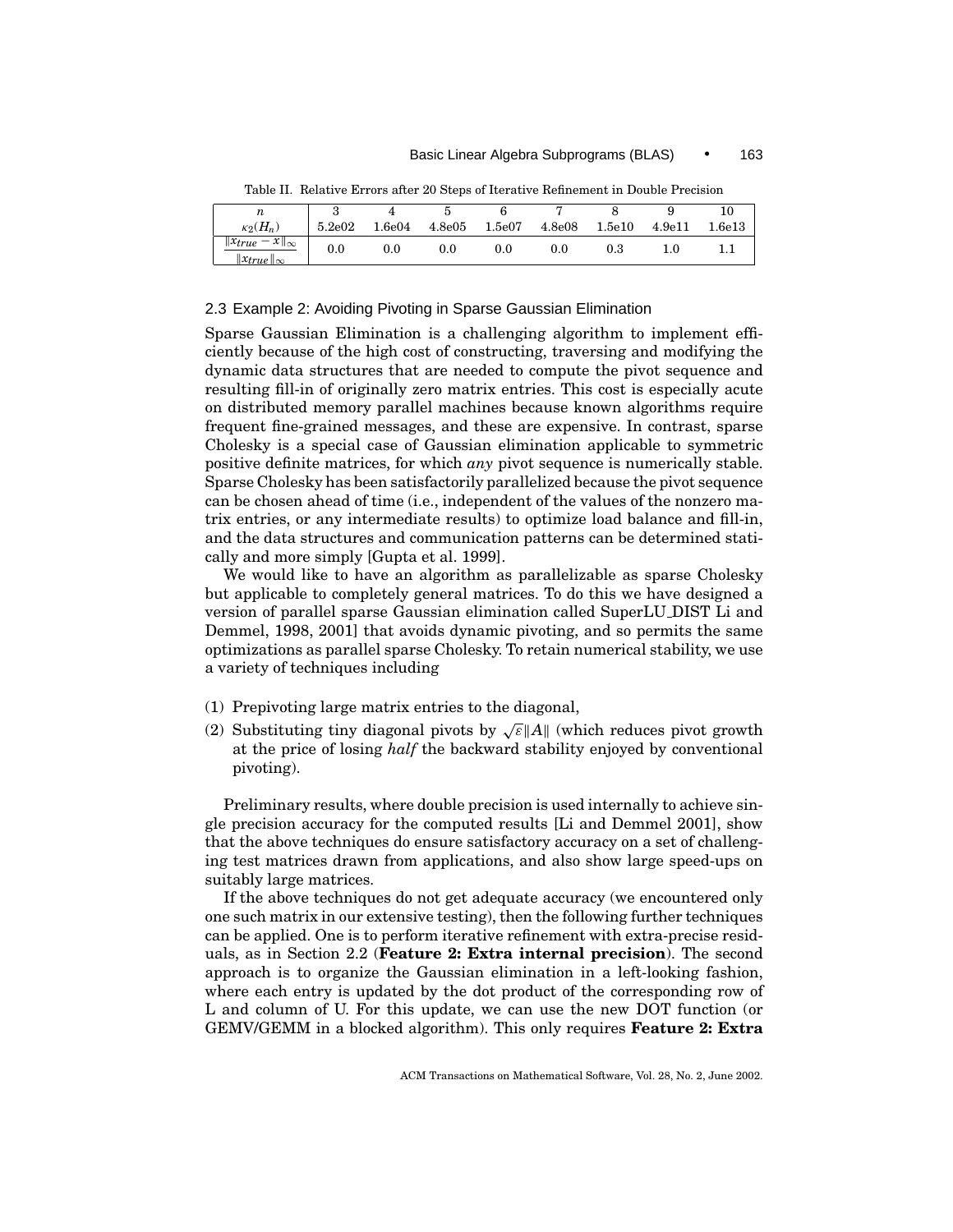Table II. Relative Errors after 20 Steps of Iterative Refinement in Double Precision

| $n$ | 3 | 4 | 5 | 6 | 7 | 8 | 9 | 10 |
|---|---|---|---|---|---|---|---|---|
| $\kappa_2(H_n)$ | 5.2e02 | 1.6e04 | 4.8e05 | 1.5e07 | 4.8e08 | 1.5e10 | 4.9e11 | 1.6e13 |
| $\frac{\|x_{true} - x\|_\infty}{\|x_{true}\|_\infty}$ | 0.0 | 0.0 | 0.0 | 0.0 | 0.0 | 0.3 | 1.0 | 1.1 |

### 2.3 Example 2: Avoiding Pivoting in Sparse Gaussian Elimination

Sparse Gaussian Elimination is a challenging algorithm to implement efficiently because of the high cost of constructing, traversing and modifying the dynamic data structures that are needed to compute the pivot sequence and resulting fill-in of originally zero matrix entries. This cost is especially acute on distributed memory parallel machines because known algorithms require frequent fine-grained messages, and these are expensive. In contrast, sparse Cholesky is a special case of Gaussian elimination applicable to symmetric positive definite matrices, for which *any* pivot sequence is numerically stable. Sparse Cholesky has been satisfactorily parallelized because the pivot sequence can be chosen ahead of time (i.e., independent of the values of the nonzero matrix entries, or any intermediate results) to optimize load balance and fill-in, and the data structures and communication patterns can be determined statically and more simply [Gupta et al. 1999].

We would like to have an algorithm as parallelizable as sparse Cholesky but applicable to completely general matrices. To do this we have designed a version of parallel sparse Gaussian elimination called SuperLU_DIST Li and Demmel, 1998, 2001] that avoids dynamic pivoting, and so permits the same optimizations as parallel sparse Cholesky. To retain numerical stability, we use a variety of techniques including

(1) Prepivoting large matrix entries to the diagonal,
(2) Substituting tiny diagonal pivots by $\sqrt{\varepsilon}\|A\|$ (which reduces pivot growth at the price of losing *half* the backward stability enjoyed by conventional pivoting).

Preliminary results, where double precision is used internally to achieve single precision accuracy for the computed results [Li and Demmel 2001], show that the above techniques do ensure satisfactory accuracy on a set of challenging test matrices drawn from applications, and also show large speed-ups on suitably large matrices.

If the above techniques do not get adequate accuracy (we encountered only one such matrix in our extensive testing), then the following further techniques can be applied. One is to perform iterative refinement with extra-precise residuals, as in Section 2.2 (**Feature 2: Extra internal precision**). The second approach is to organize the Gaussian elimination in a left-looking fashion, where each entry is updated by the dot product of the corresponding row of L and column of U. For this update, we can use the new DOT function (or GEMV/GEMM in a blocked algorithm). This only requires **Feature 2: Extra**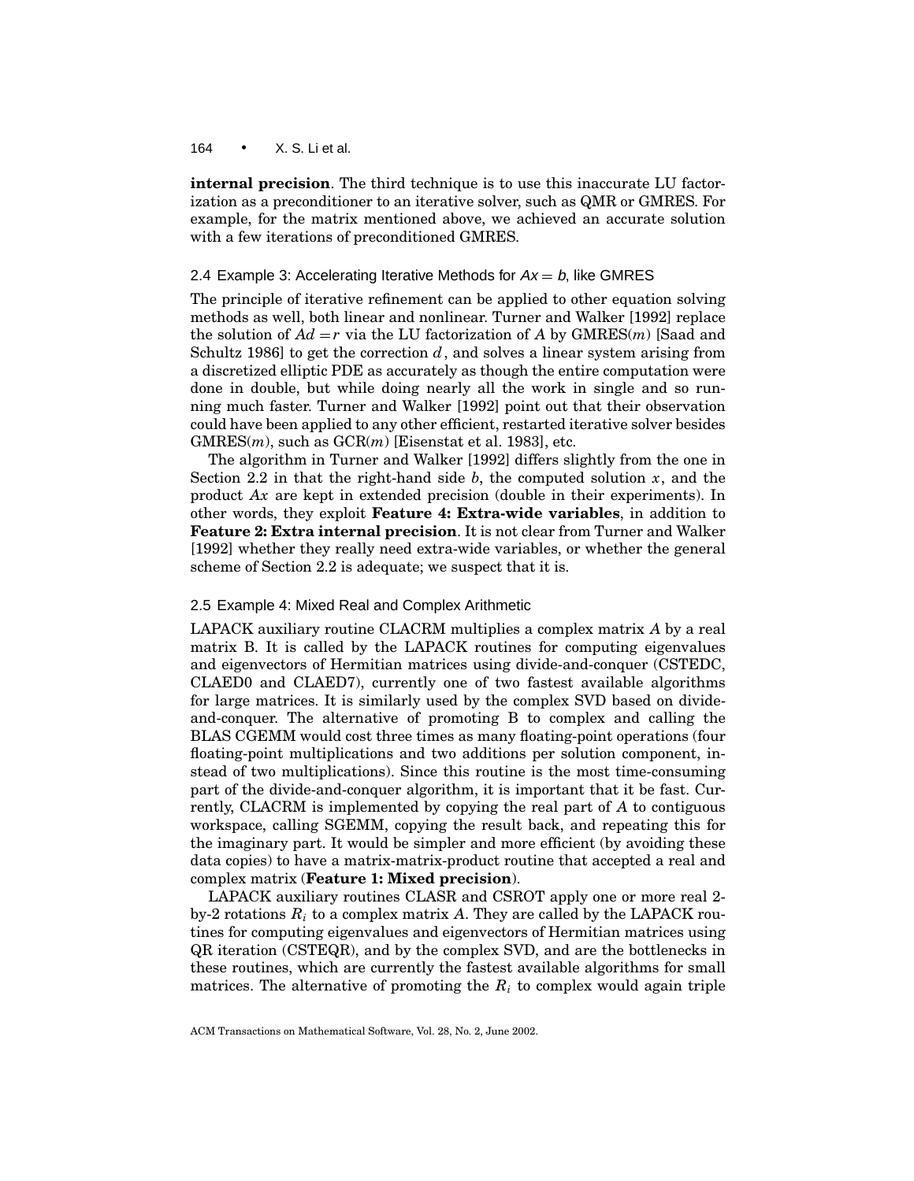**internal precision**. The third technique is to use this inaccurate LU factorization as a preconditioner to an iterative solver, such as QMR or GMRES. For example, for the matrix mentioned above, we achieved an accurate solution with a few iterations of preconditioned GMRES.

### 2.4 Example 3: Accelerating Iterative Methods for $Ax = b$, like GMRES

The principle of iterative refinement can be applied to other equation solving methods as well, both linear and nonlinear. Turner and Walker [1992] replace the solution of $Ad = r$ via the LU factorization of $A$ by GMRES($m$) [Saad and Schultz 1986] to get the correction $d$, and solves a linear system arising from a discretized elliptic PDE as accurately as though the entire computation were done in double, but while doing nearly all the work in single and so running much faster. Turner and Walker [1992] point out that their observation could have been applied to any other efficient, restarted iterative solver besides GMRES($m$), such as GCR($m$) [Eisenstat et al. 1983], etc.

The algorithm in Turner and Walker [1992] differs slightly from the one in Section 2.2 in that the right-hand side $b$, the computed solution $x$, and the product $Ax$ are kept in extended precision (double in their experiments). In other words, they exploit **Feature 4: Extra-wide variables**, in addition to **Feature 2: Extra internal precision**. It is not clear from Turner and Walker [1992] whether they really need extra-wide variables, or whether the general scheme of Section 2.2 is adequate; we suspect that it is.

### 2.5 Example 4: Mixed Real and Complex Arithmetic

LAPACK auxiliary routine CLACRM multiplies a complex matrix $A$ by a real matrix B. It is called by the LAPACK routines for computing eigenvalues and eigenvectors of Hermitian matrices using divide-and-conquer (CSTEDC, CLAED0 and CLAED7), currently one of two fastest available algorithms for large matrices. It is similarly used by the complex SVD based on divide-and-conquer. The alternative of promoting B to complex and calling the BLAS CGEMM would cost three times as many floating-point operations (four floating-point multiplications and two additions per solution component, instead of two multiplications). Since this routine is the most time-consuming part of the divide-and-conquer algorithm, it is important that it be fast. Currently, CLACRM is implemented by copying the real part of $A$ to contiguous workspace, calling SGEMM, copying the result back, and repeating this for the imaginary part. It would be simpler and more efficient (by avoiding these data copies) to have a matrix-matrix-product routine that accepted a real and complex matrix (**Feature 1: Mixed precision**).

LAPACK auxiliary routines CLASR and CSROT apply one or more real 2-by-2 rotations $R_i$ to a complex matrix $A$. They are called by the LAPACK routines for computing eigenvalues and eigenvectors of Hermitian matrices using QR iteration (CSTEQR), and by the complex SVD, and are the bottlenecks in these routines, which are currently the fastest available algorithms for small matrices. The alternative of promoting the $R_i$ to complex would again triple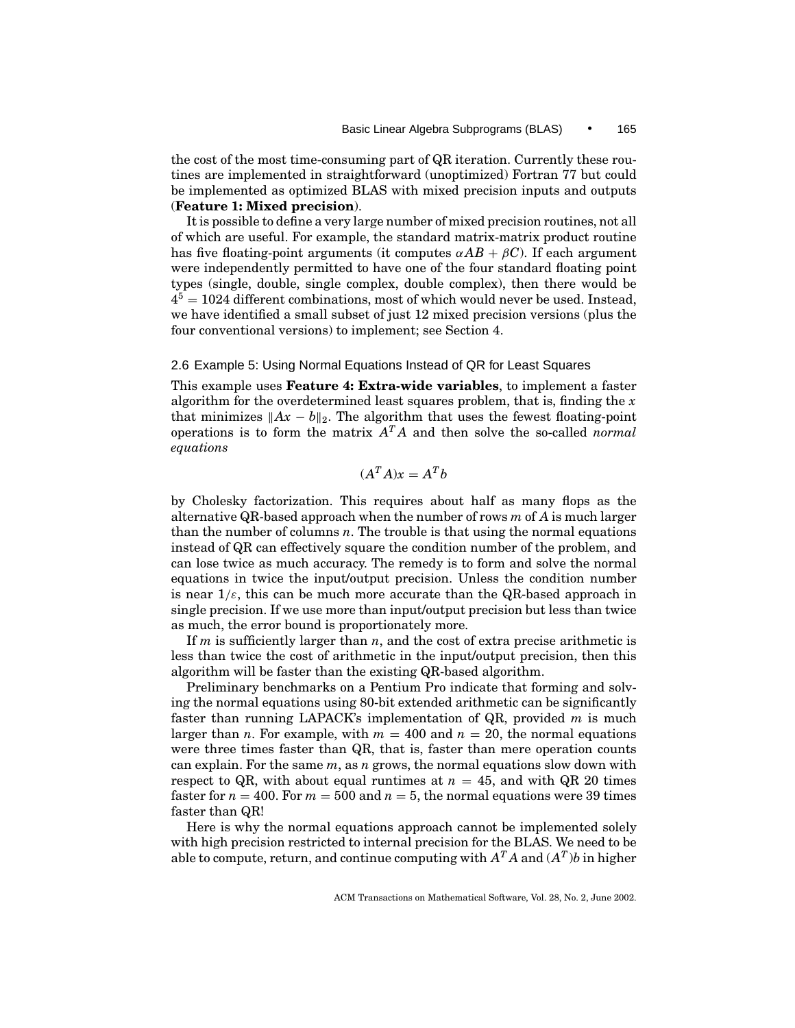the cost of the most time-consuming part of QR iteration. Currently these routines are implemented in straightforward (unoptimized) Fortran 77 but could be implemented as optimized BLAS with mixed precision inputs and outputs (**Feature 1: Mixed precision**).

It is possible to define a very large number of mixed precision routines, not all of which are useful. For example, the standard matrix-matrix product routine has five floating-point arguments (it computes $\alpha AB + \beta C$). If each argument were independently permitted to have one of the four standard floating point types (single, double, single complex, double complex), then there would be $4^5 = 1024$ different combinations, most of which would never be used. Instead, we have identified a small subset of just 12 mixed precision versions (plus the four conventional versions) to implement; see Section 4.

### 2.6 Example 5: Using Normal Equations Instead of QR for Least Squares

This example uses **Feature 4: Extra-wide variables**, to implement a faster algorithm for the overdetermined least squares problem, that is, finding the $x$ that minimizes $\|Ax - b\|_2$. The algorithm that uses the fewest floating-point operations is to form the matrix $A^T A$ and then solve the so-called *normal equations*

$$(A^T A)x = A^T b$$

by Cholesky factorization. This requires about half as many flops as the alternative QR-based approach when the number of rows $m$ of $A$ is much larger than the number of columns $n$. The trouble is that using the normal equations instead of QR can effectively square the condition number of the problem, and can lose twice as much accuracy. The remedy is to form and solve the normal equations in twice the input/output precision. Unless the condition number is near $1/\varepsilon$, this can be much more accurate than the QR-based approach in single precision. If we use more than input/output precision but less than twice as much, the error bound is proportionately more.

If $m$ is sufficiently larger than $n$, and the cost of extra precise arithmetic is less than twice the cost of arithmetic in the input/output precision, then this algorithm will be faster than the existing QR-based algorithm.

Preliminary benchmarks on a Pentium Pro indicate that forming and solving the normal equations using 80-bit extended arithmetic can be significantly faster than running LAPACK's implementation of QR, provided $m$ is much larger than $n$. For example, with $m = 400$ and $n = 20$, the normal equations were three times faster than QR, that is, faster than mere operation counts can explain. For the same $m$, as $n$ grows, the normal equations slow down with respect to QR, with about equal runtimes at $n = 45$, and with QR 20 times faster for $n = 400$. For $m = 500$ and $n = 5$, the normal equations were 39 times faster than QR!

Here is why the normal equations approach cannot be implemented solely with high precision restricted to internal precision for the BLAS. We need to be able to compute, return, and continue computing with $A^T A$ and $(A^T)b$ in higher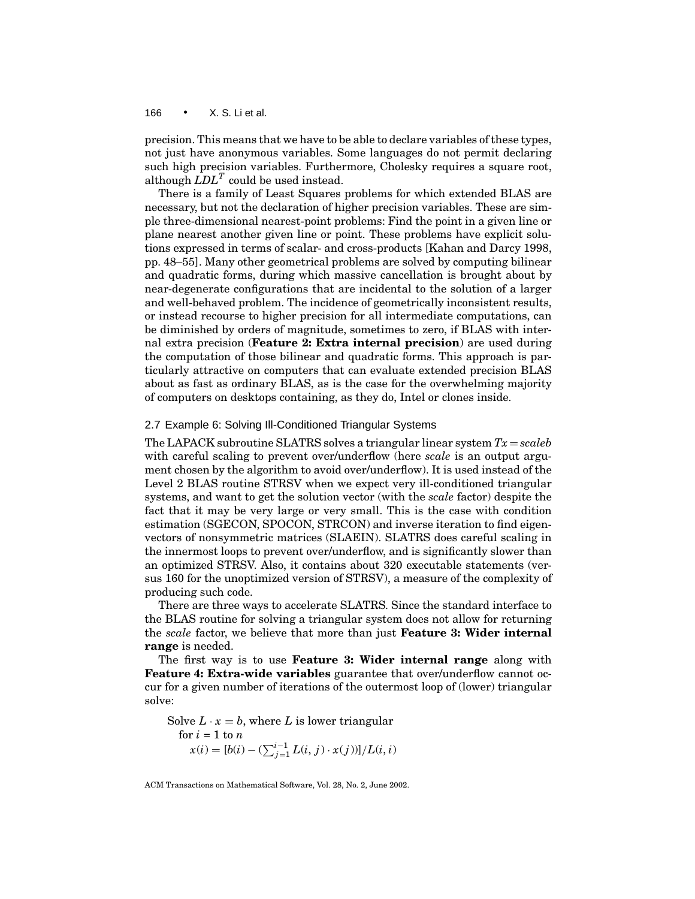precision. This means that we have to be able to declare variables of these types, not just have anonymous variables. Some languages do not permit declaring such high precision variables. Furthermore, Cholesky requires a square root, although $LDL^T$ could be used instead.

There is a family of Least Squares problems for which extended BLAS are necessary, but not the declaration of higher precision variables. These are simple three-dimensional nearest-point problems: Find the point in a given line or plane nearest another given line or point. These problems have explicit solutions expressed in terms of scalar- and cross-products [Kahan and Darcy 1998, pp. 48–55]. Many other geometrical problems are solved by computing bilinear and quadratic forms, during which massive cancellation is brought about by near-degenerate configurations that are incidental to the solution of a larger and well-behaved problem. The incidence of geometrically inconsistent results, or instead recourse to higher precision for all intermediate computations, can be diminished by orders of magnitude, sometimes to zero, if BLAS with internal extra precision (**Feature 2: Extra internal precision**) are used during the computation of those bilinear and quadratic forms. This approach is particularly attractive on computers that can evaluate extended precision BLAS about as fast as ordinary BLAS, as is the case for the overwhelming majority of computers on desktops containing, as they do, Intel or clones inside.

### 2.7 Example 6: Solving Ill-Conditioned Triangular Systems

The LAPACK subroutine SLATRS solves a triangular linear system $Tx = scale b$ with careful scaling to prevent over/underflow (here *scale* is an output argument chosen by the algorithm to avoid over/underflow). It is used instead of the Level 2 BLAS routine STRSV when we expect very ill-conditioned triangular systems, and want to get the solution vector (with the *scale* factor) despite the fact that it may be very large or very small. This is the case with condition estimation (SGECON, SPOCON, STRCON) and inverse iteration to find eigenvectors of nonsymmetric matrices (SLAEIN). SLATRS does careful scaling in the innermost loops to prevent over/underflow, and is significantly slower than an optimized STRSV. Also, it contains about 320 executable statements (versus 160 for the unoptimized version of STRSV), a measure of the complexity of producing such code.

There are three ways to accelerate SLATRS. Since the standard interface to the BLAS routine for solving a triangular system does not allow for returning the *scale* factor, we believe that more than just **Feature 3: Wider internal range** is needed.

The first way is to use **Feature 3: Wider internal range** along with **Feature 4: Extra-wide variables** guarantee that over/underflow cannot occur for a given number of iterations of the outermost loop of (lower) triangular solve:

Solve $L \cdot x = b$, where $L$ is lower triangular
  for $i = 1$ to $n$
    $x(i) = [b(i) - (\sum_{j=1}^{i-1} L(i, j) \cdot x(j))]/L(i, i)$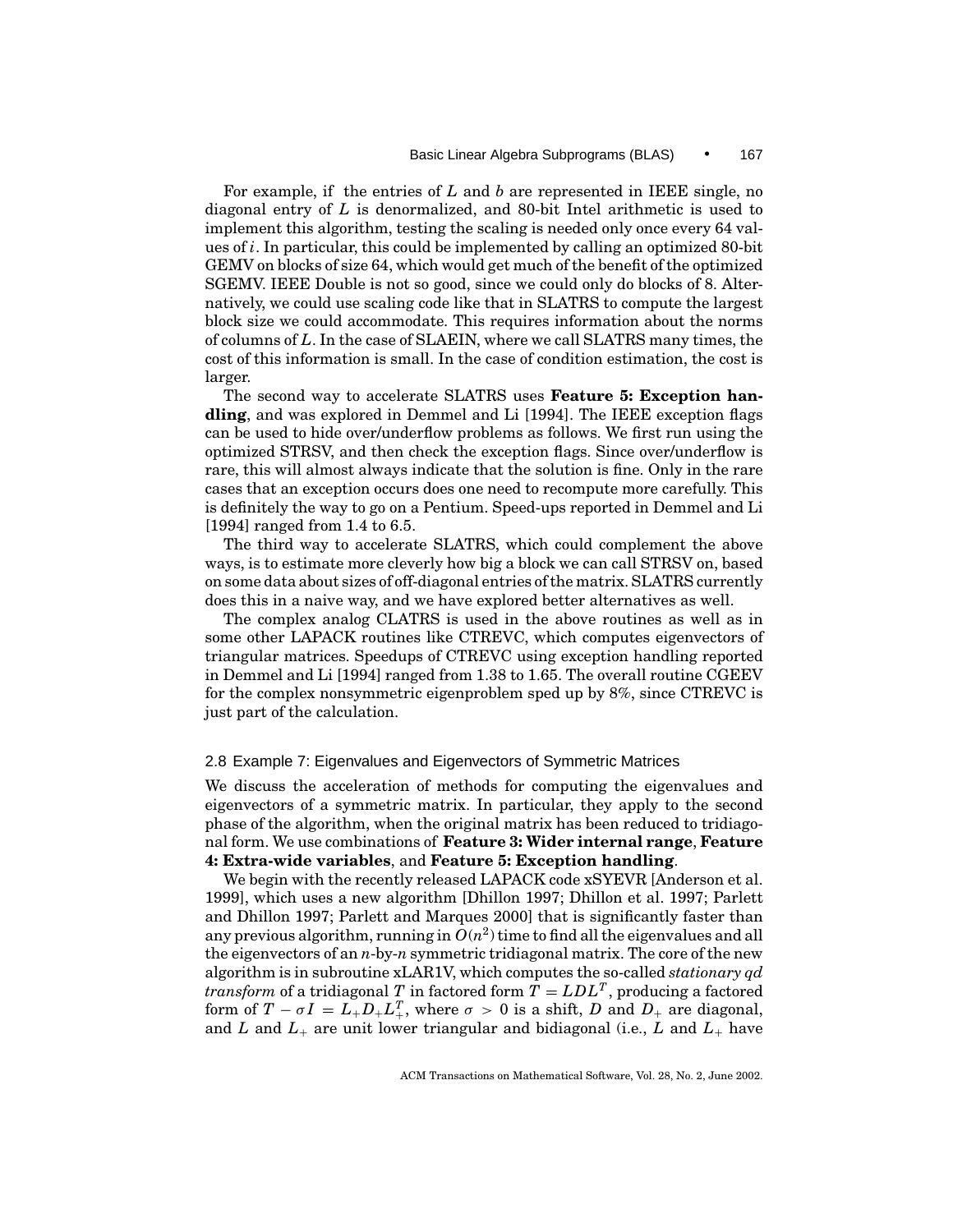For example, if the entries of $L$ and $b$ are represented in IEEE single, no diagonal entry of $L$ is denormalized, and 80-bit Intel arithmetic is used to implement this algorithm, testing the scaling is needed only once every 64 values of $i$. In particular, this could be implemented by calling an optimized 80-bit GEMV on blocks of size 64, which would get much of the benefit of the optimized SGEMV. IEEE Double is not so good, since we could only do blocks of 8. Alternatively, we could use scaling code like that in SLATRS to compute the largest block size we could accommodate. This requires information about the norms of columns of $L$. In the case of SLAEIN, where we call SLATRS many times, the cost of this information is small. In the case of condition estimation, the cost is larger.

The second way to accelerate SLATRS uses **Feature 5: Exception handling**, and was explored in Demmel and Li [1994]. The IEEE exception flags can be used to hide over/underflow problems as follows. We first run using the optimized STRSV, and then check the exception flags. Since over/underflow is rare, this will almost always indicate that the solution is fine. Only in the rare cases that an exception occurs does one need to recompute more carefully. This is definitely the way to go on a Pentium. Speed-ups reported in Demmel and Li [1994] ranged from 1.4 to 6.5.

The third way to accelerate SLATRS, which could complement the above ways, is to estimate more cleverly how big a block we can call STRSV on, based on some data about sizes of off-diagonal entries of the matrix. SLATRS currently does this in a naive way, and we have explored better alternatives as well.

The complex analog CLATRS is used in the above routines as well as in some other LAPACK routines like CTREVC, which computes eigenvectors of triangular matrices. Speedups of CTREVC using exception handling reported in Demmel and Li [1994] ranged from 1.38 to 1.65. The overall routine CGEEV for the complex nonsymmetric eigenproblem sped up by 8%, since CTREVC is just part of the calculation.

## 2.8 Example 7: Eigenvalues and Eigenvectors of Symmetric Matrices

We discuss the acceleration of methods for computing the eigenvalues and eigenvectors of a symmetric matrix. In particular, they apply to the second phase of the algorithm, when the original matrix has been reduced to tridiagonal form. We use combinations of **Feature 3: Wider internal range**, **Feature 4: Extra-wide variables**, and **Feature 5: Exception handling**.

We begin with the recently released LAPACK code xSYEVR [Anderson et al. 1999], which uses a new algorithm [Dhillon 1997; Dhillon et al. 1997; Parlett and Dhillon 1997; Parlett and Marques 2000] that is significantly faster than any previous algorithm, running in $O(n^2)$ time to find all the eigenvalues and all the eigenvectors of an $n$-by-$n$ symmetric tridiagonal matrix. The core of the new algorithm is in subroutine xLAR1V, which computes the so-called *stationary qd transform* of a tridiagonal $T$ in factored form $T = LDL^T$, producing a factored form of $T - \sigma I = L_+ D_+ L_+^T$, where $\sigma > 0$ is a shift, $D$ and $D_+$ are diagonal, and $L$ and $L_+$ are unit lower triangular and bidiagonal (i.e., $L$ and $L_+$ have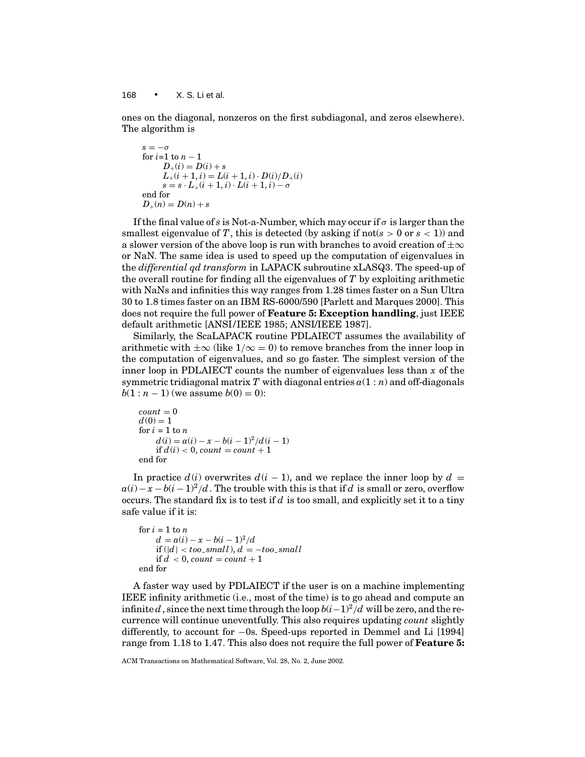ones on the diagonal, nonzeros on the first subdiagonal, and zeros elsewhere). The algorithm is

$$
\begin{array}{l}
s = -\sigma \\
\text{for } i\text{=1 to } n-1 \\
\quad D_+(i) = D(i) + s \\
\quad L_+(i+1, i) = L(i+1, i) \cdot D(i)/D_+(i) \\
\quad s = s \cdot L_+(i+1, i) \cdot L(i+1, i) - \sigma \\
\text{end for} \\
D_+(n) = D(n) + s
\end{array}
$$

If the final value of $s$ is Not-a-Number, which may occur if $\sigma$ is larger than the smallest eigenvalue of $T$, this is detected (by asking if not($s > 0$ or $s < 1$)) and a slower version of the above loop is run with branches to avoid creation of $\pm\infty$ or NaN. The same idea is used to speed up the computation of eigenvalues in the *differential qd transform* in LAPACK subroutine xLASQ3. The speed-up of the overall routine for finding all the eigenvalues of $T$ by exploiting arithmetic with NaNs and infinities this way ranges from 1.28 times faster on a Sun Ultra 30 to 1.8 times faster on an IBM RS-6000/590 [Parlett and Marques 2000]. This does not require the full power of **Feature 5: Exception handling**, just IEEE default arithmetic [ANSI/IEEE 1985; ANSI/IEEE 1987].

Similarly, the ScaLAPACK routine PDLAIECT assumes the availability of arithmetic with $\pm\infty$ (like $1/\infty = 0$) to remove branches from the inner loop in the computation of eigenvalues, and so go faster. The simplest version of the inner loop in PDLAIECT counts the number of eigenvalues less than $x$ of the symmetric tridiagonal matrix $T$ with diagonal entries $a(1:n)$ and off-diagonals $b(1:n-1)$ (we assume $b(0) = 0$):

$$
\begin{array}{l}
count = 0 \\
d(0) = 1 \\
\text{for } i = 1 \text{ to } n \\
\quad d(i) = a(i) - x - b(i-1)^2/d(i-1) \\
\quad \text{if } d(i) < 0, count = count + 1 \\
\text{end for}
\end{array}
$$

In practice $d(i)$ overwrites $d(i-1)$, and we replace the inner loop by $d = a(i) - x - b(i-1)^2/d$. The trouble with this is that if $d$ is small or zero, overflow occurs. The standard fix is to test if $d$ is too small, and explicitly set it to a tiny safe value if it is:

$$
\begin{array}{l}
\text{for } i = 1 \text{ to } n \\
\quad d = a(i) - x - b(i-1)^2/d \\
\quad \text{if } (|d| < too\_small), d = -too\_small \\
\quad \text{if } d < 0, count = count + 1 \\
\text{end for}
\end{array}
$$

A faster way used by PDLAIECT if the user is on a machine implementing IEEE infinity arithmetic (i.e., most of the time) is to go ahead and compute an infinite $d$, since the next time through the loop $b(i-1)^2/d$ will be zero, and the recurrence will continue uneventfully. This also requires updating *count* slightly differently, to account for $-0$s. Speed-ups reported in Demmel and Li [1994] range from 1.18 to 1.47. This also does not require the full power of **Feature 5:**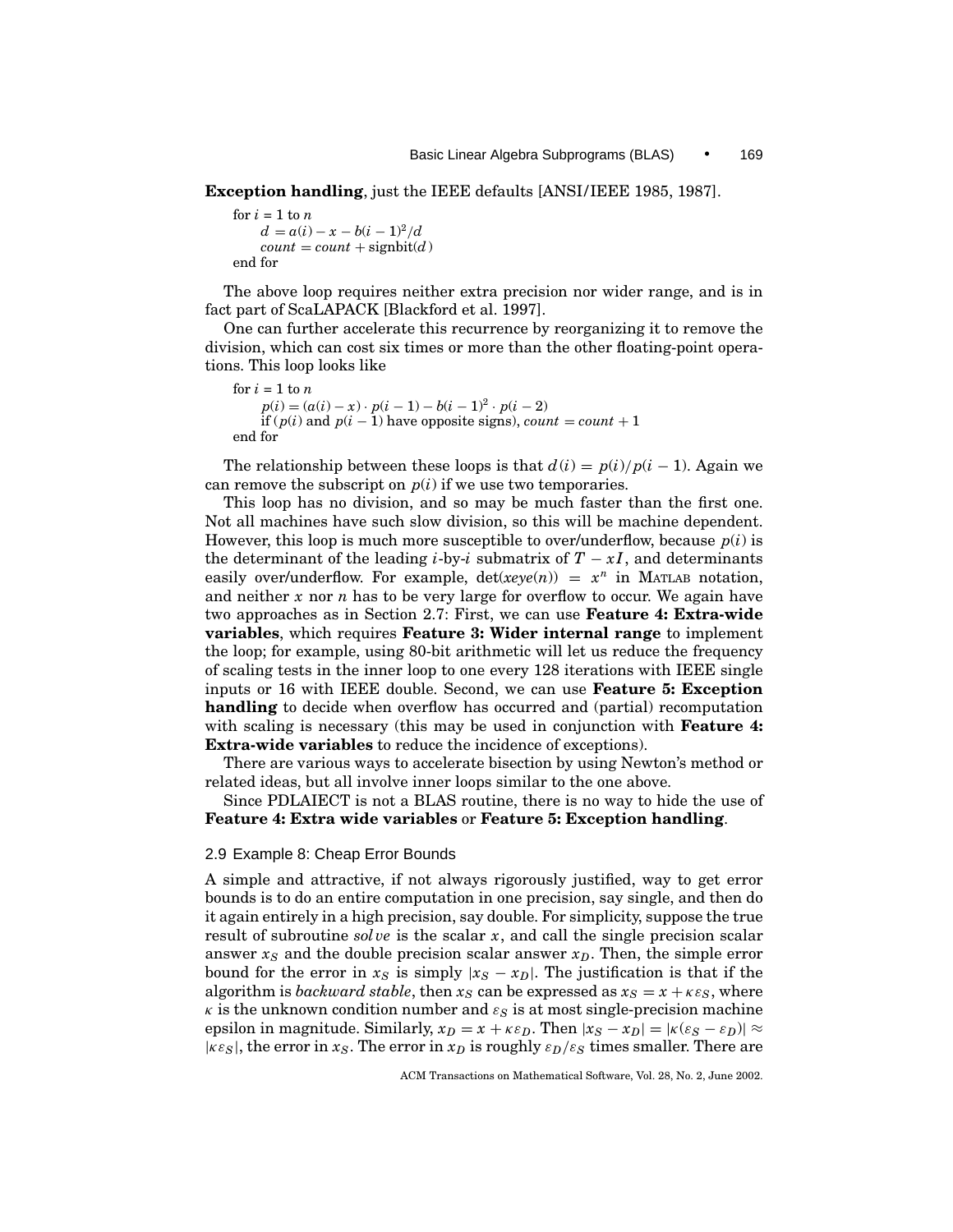**Exception handling**, just the IEEE defaults [ANSI/IEEE 1985, 1987].

```
for i = 1 to n
    d = a(i) − x − b(i − 1)^2/d
    count = count + signbit(d)
end for
```

The above loop requires neither extra precision nor wider range, and is in fact part of ScaLAPACK [Blackford et al. 1997].

One can further accelerate this recurrence by reorganizing it to remove the division, which can cost six times or more than the other floating-point operations. This loop looks like

```
for i = 1 to n
    p(i) = (a(i) − x) · p(i − 1) − b(i − 1)^2 · p(i − 2)
    if (p(i) and p(i − 1) have opposite signs), count = count + 1
end for
```

The relationship between these loops is that $d(i) = p(i)/p(i-1)$. Again we can remove the subscript on $p(i)$ if we use two temporaries.

This loop has no division, and so may be much faster than the first one. Not all machines have such slow division, so this will be machine dependent. However, this loop is much more susceptible to over/underflow, because $p(i)$ is the determinant of the leading $i$-by-$i$ submatrix of $T - xI$, and determinants easily over/underflow. For example, $\det(xeye(n)) = x^n$ in MATLAB notation, and neither $x$ nor $n$ has to be very large for overflow to occur. We again have two approaches as in Section 2.7: First, we can use **Feature 4: Extra-wide variables**, which requires **Feature 3: Wider internal range** to implement the loop; for example, using 80-bit arithmetic will let us reduce the frequency of scaling tests in the inner loop to one every 128 iterations with IEEE single inputs or 16 with IEEE double. Second, we can use **Feature 5: Exception handling** to decide when overflow has occurred and (partial) recomputation with scaling is necessary (this may be used in conjunction with **Feature 4: Extra-wide variables** to reduce the incidence of exceptions).

There are various ways to accelerate bisection by using Newton's method or related ideas, but all involve inner loops similar to the one above.

Since PDLAIECT is not a BLAS routine, there is no way to hide the use of **Feature 4: Extra wide variables** or **Feature 5: Exception handling**.

### 2.9 Example 8: Cheap Error Bounds

A simple and attractive, if not always rigorously justified, way to get error bounds is to do an entire computation in one precision, say single, and then do it again entirely in a high precision, say double. For simplicity, suppose the true result of subroutine *solve* is the scalar $x$, and call the single precision scalar answer $x_S$ and the double precision scalar answer $x_D$. Then, the simple error bound for the error in $x_S$ is simply $|x_S - x_D|$. The justification is that if the algorithm is *backward stable*, then $x_S$ can be expressed as $x_S = x + \kappa\varepsilon_S$, where $\kappa$ is the unknown condition number and $\varepsilon_S$ is at most single-precision machine epsilon in magnitude. Similarly, $x_D = x + \kappa\varepsilon_D$. Then $|x_S - x_D| = |\kappa(\varepsilon_S - \varepsilon_D)| \approx |\kappa\varepsilon_S|$, the error in $x_S$. The error in $x_D$ is roughly $\varepsilon_D/\varepsilon_S$ times smaller. There are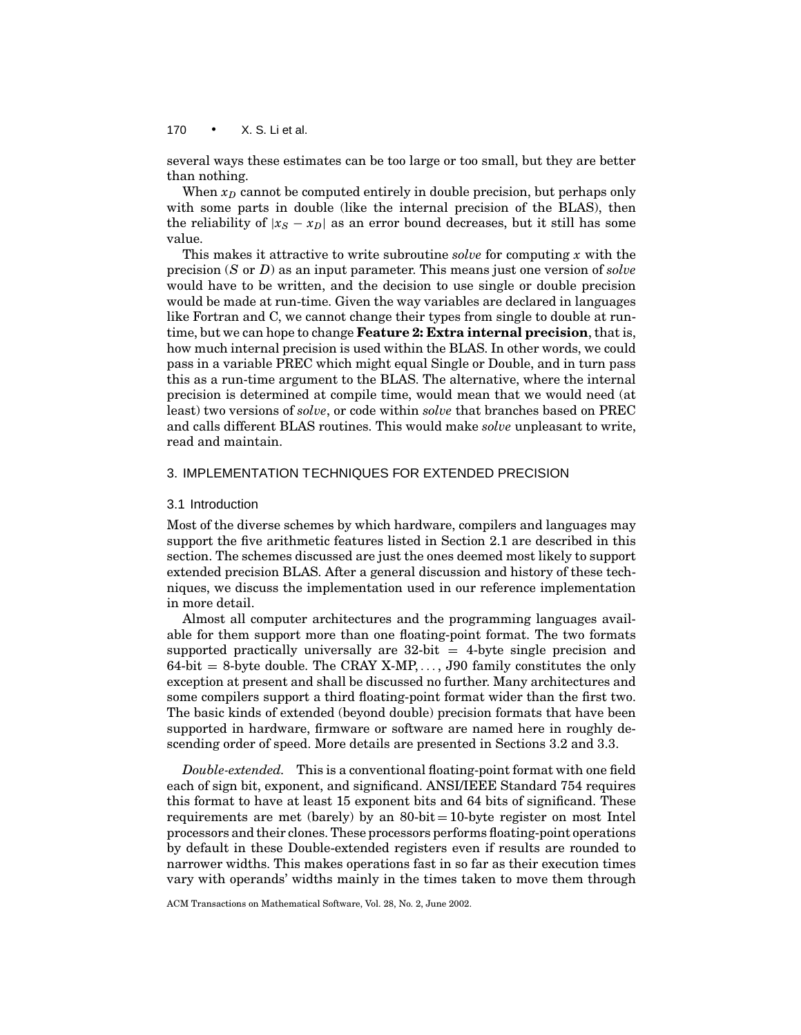several ways these estimates can be too large or too small, but they are better than nothing.

When $x_D$ cannot be computed entirely in double precision, but perhaps only with some parts in double (like the internal precision of the BLAS), then the reliability of $|x_S - x_D|$ as an error bound decreases, but it still has some value.

This makes it attractive to write subroutine *solve* for computing $x$ with the precision ($S$ or $D$) as an input parameter. This means just one version of *solve* would have to be written, and the decision to use single or double precision would be made at run-time. Given the way variables are declared in languages like Fortran and C, we cannot change their types from single to double at run-time, but we can hope to change **Feature 2: Extra internal precision**, that is, how much internal precision is used within the BLAS. In other words, we could pass in a variable PREC which might equal Single or Double, and in turn pass this as a run-time argument to the BLAS. The alternative, where the internal precision is determined at compile time, would mean that we would need (at least) two versions of *solve*, or code within *solve* that branches based on PREC and calls different BLAS routines. This would make *solve* unpleasant to write, read and maintain.

## 3. IMPLEMENTATION TECHNIQUES FOR EXTENDED PRECISION

### 3.1 Introduction

Most of the diverse schemes by which hardware, compilers and languages may support the five arithmetic features listed in Section 2.1 are described in this section. The schemes discussed are just the ones deemed most likely to support extended precision BLAS. After a general discussion and history of these techniques, we discuss the implementation used in our reference implementation in more detail.

Almost all computer architectures and the programming languages available for them support more than one floating-point format. The two formats supported practically universally are 32-bit = 4-byte single precision and 64-bit = 8-byte double. The CRAY X-MP, ..., J90 family constitutes the only exception at present and shall be discussed no further. Many architectures and some compilers support a third floating-point format wider than the first two. The basic kinds of extended (beyond double) precision formats that have been supported in hardware, firmware or software are named here in roughly descending order of speed. More details are presented in Sections 3.2 and 3.3.

*Double-extended.* This is a conventional floating-point format with one field each of sign bit, exponent, and significand. ANSI/IEEE Standard 754 requires this format to have at least 15 exponent bits and 64 bits of significand. These requirements are met (barely) by an 80-bit = 10-byte register on most Intel processors and their clones. These processors performs floating-point operations by default in these Double-extended registers even if results are rounded to narrower widths. This makes operations fast in so far as their execution times vary with operands' widths mainly in the times taken to move them through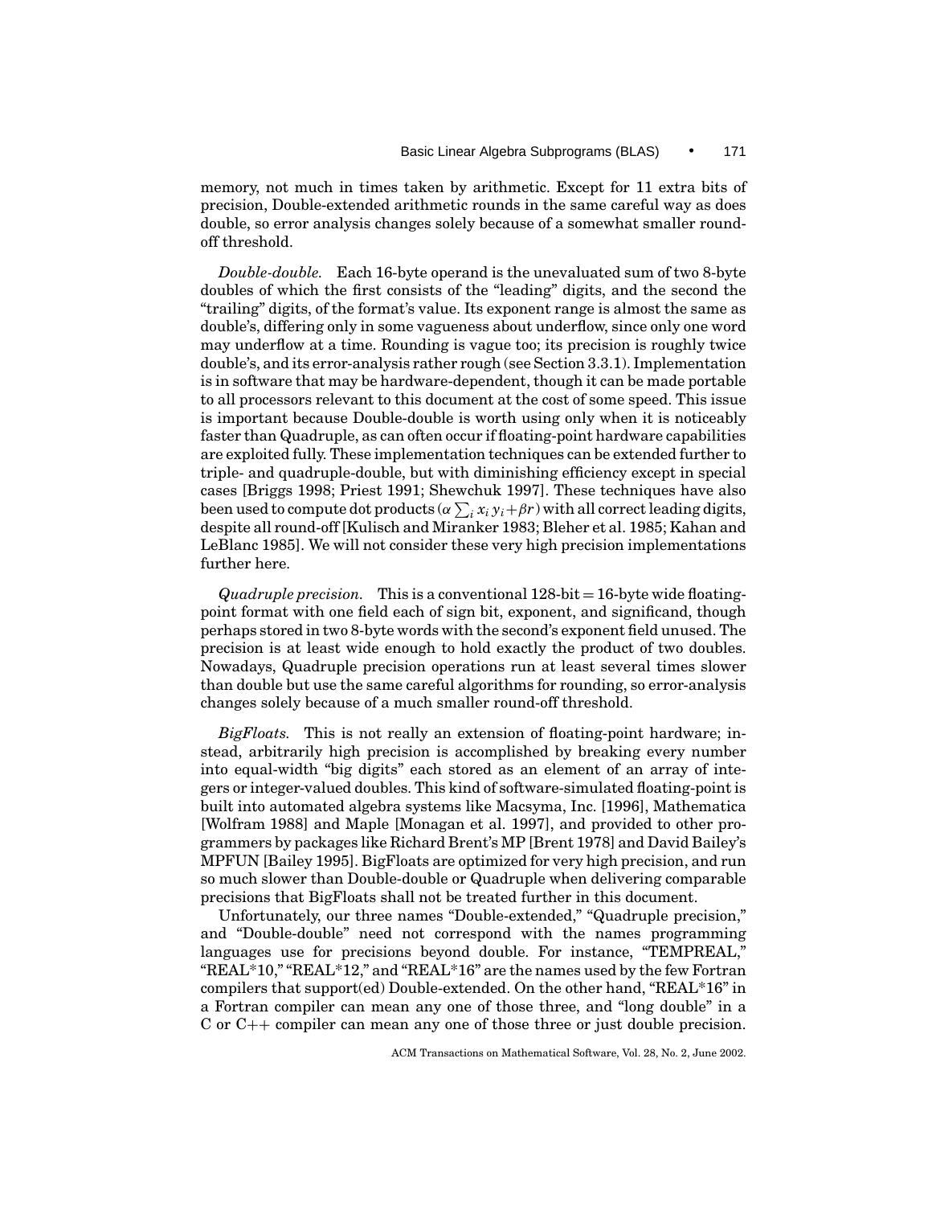memory, not much in times taken by arithmetic. Except for 11 extra bits of precision, Double-extended arithmetic rounds in the same careful way as does double, so error analysis changes solely because of a somewhat smaller round-off threshold.

*Double-double.* Each 16-byte operand is the unevaluated sum of two 8-byte doubles of which the first consists of the "leading" digits, and the second the "trailing" digits, of the format's value. Its exponent range is almost the same as double's, differing only in some vagueness about underflow, since only one word may underflow at a time. Rounding is vague too; its precision is roughly twice double's, and its error-analysis rather rough (see Section 3.3.1). Implementation is in software that may be hardware-dependent, though it can be made portable to all processors relevant to this document at the cost of some speed. This issue is important because Double-double is worth using only when it is noticeably faster than Quadruple, as can often occur if floating-point hardware capabilities are exploited fully. These implementation techniques can be extended further to triple- and quadruple-double, but with diminishing efficiency except in special cases [Briggs 1998; Priest 1991; Shewchuk 1997]. These techniques have also been used to compute dot products ($\alpha \sum_i x_i y_i + \beta r$) with all correct leading digits, despite all round-off [Kulisch and Miranker 1983; Bleher et al. 1985; Kahan and LeBlanc 1985]. We will not consider these very high precision implementations further here.

*Quadruple precision.* This is a conventional 128-bit = 16-byte wide floating-point format with one field each of sign bit, exponent, and significand, though perhaps stored in two 8-byte words with the second's exponent field unused. The precision is at least wide enough to hold exactly the product of two doubles. Nowadays, Quadruple precision operations run at least several times slower than double but use the same careful algorithms for rounding, so error-analysis changes solely because of a much smaller round-off threshold.

*BigFloats.* This is not really an extension of floating-point hardware; instead, arbitrarily high precision is accomplished by breaking every number into equal-width "big digits" each stored as an element of an array of integers or integer-valued doubles. This kind of software-simulated floating-point is built into automated algebra systems like Macsyma, Inc. [1996], Mathematica [Wolfram 1988] and Maple [Monagan et al. 1997], and provided to other programmers by packages like Richard Brent's MP [Brent 1978] and David Bailey's MPFUN [Bailey 1995]. BigFloats are optimized for very high precision, and run so much slower than Double-double or Quadruple when delivering comparable precisions that BigFloats shall not be treated further in this document.

Unfortunately, our three names "Double-extended," "Quadruple precision," and "Double-double" need not correspond with the names programming languages use for precisions beyond double. For instance, "TEMPREAL," "REAL*10," "REAL*12," and "REAL*16" are the names used by the few Fortran compilers that support(ed) Double-extended. On the other hand, "REAL*16" in a Fortran compiler can mean any one of those three, and "long double" in a C or C++ compiler can mean any one of those three or just double precision.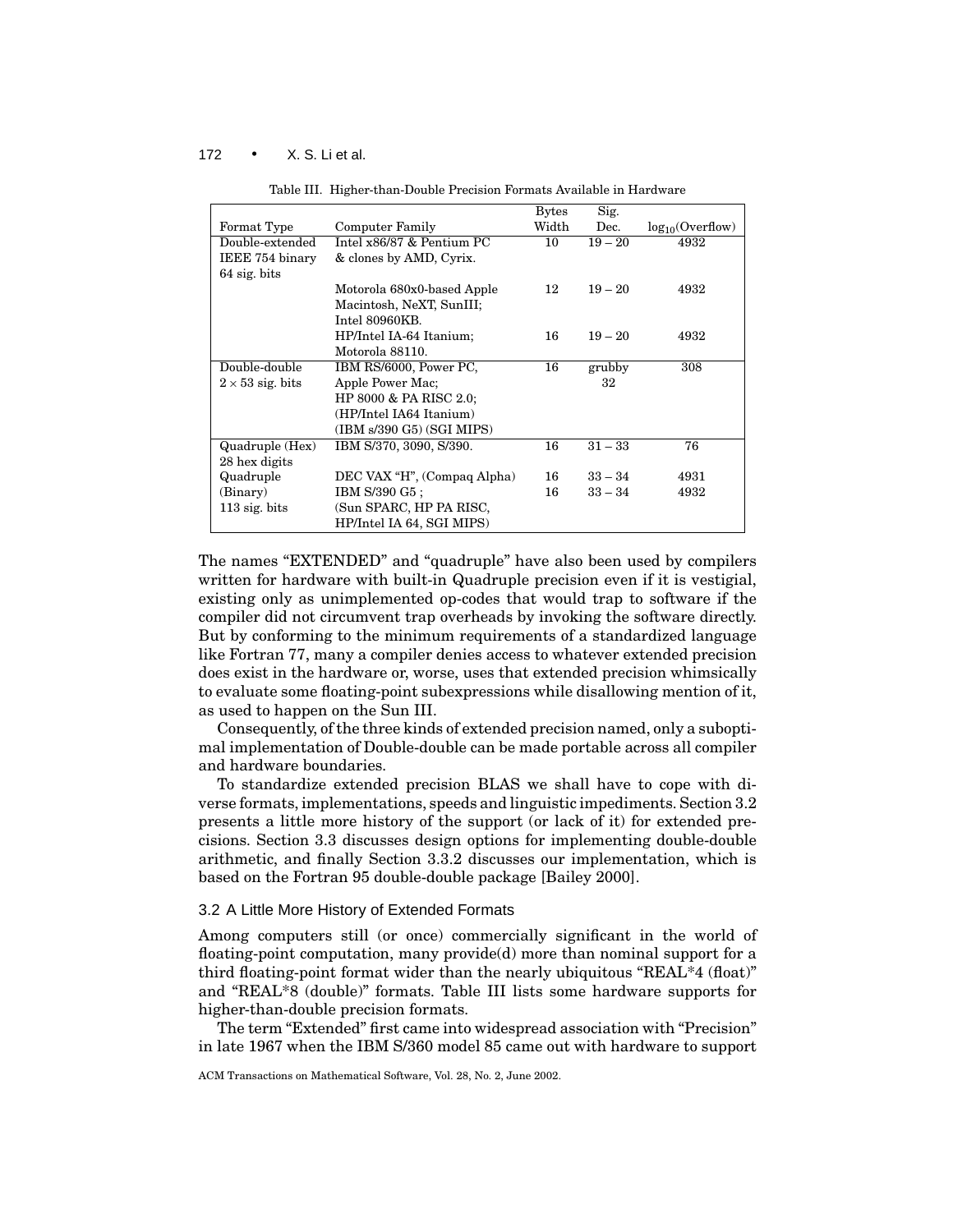Table III. Higher-than-Double Precision Formats Available in Hardware

| Format Type | Computer Family | Bytes Width | Sig. Dec. | $\log_{10}$(Overflow) |
|---|---|---|---|---|
| Double-extended IEEE 754 binary 64 sig. bits | Intel x86/87 & Pentium PC & clones by AMD, Cyrix. | 10 | 19 – 20 | 4932 |
| | Motorola 680x0-based Apple Macintosh, NeXT, SunIII; Intel 80960KB. | 12 | 19 – 20 | 4932 |
| | HP/Intel IA-64 Itanium; Motorola 88110. | 16 | 19 – 20 | 4932 |
| Double-double $2 \times 53$ sig. bits | IBM RS/6000, Power PC, Apple Power Mac; HP 8000 & PA RISC 2.0; (HP/Intel IA64 Itanium) (IBM s/390 G5) (SGI MIPS) | 16 | grubby 32 | 308 |
| Quadruple (Hex) 28 hex digits | IBM S/370, 3090, S/390. | 16 | 31 – 33 | 76 |
| Quadruple (Binary) 113 sig. bits | DEC VAX "H", (Compaq Alpha) | 16 | 33 – 34 | 4931 |
| | IBM S/390 G5 ; (Sun SPARC, HP PA RISC, HP/Intel IA 64, SGI MIPS) | 16 | 33 – 34 | 4932 |

The names "EXTENDED" and "quadruple" have also been used by compilers written for hardware with built-in Quadruple precision even if it is vestigial, existing only as unimplemented op-codes that would trap to software if the compiler did not circumvent trap overheads by invoking the software directly. But by conforming to the minimum requirements of a standardized language like Fortran 77, many a compiler denies access to whatever extended precision does exist in the hardware or, worse, uses that extended precision whimsically to evaluate some floating-point subexpressions while disallowing mention of it, as used to happen on the Sun III.

Consequently, of the three kinds of extended precision named, only a suboptimal implementation of Double-double can be made portable across all compiler and hardware boundaries.

To standardize extended precision BLAS we shall have to cope with diverse formats, implementations, speeds and linguistic impediments. Section 3.2 presents a little more history of the support (or lack of it) for extended precisions. Section 3.3 discusses design options for implementing double-double arithmetic, and finally Section 3.3.2 discusses our implementation, which is based on the Fortran 95 double-double package [Bailey 2000].

### 3.2 A Little More History of Extended Formats

Among computers still (or once) commercially significant in the world of floating-point computation, many provide(d) more than nominal support for a third floating-point format wider than the nearly ubiquitous "REAL*4 (float)" and "REAL*8 (double)" formats. Table III lists some hardware supports for higher-than-double precision formats.

The term "Extended" first came into widespread association with "Precision" in late 1967 when the IBM S/360 model 85 came out with hardware to support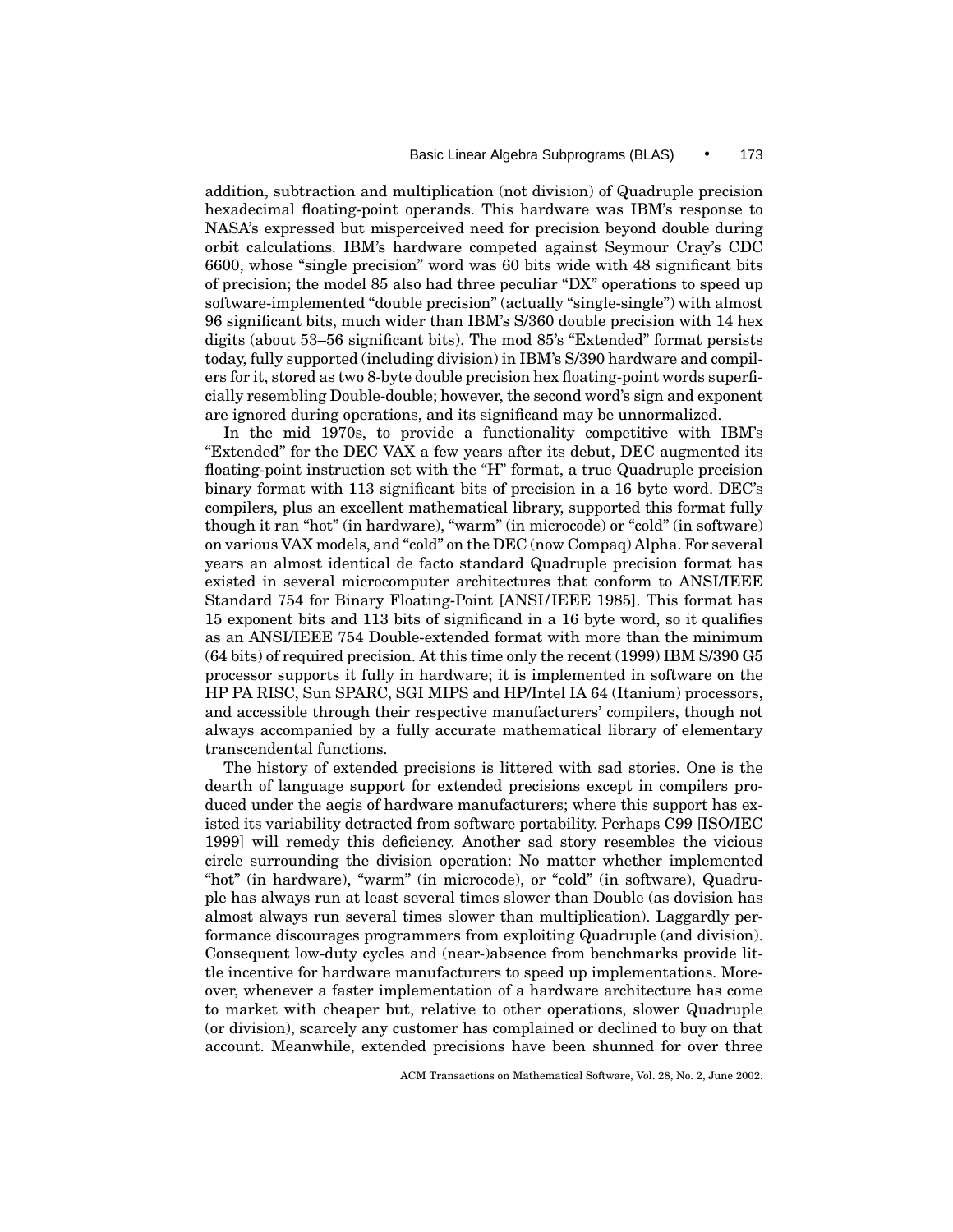addition, subtraction and multiplication (not division) of Quadruple precision hexadecimal floating-point operands. This hardware was IBM's response to NASA's expressed but misperceived need for precision beyond double during orbit calculations. IBM's hardware competed against Seymour Cray's CDC 6600, whose "single precision" word was 60 bits wide with 48 significant bits of precision; the model 85 also had three peculiar "DX" operations to speed up software-implemented "double precision" (actually "single-single") with almost 96 significant bits, much wider than IBM's S/360 double precision with 14 hex digits (about 53–56 significant bits). The mod 85's "Extended" format persists today, fully supported (including division) in IBM's S/390 hardware and compilers for it, stored as two 8-byte double precision hex floating-point words superficially resembling Double-double; however, the second word's sign and exponent are ignored during operations, and its significand may be unnormalized.

In the mid 1970s, to provide a functionality competitive with IBM's "Extended" for the DEC VAX a few years after its debut, DEC augmented its floating-point instruction set with the "H" format, a true Quadruple precision binary format with 113 significant bits of precision in a 16 byte word. DEC's compilers, plus an excellent mathematical library, supported this format fully though it ran "hot" (in hardware), "warm" (in microcode) or "cold" (in software) on various VAX models, and "cold" on the DEC (now Compaq) Alpha. For several years an almost identical de facto standard Quadruple precision format has existed in several microcomputer architectures that conform to ANSI/IEEE Standard 754 for Binary Floating-Point [ANSI/IEEE 1985]. This format has 15 exponent bits and 113 bits of significand in a 16 byte word, so it qualifies as an ANSI/IEEE 754 Double-extended format with more than the minimum (64 bits) of required precision. At this time only the recent (1999) IBM S/390 G5 processor supports it fully in hardware; it is implemented in software on the HP PA RISC, Sun SPARC, SGI MIPS and HP/Intel IA 64 (Itanium) processors, and accessible through their respective manufacturers' compilers, though not always accompanied by a fully accurate mathematical library of elementary transcendental functions.

The history of extended precisions is littered with sad stories. One is the dearth of language support for extended precisions except in compilers produced under the aegis of hardware manufacturers; where this support has existed its variability detracted from software portability. Perhaps C99 [ISO/IEC 1999] will remedy this deficiency. Another sad story resembles the vicious circle surrounding the division operation: No matter whether implemented "hot" (in hardware), "warm" (in microcode), or "cold" (in software), Quadruple has always run at least several times slower than Double (as dovision has almost always run several times slower than multiplication). Laggardly performance discourages programmers from exploiting Quadruple (and division). Consequent low-duty cycles and (near-)absence from benchmarks provide little incentive for hardware manufacturers to speed up implementations. Moreover, whenever a faster implementation of a hardware architecture has come to market with cheaper but, relative to other operations, slower Quadruple (or division), scarcely any customer has complained or declined to buy on that account. Meanwhile, extended precisions have been shunned for over three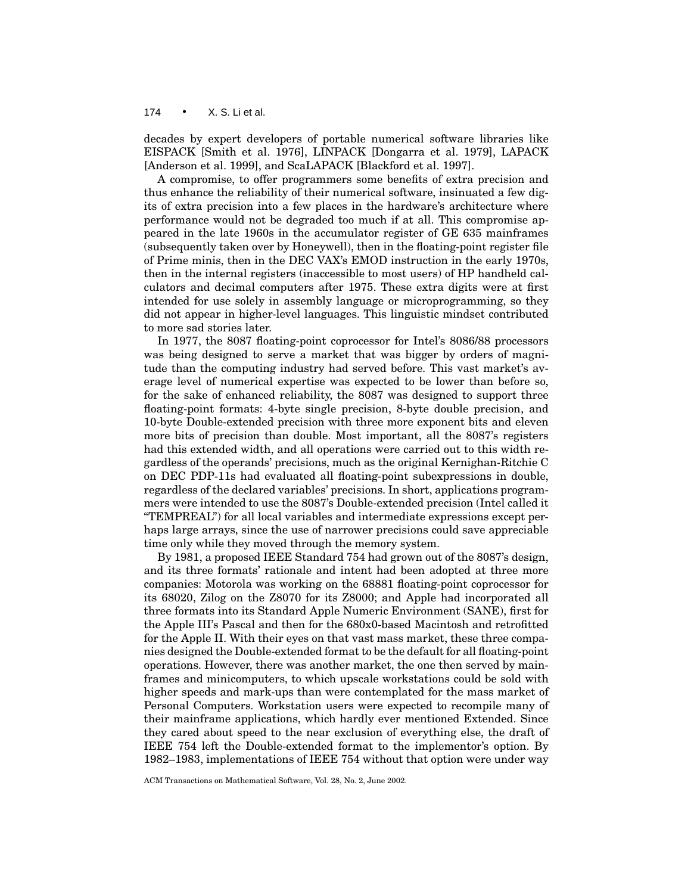decades by expert developers of portable numerical software libraries like EISPACK [Smith et al. 1976], LINPACK [Dongarra et al. 1979], LAPACK [Anderson et al. 1999], and ScaLAPACK [Blackford et al. 1997].

A compromise, to offer programmers some benefits of extra precision and thus enhance the reliability of their numerical software, insinuated a few digits of extra precision into a few places in the hardware's architecture where performance would not be degraded too much if at all. This compromise appeared in the late 1960s in the accumulator register of GE 635 mainframes (subsequently taken over by Honeywell), then in the floating-point register file of Prime minis, then in the DEC VAX's EMOD instruction in the early 1970s, then in the internal registers (inaccessible to most users) of HP handheld calculators and decimal computers after 1975. These extra digits were at first intended for use solely in assembly language or microprogramming, so they did not appear in higher-level languages. This linguistic mindset contributed to more sad stories later.

In 1977, the 8087 floating-point coprocessor for Intel's 8086/88 processors was being designed to serve a market that was bigger by orders of magnitude than the computing industry had served before. This vast market's average level of numerical expertise was expected to be lower than before so, for the sake of enhanced reliability, the 8087 was designed to support three floating-point formats: 4-byte single precision, 8-byte double precision, and 10-byte Double-extended precision with three more exponent bits and eleven more bits of precision than double. Most important, all the 8087's registers had this extended width, and all operations were carried out to this width regardless of the operands' precisions, much as the original Kernighan-Ritchie C on DEC PDP-11s had evaluated all floating-point subexpressions in double, regardless of the declared variables' precisions. In short, applications programmers were intended to use the 8087's Double-extended precision (Intel called it "TEMPREAL") for all local variables and intermediate expressions except perhaps large arrays, since the use of narrower precisions could save appreciable time only while they moved through the memory system.

By 1981, a proposed IEEE Standard 754 had grown out of the 8087's design, and its three formats' rationale and intent had been adopted at three more companies: Motorola was working on the 68881 floating-point coprocessor for its 68020, Zilog on the Z8070 for its Z8000; and Apple had incorporated all three formats into its Standard Apple Numeric Environment (SANE), first for the Apple III's Pascal and then for the 680x0-based Macintosh and retrofitted for the Apple II. With their eyes on that vast mass market, these three companies designed the Double-extended format to be the default for all floating-point operations. However, there was another market, the one then served by mainframes and minicomputers, to which upscale workstations could be sold with higher speeds and mark-ups than were contemplated for the mass market of Personal Computers. Workstation users were expected to recompile many of their mainframe applications, which hardly ever mentioned Extended. Since they cared about speed to the near exclusion of everything else, the draft of IEEE 754 left the Double-extended format to the implementor's option. By 1982–1983, implementations of IEEE 754 without that option were under way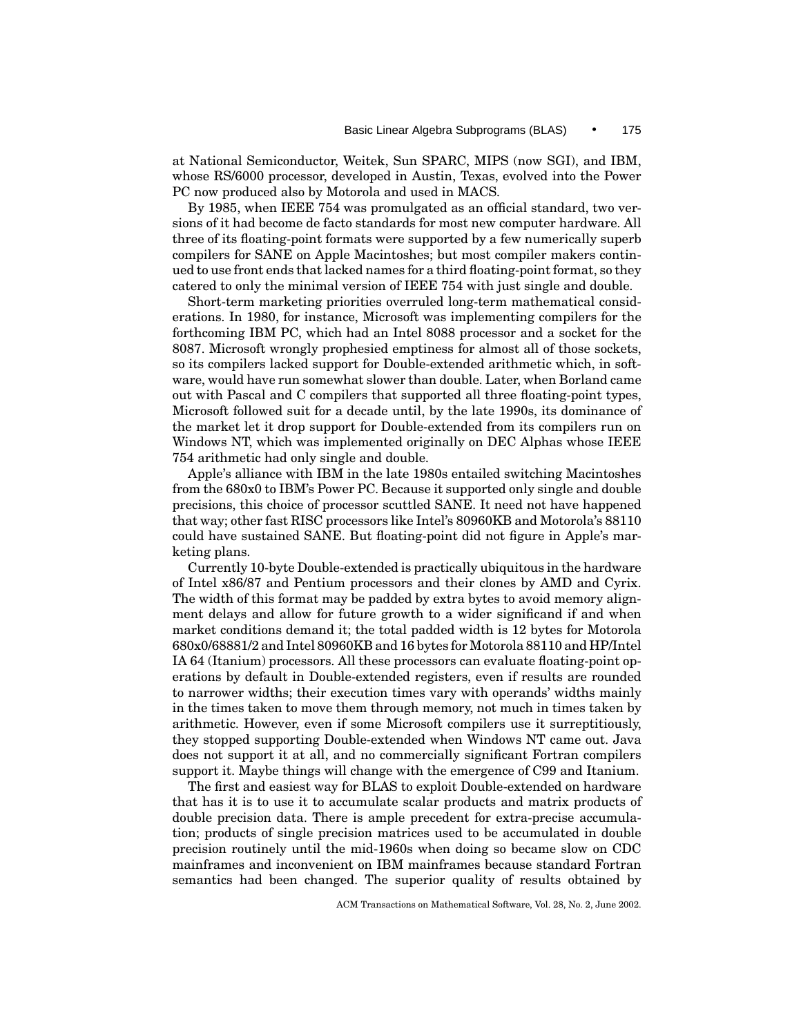at National Semiconductor, Weitek, Sun SPARC, MIPS (now SGI), and IBM, whose RS/6000 processor, developed in Austin, Texas, evolved into the Power PC now produced also by Motorola and used in MACS.

By 1985, when IEEE 754 was promulgated as an official standard, two versions of it had become de facto standards for most new computer hardware. All three of its floating-point formats were supported by a few numerically superb compilers for SANE on Apple Macintoshes; but most compiler makers continued to use front ends that lacked names for a third floating-point format, so they catered to only the minimal version of IEEE 754 with just single and double.

Short-term marketing priorities overruled long-term mathematical considerations. In 1980, for instance, Microsoft was implementing compilers for the forthcoming IBM PC, which had an Intel 8088 processor and a socket for the 8087. Microsoft wrongly prophesied emptiness for almost all of those sockets, so its compilers lacked support for Double-extended arithmetic which, in software, would have run somewhat slower than double. Later, when Borland came out with Pascal and C compilers that supported all three floating-point types, Microsoft followed suit for a decade until, by the late 1990s, its dominance of the market let it drop support for Double-extended from its compilers run on Windows NT, which was implemented originally on DEC Alphas whose IEEE 754 arithmetic had only single and double.

Apple's alliance with IBM in the late 1980s entailed switching Macintoshes from the 680x0 to IBM's Power PC. Because it supported only single and double precisions, this choice of processor scuttled SANE. It need not have happened that way; other fast RISC processors like Intel's 80960KB and Motorola's 88110 could have sustained SANE. But floating-point did not figure in Apple's marketing plans.

Currently 10-byte Double-extended is practically ubiquitous in the hardware of Intel x86/87 and Pentium processors and their clones by AMD and Cyrix. The width of this format may be padded by extra bytes to avoid memory alignment delays and allow for future growth to a wider significand if and when market conditions demand it; the total padded width is 12 bytes for Motorola 680x0/68881/2 and Intel 80960KB and 16 bytes for Motorola 88110 and HP/Intel IA 64 (Itanium) processors. All these processors can evaluate floating-point operations by default in Double-extended registers, even if results are rounded to narrower widths; their execution times vary with operands' widths mainly in the times taken to move them through memory, not much in times taken by arithmetic. However, even if some Microsoft compilers use it surreptitiously, they stopped supporting Double-extended when Windows NT came out. Java does not support it at all, and no commercially significant Fortran compilers support it. Maybe things will change with the emergence of C99 and Itanium.

The first and easiest way for BLAS to exploit Double-extended on hardware that has it is to use it to accumulate scalar products and matrix products of double precision data. There is ample precedent for extra-precise accumulation; products of single precision matrices used to be accumulated in double precision routinely until the mid-1960s when doing so became slow on CDC mainframes and inconvenient on IBM mainframes because standard Fortran semantics had been changed. The superior quality of results obtained by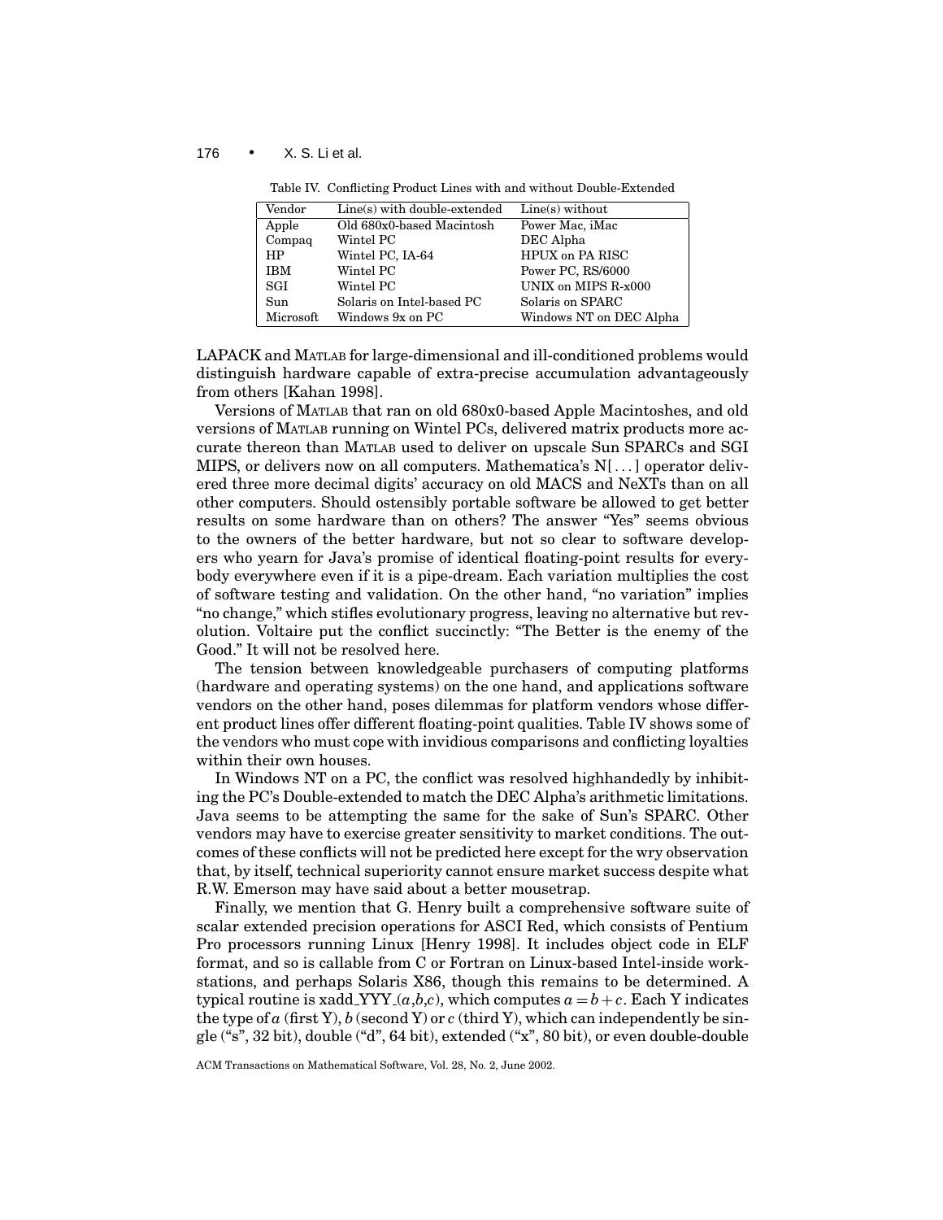Table IV. Conflicting Product Lines with and without Double-Extended

| Vendor | Line(s) with double-extended | Line(s) without |
|---|---|---|
| Apple | Old 680x0-based Macintosh | Power Mac, iMac |
| Compaq | Wintel PC | DEC Alpha |
| HP | Wintel PC, IA-64 | HPUX on PA RISC |
| IBM | Wintel PC | Power PC, RS/6000 |
| SGI | Wintel PC | UNIX on MIPS R-x000 |
| Sun | Solaris on Intel-based PC | Solaris on SPARC |
| Microsoft | Windows 9x on PC | Windows NT on DEC Alpha |

LAPACK and MATLAB for large-dimensional and ill-conditioned problems would distinguish hardware capable of extra-precise accumulation advantageously from others [Kahan 1998].

Versions of MATLAB that ran on old 680x0-based Apple Macintoshes, and old versions of MATLAB running on Wintel PCs, delivered matrix products more accurate thereon than MATLAB used to deliver on upscale Sun SPARCs and SGI MIPS, or delivers now on all computers. Mathematica's N[...] operator delivered three more decimal digits' accuracy on old MACS and NeXTs than on all other computers. Should ostensibly portable software be allowed to get better results on some hardware than on others? The answer "Yes" seems obvious to the owners of the better hardware, but not so clear to software developers who yearn for Java's promise of identical floating-point results for everybody everywhere even if it is a pipe-dream. Each variation multiplies the cost of software testing and validation. On the other hand, "no variation" implies "no change," which stifles evolutionary progress, leaving no alternative but revolution. Voltaire put the conflict succinctly: "The Better is the enemy of the Good." It will not be resolved here.

The tension between knowledgeable purchasers of computing platforms (hardware and operating systems) on the one hand, and applications software vendors on the other hand, poses dilemmas for platform vendors whose different product lines offer different floating-point qualities. Table IV shows some of the vendors who must cope with invidious comparisons and conflicting loyalties within their own houses.

In Windows NT on a PC, the conflict was resolved highhandedly by inhibiting the PC's Double-extended to match the DEC Alpha's arithmetic limitations. Java seems to be attempting the same for the sake of Sun's SPARC. Other vendors may have to exercise greater sensitivity to market conditions. The outcomes of these conflicts will not be predicted here except for the wry observation that, by itself, technical superiority cannot ensure market success despite what R.W. Emerson may have said about a better mousetrap.

Finally, we mention that G. Henry built a comprehensive software suite of scalar extended precision operations for ASCI Red, which consists of Pentium Pro processors running Linux [Henry 1998]. It includes object code in ELF format, and so is callable from C or Fortran on Linux-based Intel-inside workstations, and perhaps Solaris X86, though this remains to be determined. A typical routine is xadd_YYY_$(a,b,c)$, which computes $a = b + c$. Each Y indicates the type of $a$ (first Y), $b$ (second Y) or $c$ (third Y), which can independently be single ("s", 32 bit), double ("d", 64 bit), extended ("x", 80 bit), or even double-double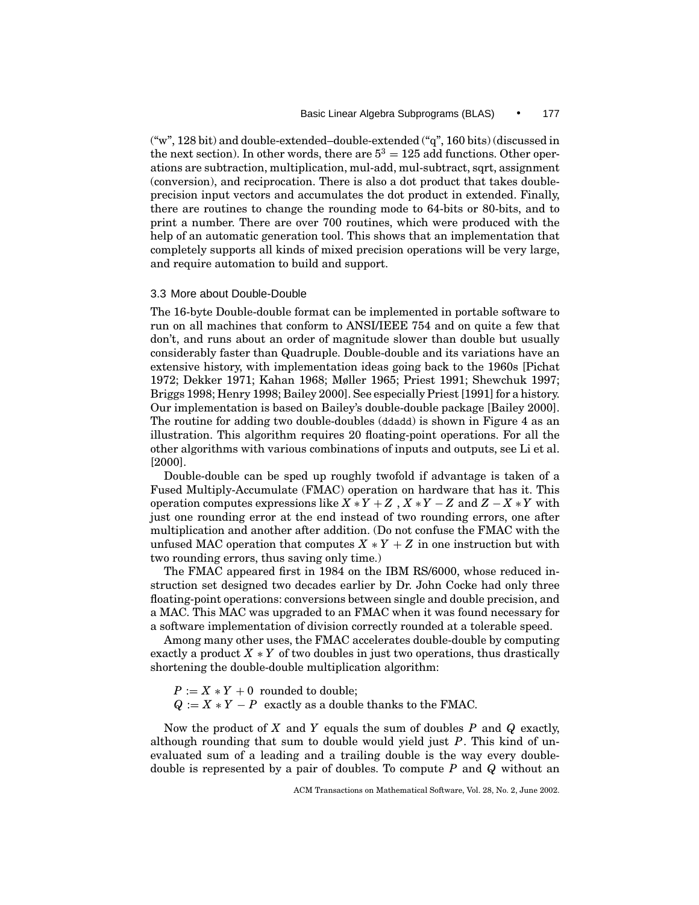("w", 128 bit) and double-extended–double-extended ("q", 160 bits) (discussed in the next section). In other words, there are $5^3 = 125$ add functions. Other operations are subtraction, multiplication, mul-add, mul-subtract, sqrt, assignment (conversion), and reciprocation. There is also a dot product that takes double-precision input vectors and accumulates the dot product in extended. Finally, there are routines to change the rounding mode to 64-bits or 80-bits, and to print a number. There are over 700 routines, which were produced with the help of an automatic generation tool. This shows that an implementation that completely supports all kinds of mixed precision operations will be very large, and require automation to build and support.

### 3.3 More about Double-Double

The 16-byte Double-double format can be implemented in portable software to run on all machines that conform to ANSI/IEEE 754 and on quite a few that don't, and runs about an order of magnitude slower than double but usually considerably faster than Quadruple. Double-double and its variations have an extensive history, with implementation ideas going back to the 1960s [Pichat 1972; Dekker 1971; Kahan 1968; Møller 1965; Priest 1991; Shewchuk 1997; Briggs 1998; Henry 1998; Bailey 2000]. See especially Priest [1991] for a history. Our implementation is based on Bailey's double-double package [Bailey 2000]. The routine for adding two double-doubles (ddadd) is shown in Figure 4 as an illustration. This algorithm requires 20 floating-point operations. For all the other algorithms with various combinations of inputs and outputs, see Li et al. [2000].

Double-double can be sped up roughly twofold if advantage is taken of a Fused Multiply-Accumulate (FMAC) operation on hardware that has it. This operation computes expressions like $X * Y + Z$ , $X * Y - Z$ and $Z - X * Y$ with just one rounding error at the end instead of two rounding errors, one after multiplication and another after addition. (Do not confuse the FMAC with the unfused MAC operation that computes $X * Y + Z$ in one instruction but with two rounding errors, thus saving only time.)

The FMAC appeared first in 1984 on the IBM RS/6000, whose reduced instruction set designed two decades earlier by Dr. John Cocke had only three floating-point operations: conversions between single and double precision, and a MAC. This MAC was upgraded to an FMAC when it was found necessary for a software implementation of division correctly rounded at a tolerable speed.

Among many other uses, the FMAC accelerates double-double by computing exactly a product $X * Y$ of two doubles in just two operations, thus drastically shortening the double-double multiplication algorithm:

$P := X * Y + 0$ rounded to double;
$Q := X * Y - P$ exactly as a double thanks to the FMAC.

Now the product of $X$ and $Y$ equals the sum of doubles $P$ and $Q$ exactly, although rounding that sum to double would yield just $P$. This kind of unevaluated sum of a leading and a trailing double is the way every double-double is represented by a pair of doubles. To compute $P$ and $Q$ without an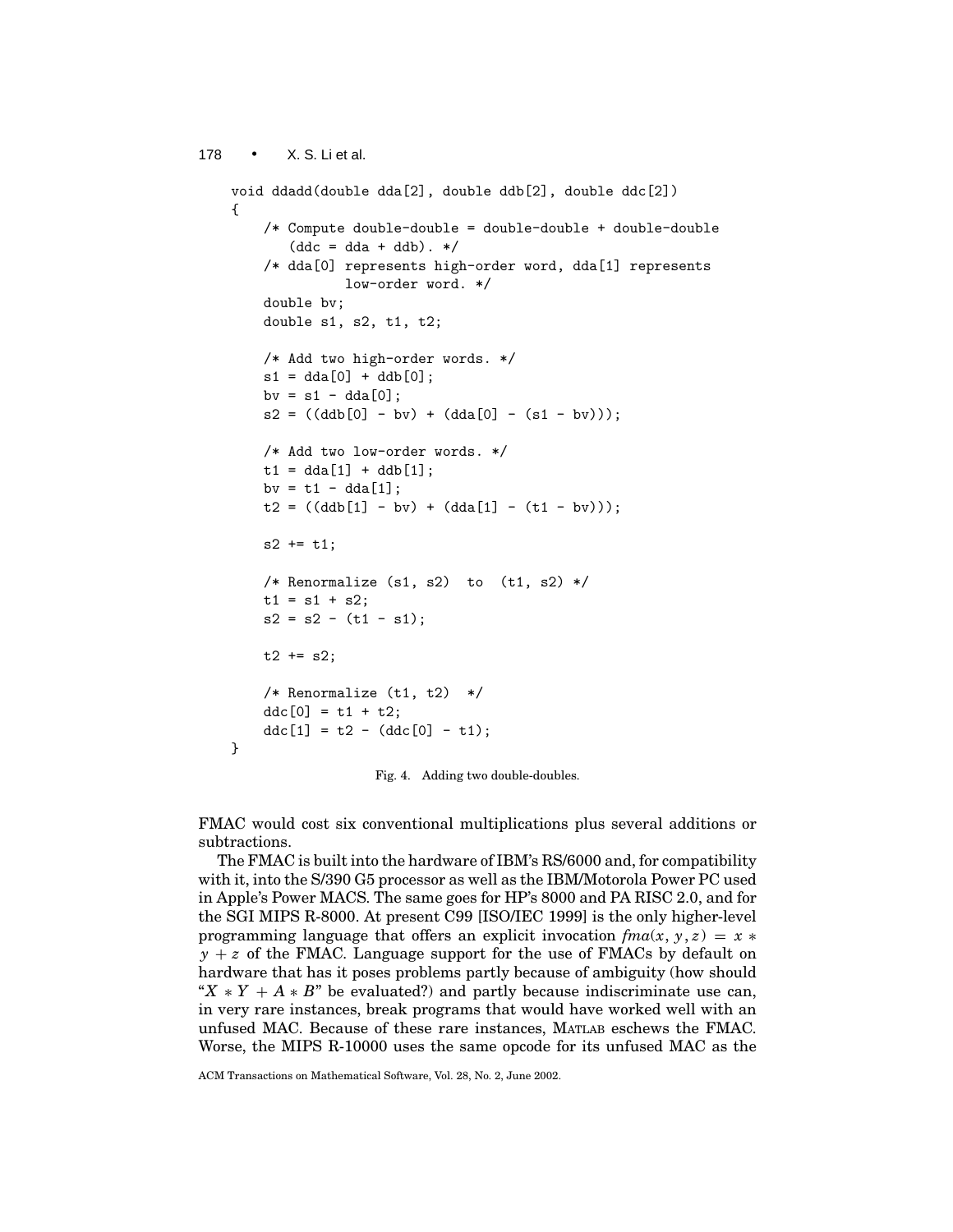```c
void ddadd(double dda[2], double ddb[2], double ddc[2])
{
    /* Compute double-double = double-double + double-double
       (ddc = dda + ddb). */
    /* dda[0] represents high-order word, dda[1] represents
              low-order word. */
    double bv;
    double s1, s2, t1, t2;

    /* Add two high-order words. */
    s1 = dda[0] + ddb[0];
    bv = s1 - dda[0];
    s2 = ((ddb[0] - bv) + (dda[0] - (s1 - bv)));

    /* Add two low-order words. */
    t1 = dda[1] + ddb[1];
    bv = t1 - dda[1];
    t2 = ((ddb[1] - bv) + (dda[1] - (t1 - bv)));

    s2 += t1;

    /* Renormalize (s1, s2)  to  (t1, s2) */
    t1 = s1 + s2;
    s2 = s2 - (t1 - s1);

    t2 += s2;

    /* Renormalize (t1, t2)  */
    ddc[0] = t1 + t2;
    ddc[1] = t2 - (ddc[0] - t1);
}
```

Fig. 4. Adding two double-doubles.

FMAC would cost six conventional multiplications plus several additions or subtractions.

The FMAC is built into the hardware of IBM's RS/6000 and, for compatibility with it, into the S/390 G5 processor as well as the IBM/Motorola Power PC used in Apple's Power MACS. The same goes for HP's 8000 and PA RISC 2.0, and for the SGI MIPS R-8000. At present C99 [ISO/IEC 1999] is the only higher-level programming language that offers an explicit invocation $fma(x, y, z) = x * y + z$ of the FMAC. Language support for the use of FMACs by default on hardware that has it poses problems partly because of ambiguity (how should "$X * Y + A * B$" be evaluated?) and partly because indiscriminate use can, in very rare instances, break programs that would have worked well with an unfused MAC. Because of these rare instances, MATLAB eschews the FMAC. Worse, the MIPS R-10000 uses the same opcode for its unfused MAC as the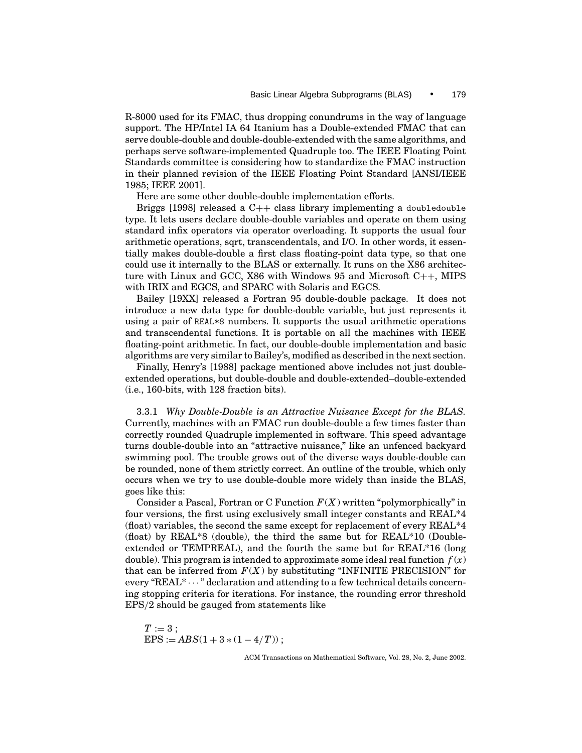R-8000 used for its FMAC, thus dropping conundrums in the way of language support. The HP/Intel IA 64 Itanium has a Double-extended FMAC that can serve double-double and double-double-extended with the same algorithms, and perhaps serve software-implemented Quadruple too. The IEEE Floating Point Standards committee is considering how to standardize the FMAC instruction in their planned revision of the IEEE Floating Point Standard [ANSI/IEEE 1985; IEEE 2001].

Here are some other double-double implementation efforts.

Briggs [1998] released a C++ class library implementing a `doubledouble` type. It lets users declare double-double variables and operate on them using standard infix operators via operator overloading. It supports the usual four arithmetic operations, sqrt, transcendentals, and I/O. In other words, it essentially makes double-double a first class floating-point data type, so that one could use it internally to the BLAS or externally. It runs on the X86 architecture with Linux and GCC, X86 with Windows 95 and Microsoft C++, MIPS with IRIX and EGCS, and SPARC with Solaris and EGCS.

Bailey [19XX] released a Fortran 95 double-double package. It does not introduce a new data type for double-double variable, but just represents it using a pair of `REAL*8` numbers. It supports the usual arithmetic operations and transcendental functions. It is portable on all the machines with IEEE floating-point arithmetic. In fact, our double-double implementation and basic algorithms are very similar to Bailey's, modified as described in the next section.

Finally, Henry's [1988] package mentioned above includes not just double-extended operations, but double-double and double-extended–double-extended (i.e., 160-bits, with 128 fraction bits).

### 3.3.1 *Why Double-Double is an Attractive Nuisance Except for the BLAS.*

Currently, machines with an FMAC run double-double a few times faster than correctly rounded Quadruple implemented in software. This speed advantage turns double-double into an "attractive nuisance," like an unfenced backyard swimming pool. The trouble grows out of the diverse ways double-double can be rounded, none of them strictly correct. An outline of the trouble, which only occurs when we try to use double-double more widely than inside the BLAS, goes like this:

Consider a Pascal, Fortran or C Function $F(X)$ written "polymorphically" in four versions, the first using exclusively small integer constants and REAL*4 (float) variables, the second the same except for replacement of every REAL*4 (float) by REAL*8 (double), the third the same but for REAL*10 (Double-extended or TEMPREAL), and the fourth the same but for REAL*16 (long double). This program is intended to approximate some ideal real function $f(x)$ that can be inferred from $F(X)$ by substituting "INFINITE PRECISION" for every "REAL*$\cdots$" declaration and attending to a few technical details concerning stopping criteria for iterations. For instance, the rounding error threshold EPS/2 should be gauged from statements like

$$T := 3\ ;$$
$$\mathrm{EPS} := ABS(1 + 3 * (1 - 4/T))\ ;$$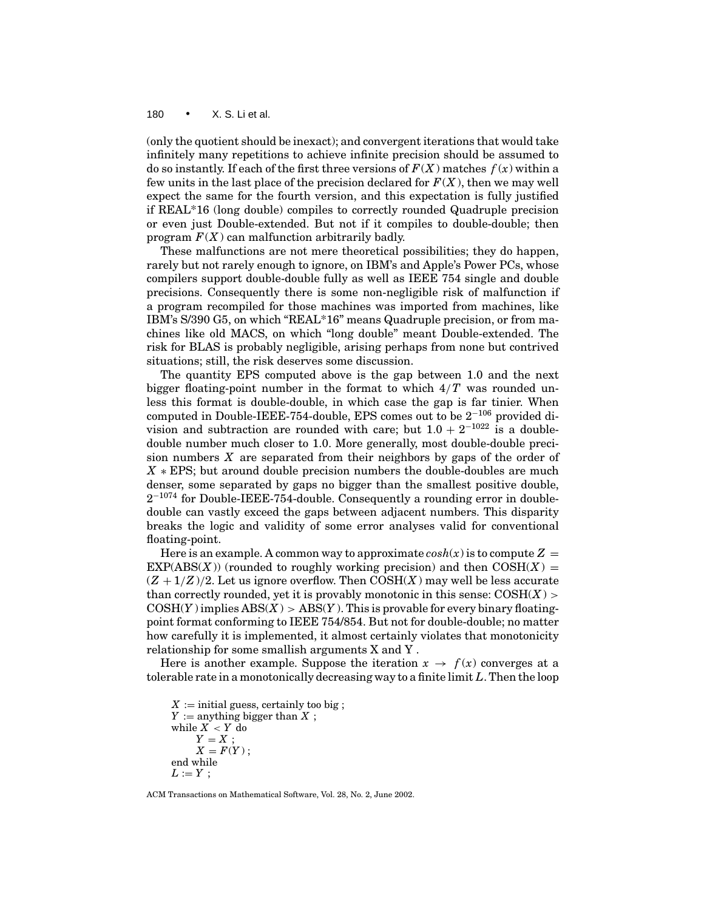(only the quotient should be inexact); and convergent iterations that would take infinitely many repetitions to achieve infinite precision should be assumed to do so instantly. If each of the first three versions of $F(X)$ matches $f(x)$ within a few units in the last place of the precision declared for $F(X)$, then we may well expect the same for the fourth version, and this expectation is fully justified if REAL*16 (long double) compiles to correctly rounded Quadruple precision or even just Double-extended. But not if it compiles to double-double; then program $F(X)$ can malfunction arbitrarily badly.

These malfunctions are not mere theoretical possibilities; they do happen, rarely but not rarely enough to ignore, on IBM's and Apple's Power PCs, whose compilers support double-double fully as well as IEEE 754 single and double precisions. Consequently there is some non-negligible risk of malfunction if a program recompiled for those machines was imported from machines, like IBM's S/390 G5, on which "REAL*16" means Quadruple precision, or from machines like old MACS, on which "long double" meant Double-extended. The risk for BLAS is probably negligible, arising perhaps from none but contrived situations; still, the risk deserves some discussion.

The quantity EPS computed above is the gap between 1.0 and the next bigger floating-point number in the format to which $4/T$ was rounded unless this format is double-double, in which case the gap is far tinier. When computed in Double-IEEE-754-double, EPS comes out to be $2^{-106}$ provided division and subtraction are rounded with care; but $1.0 + 2^{-1022}$ is a double-double number much closer to 1.0. More generally, most double-double precision numbers $X$ are separated from their neighbors by gaps of the order of $X *$ EPS; but around double precision numbers the double-doubles are much denser, some separated by gaps no bigger than the smallest positive double, $2^{-1074}$ for Double-IEEE-754-double. Consequently a rounding error in double-double can vastly exceed the gaps between adjacent numbers. This disparity breaks the logic and validity of some error analyses valid for conventional floating-point.

Here is an example. A common way to approximate $cosh(x)$ is to compute $Z = \mathrm{EXP}(\mathrm{ABS}(X))$ (rounded to roughly working precision) and then $\mathrm{COSH}(X) = (Z + 1/Z)/2$. Let us ignore overflow. Then $\mathrm{COSH}(X)$ may well be less accurate than correctly rounded, yet it is provably monotonic in this sense: $\mathrm{COSH}(X) > \mathrm{COSH}(Y)$ implies $\mathrm{ABS}(X) > \mathrm{ABS}(Y)$. This is provable for every binary floating-point format conforming to IEEE 754/854. But not for double-double; no matter how carefully it is implemented, it almost certainly violates that monotonicity relationship for some smallish arguments X and Y .

Here is another example. Suppose the iteration $x \rightarrow f(x)$ converges at a tolerable rate in a monotonically decreasing way to a finite limit $L$. Then the loop

```
X := initial guess, certainly too big ;
Y := anything bigger than X ;
while X < Y do
      Y = X ;
      X = F(Y) ;
end while
L := Y ;
```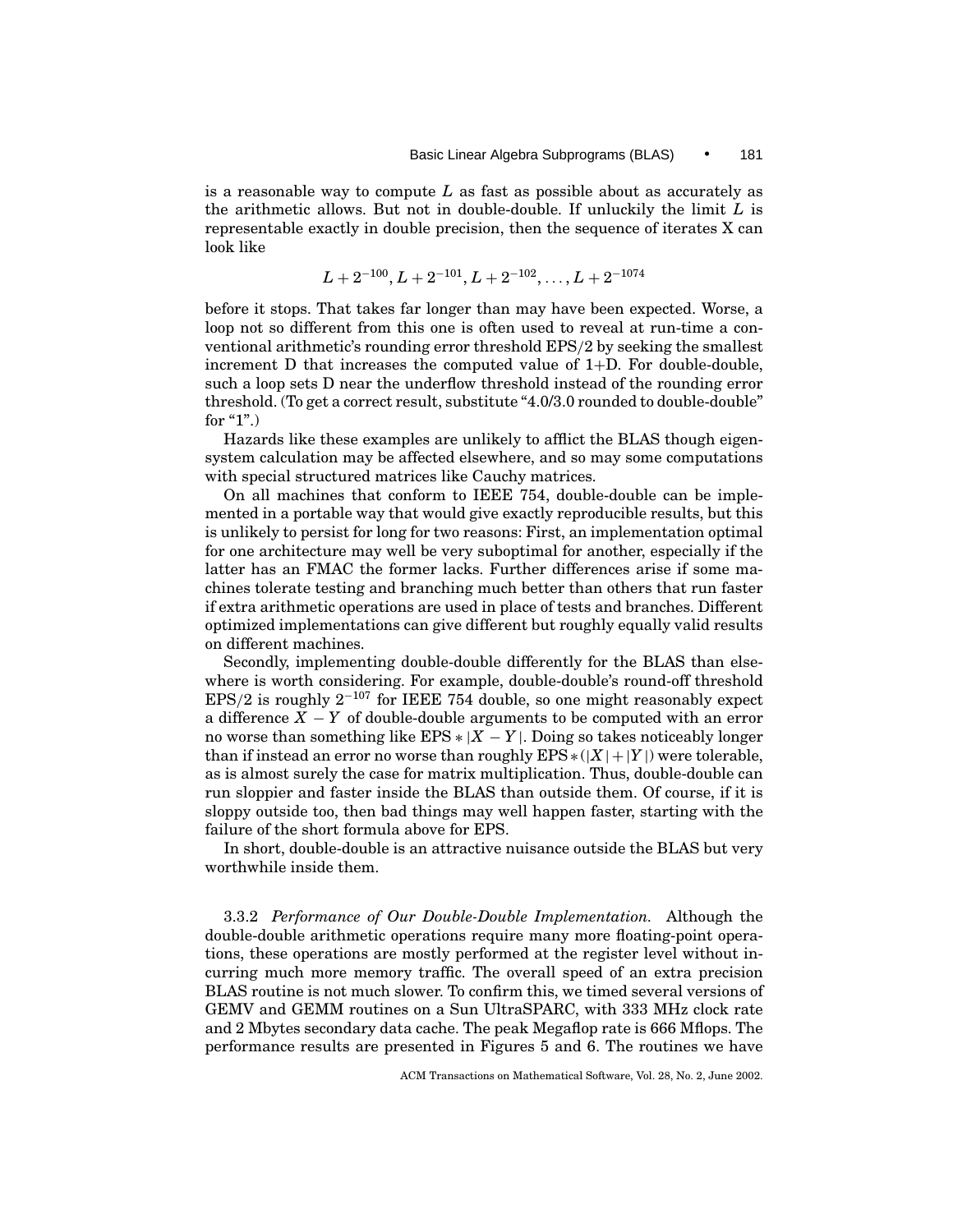is a reasonable way to compute $L$ as fast as possible about as accurately as the arithmetic allows. But not in double-double. If unluckily the limit $L$ is representable exactly in double precision, then the sequence of iterates X can look like

$$L + 2^{-100}, L + 2^{-101}, L + 2^{-102}, \ldots, L + 2^{-1074}$$

before it stops. That takes far longer than may have been expected. Worse, a loop not so different from this one is often used to reveal at run-time a conventional arithmetic's rounding error threshold EPS/2 by seeking the smallest increment D that increases the computed value of 1+D. For double-double, such a loop sets D near the underflow threshold instead of the rounding error threshold. (To get a correct result, substitute "4.0/3.0 rounded to double-double" for "1".)

Hazards like these examples are unlikely to afflict the BLAS though eigensystem calculation may be affected elsewhere, and so may some computations with special structured matrices like Cauchy matrices.

On all machines that conform to IEEE 754, double-double can be implemented in a portable way that would give exactly reproducible results, but this is unlikely to persist for long for two reasons: First, an implementation optimal for one architecture may well be very suboptimal for another, especially if the latter has an FMAC the former lacks. Further differences arise if some machines tolerate testing and branching much better than others that run faster if extra arithmetic operations are used in place of tests and branches. Different optimized implementations can give different but roughly equally valid results on different machines.

Secondly, implementing double-double differently for the BLAS than elsewhere is worth considering. For example, double-double's round-off threshold EPS/2 is roughly $2^{-107}$ for IEEE 754 double, so one might reasonably expect a difference $X - Y$ of double-double arguments to be computed with an error no worse than something like $\text{EPS} * |X - Y|$. Doing so takes noticeably longer than if instead an error no worse than roughly $\text{EPS} * (|X| + |Y|)$ were tolerable, as is almost surely the case for matrix multiplication. Thus, double-double can run sloppier and faster inside the BLAS than outside them. Of course, if it is sloppy outside too, then bad things may well happen faster, starting with the failure of the short formula above for EPS.

In short, double-double is an attractive nuisance outside the BLAS but very worthwhile inside them.

### 3.3.2 *Performance of Our Double-Double Implementation.*

Although the double-double arithmetic operations require many more floating-point operations, these operations are mostly performed at the register level without incurring much more memory traffic. The overall speed of an extra precision BLAS routine is not much slower. To confirm this, we timed several versions of GEMV and GEMM routines on a Sun UltraSPARC, with 333 MHz clock rate and 2 Mbytes secondary data cache. The peak Megaflop rate is 666 Mflops. The performance results are presented in Figures 5 and 6. The routines we have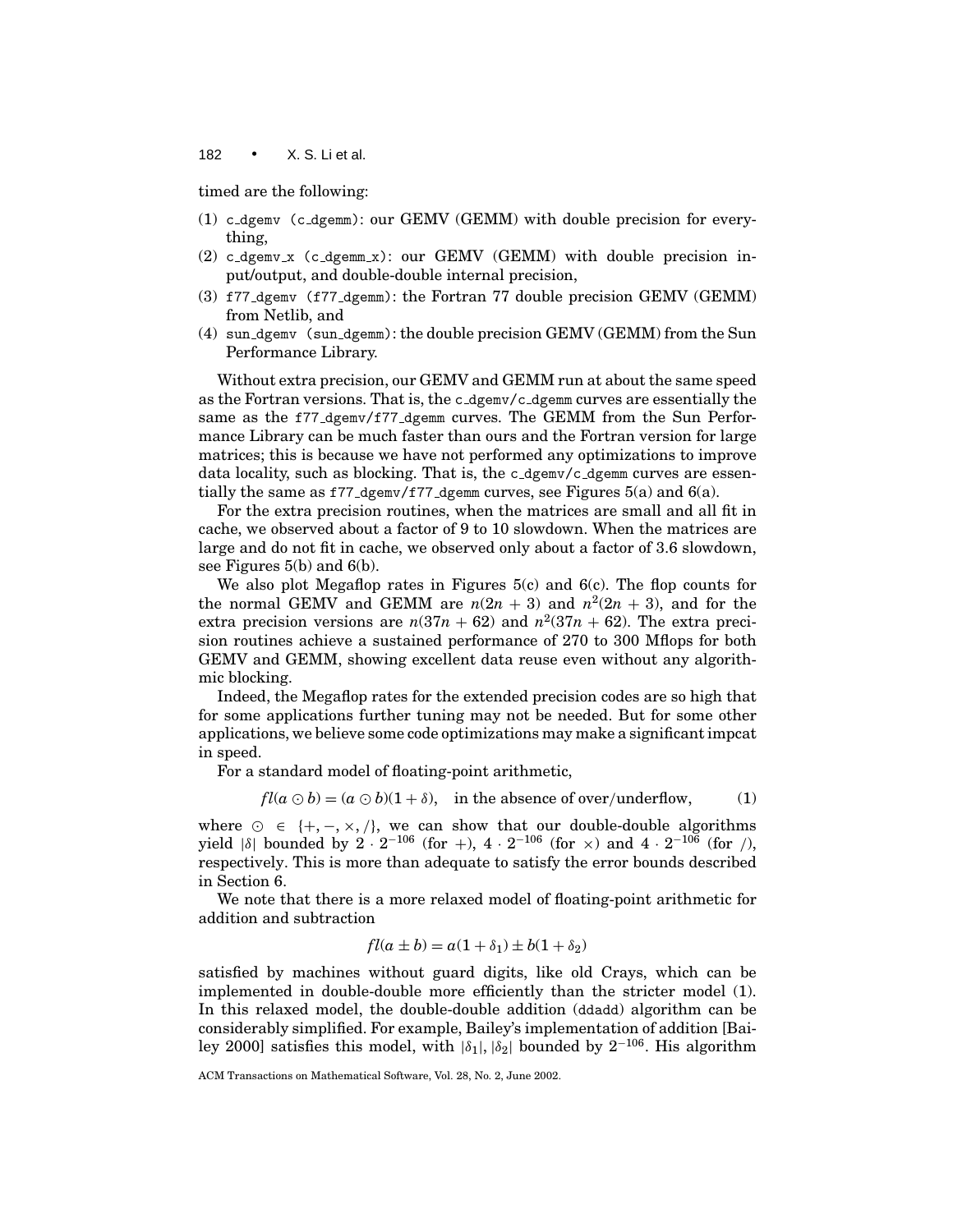timed are the following:

(1) `c_dgemv (c_dgemm)`: our GEMV (GEMM) with double precision for everything,
(2) `c_dgemv_x (c_dgemm_x)`: our GEMV (GEMM) with double precision input/output, and double-double internal precision,
(3) `f77_dgemv (f77_dgemm)`: the Fortran 77 double precision GEMV (GEMM) from Netlib, and
(4) `sun_dgemv (sun_dgemm)`: the double precision GEMV (GEMM) from the Sun Performance Library.

Without extra precision, our GEMV and GEMM run at about the same speed as the Fortran versions. That is, the `c_dgemv/c_dgemm` curves are essentially the same as the `f77_dgemv/f77_dgemm` curves. The GEMM from the Sun Performance Library can be much faster than ours and the Fortran version for large matrices; this is because we have not performed any optimizations to improve data locality, such as blocking. That is, the `c_dgemv/c_dgemm` curves are essentially the same as `f77_dgemv/f77_dgemm` curves, see Figures 5(a) and 6(a).

For the extra precision routines, when the matrices are small and all fit in cache, we observed about a factor of 9 to 10 slowdown. When the matrices are large and do not fit in cache, we observed only about a factor of 3.6 slowdown, see Figures 5(b) and 6(b).

We also plot Megaflop rates in Figures 5(c) and 6(c). The flop counts for the normal GEMV and GEMM are $n(2n + 3)$ and $n^2(2n + 3)$, and for the extra precision versions are $n(37n + 62)$ and $n^2(37n + 62)$. The extra precision routines achieve a sustained performance of 270 to 300 Mflops for both GEMV and GEMM, showing excellent data reuse even without any algorithmic blocking.

Indeed, the Megaflop rates for the extended precision codes are so high that for some applications further tuning may not be needed. But for some other applications, we believe some code optimizations may make a significant impcat in speed.

For a standard model of floating-point arithmetic,

$$fl(a \odot b) = (a \odot b)(1 + \delta), \quad \text{in the absence of over/underflow,} \tag{1}$$

where $\odot \in \{+, -, \times, /\}$, we can show that our double-double algorithms yield $|\delta|$ bounded by $2 \cdot 2^{-106}$ (for $+$), $4 \cdot 2^{-106}$ (for $\times$) and $4 \cdot 2^{-106}$ (for $/$), respectively. This is more than adequate to satisfy the error bounds described in Section 6.

We note that there is a more relaxed model of floating-point arithmetic for addition and subtraction

$$fl(a \pm b) = a(1 + \delta_1) \pm b(1 + \delta_2)$$

satisfied by machines without guard digits, like old Crays, which can be implemented in double-double more efficiently than the stricter model (1). In this relaxed model, the double-double addition (`ddadd`) algorithm can be considerably simplified. For example, Bailey's implementation of addition [Bailey 2000] satisfies this model, with $|\delta_1|, |\delta_2|$ bounded by $2^{-106}$. His algorithm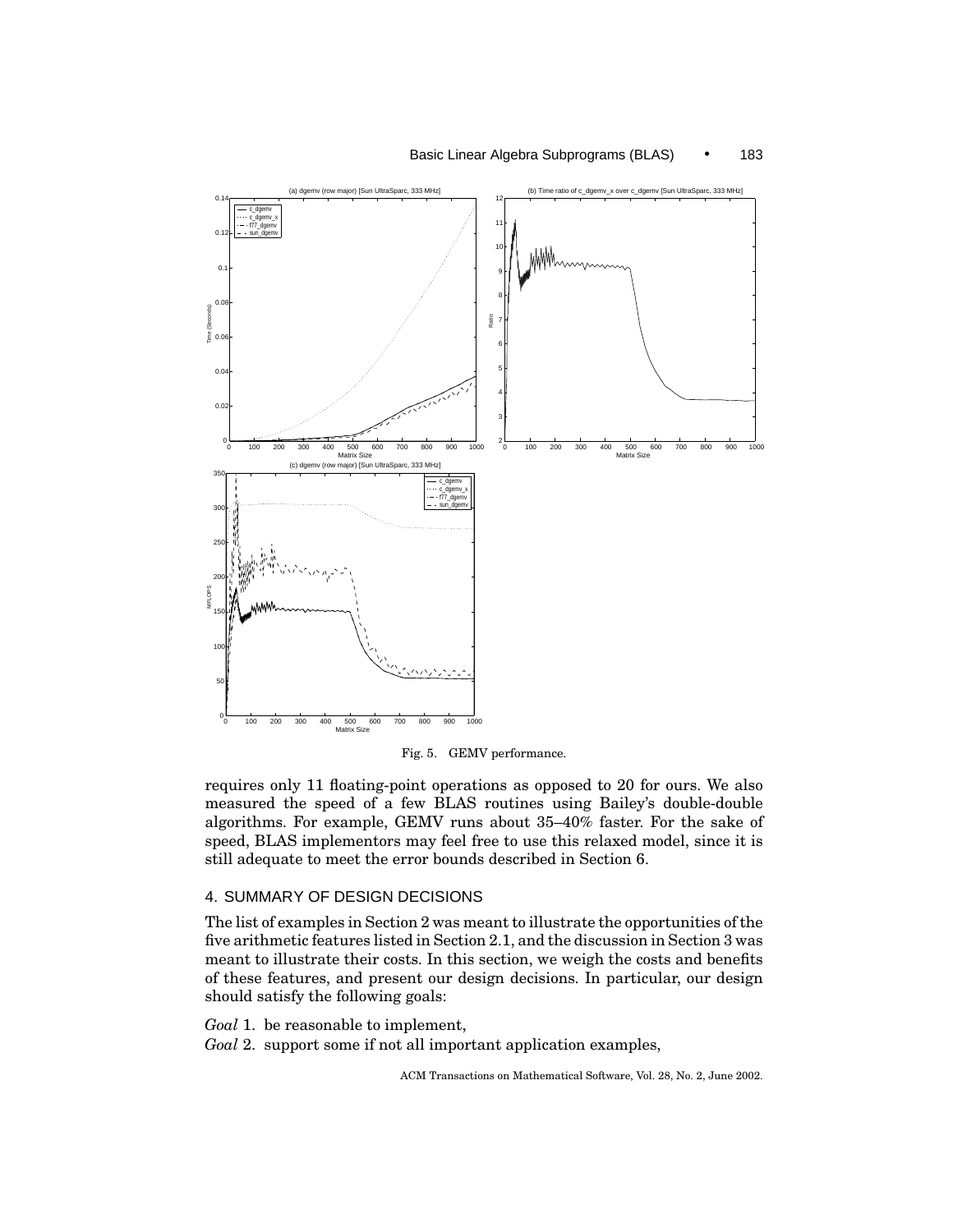(a) dgemv (row major) [Sun UltraSparc, 333 MHz]

Time (Seconds)

0.14
0.12
0.1
0.08
0.06
0.04
0.02
0

0 100 200 300 400 500 600 700 800 900 1000

Matrix Size

c_dgemv
c_dgemv_x
f77_dgemv
sun_dgemv

(b) Time ratio of c_dgemv_x over c_dgemv [Sun UltraSparc, 333 MHz]

Ratio

12
11
10
9
8
7
6
5
4
3
2

0 100 200 300 400 500 600 700 800 900 1000

Matrix Size

(c) dgemv (row major) [Sun UltraSparc, 333 MHz]

MFLOPS

350
300
250
200
150
100
50
0

0 100 200 300 400 500 600 700 800 900 1000

Matrix Size

c_dgemv
c_dgemv_x
f77_dgemv
sun_dgemv

Fig. 5. GEMV performance.

requires only 11 floating-point operations as opposed to 20 for ours. We also measured the speed of a few BLAS routines using Bailey's double-double algorithms. For example, GEMV runs about 35–40% faster. For the sake of speed, BLAS implementors may feel free to use this relaxed model, since it is still adequate to meet the error bounds described in Section 6.

## 4. SUMMARY OF DESIGN DECISIONS

The list of examples in Section 2 was meant to illustrate the opportunities of the five arithmetic features listed in Section 2.1, and the discussion in Section 3 was meant to illustrate their costs. In this section, we weigh the costs and benefits of these features, and present our design decisions. In particular, our design should satisfy the following goals:

*Goal* 1. be reasonable to implement,

*Goal* 2. support some if not all important application examples,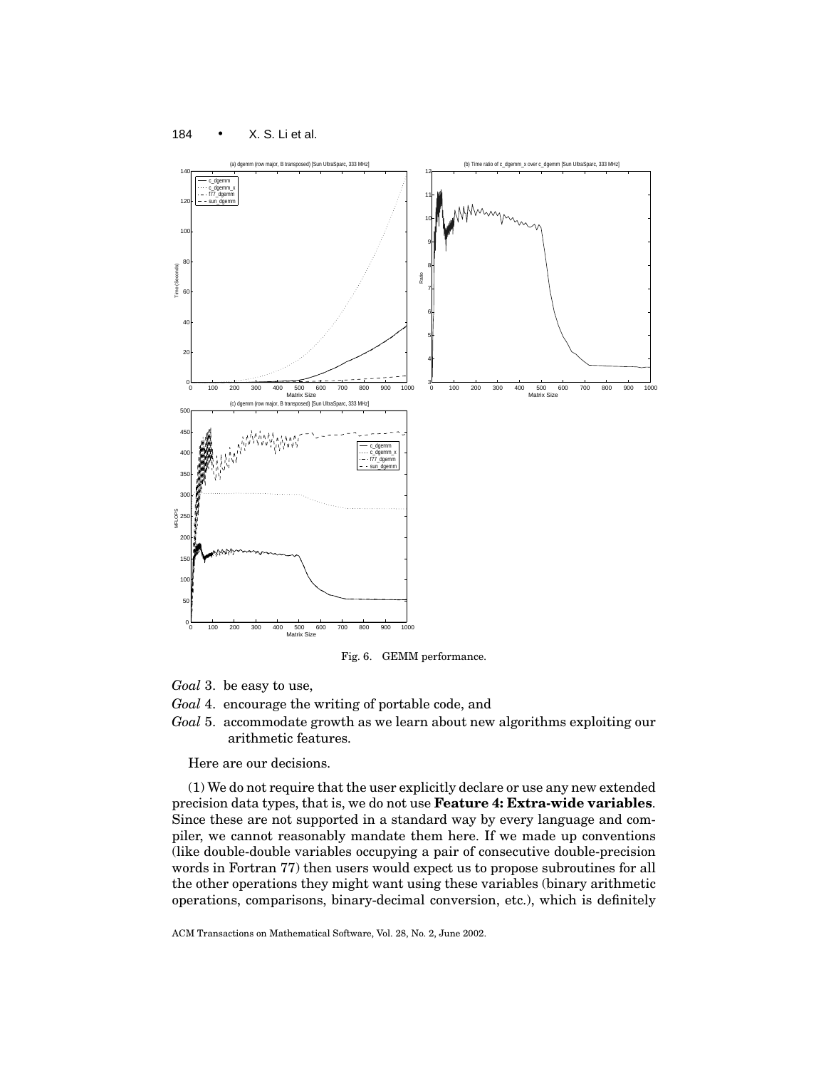(a) dgemm (row major, B transposed) [Sun UltraSparc, 333 MHz]

Time (Seconds)

0 20 40 60 80 100 120 140

Matrix Size

0 100 200 300 400 500 600 700 800 900 1000

c_dgemm
c_dgemm_x
f77_dgemm
sun_dgemm

(b) Time ratio of c_dgemm_x over c_dgemm [Sun UltraSparc, 333 MHz]

Ratio

3 4 5 6 7 8 9 10 11 12

Matrix Size

0 100 200 300 400 500 600 700 800 900 1000

(c) dgemm (row major, B transposed) [Sun UltraSparc, 333 MHz]

MFLOPS

0 50 100 150 200 250 300 350 400 450 500

Matrix Size

0 100 200 300 400 500 600 700 800 900 1000

c_dgemm
c_dgemm_x
f77_dgemm
sun_dgemm

Fig. 6. GEMM performance.

*Goal* 3. be easy to use,

*Goal* 4. encourage the writing of portable code, and

*Goal* 5. accommodate growth as we learn about new algorithms exploiting our arithmetic features.

Here are our decisions.

(1) We do not require that the user explicitly declare or use any new extended precision data types, that is, we do not use **Feature 4: Extra-wide variables**. Since these are not supported in a standard way by every language and compiler, we cannot reasonably mandate them here. If we made up conventions (like double-double variables occupying a pair of consecutive double-precision words in Fortran 77) then users would expect us to propose subroutines for all the other operations they might want using these variables (binary arithmetic operations, comparisons, binary-decimal conversion, etc.), which is definitely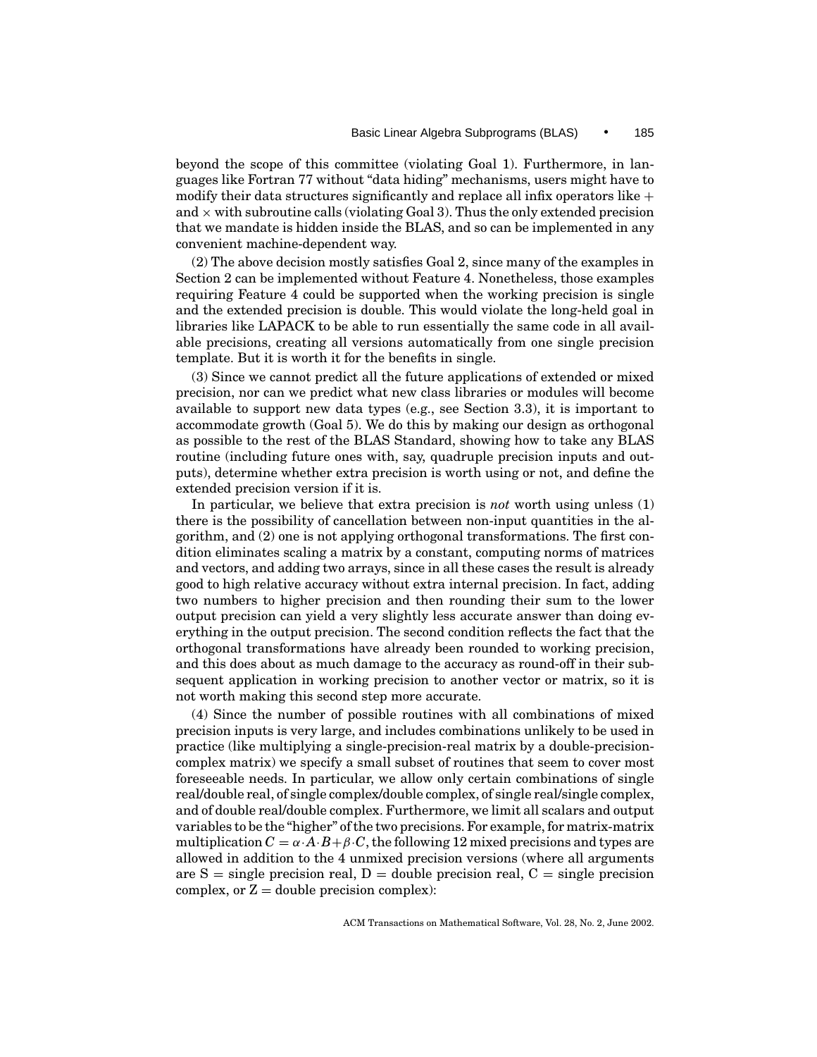beyond the scope of this committee (violating Goal 1). Furthermore, in languages like Fortran 77 without "data hiding" mechanisms, users might have to modify their data structures significantly and replace all infix operators like $+$ and $\times$ with subroutine calls (violating Goal 3). Thus the only extended precision that we mandate is hidden inside the BLAS, and so can be implemented in any convenient machine-dependent way.

(2) The above decision mostly satisfies Goal 2, since many of the examples in Section 2 can be implemented without Feature 4. Nonetheless, those examples requiring Feature 4 could be supported when the working precision is single and the extended precision is double. This would violate the long-held goal in libraries like LAPACK to be able to run essentially the same code in all available precisions, creating all versions automatically from one single precision template. But it is worth it for the benefits in single.

(3) Since we cannot predict all the future applications of extended or mixed precision, nor can we predict what new class libraries or modules will become available to support new data types (e.g., see Section 3.3), it is important to accommodate growth (Goal 5). We do this by making our design as orthogonal as possible to the rest of the BLAS Standard, showing how to take any BLAS routine (including future ones with, say, quadruple precision inputs and outputs), determine whether extra precision is worth using or not, and define the extended precision version if it is.

In particular, we believe that extra precision is *not* worth using unless (1) there is the possibility of cancellation between non-input quantities in the algorithm, and (2) one is not applying orthogonal transformations. The first condition eliminates scaling a matrix by a constant, computing norms of matrices and vectors, and adding two arrays, since in all these cases the result is already good to high relative accuracy without extra internal precision. In fact, adding two numbers to higher precision and then rounding their sum to the lower output precision can yield a very slightly less accurate answer than doing everything in the output precision. The second condition reflects the fact that the orthogonal transformations have already been rounded to working precision, and this does about as much damage to the accuracy as round-off in their subsequent application in working precision to another vector or matrix, so it is not worth making this second step more accurate.

(4) Since the number of possible routines with all combinations of mixed precision inputs is very large, and includes combinations unlikely to be used in practice (like multiplying a single-precision-real matrix by a double-precision-complex matrix) we specify a small subset of routines that seem to cover most foreseeable needs. In particular, we allow only certain combinations of single real/double real, of single complex/double complex, of single real/single complex, and of double real/double complex. Furthermore, we limit all scalars and output variables to be the "higher" of the two precisions. For example, for matrix-matrix multiplication $C = \alpha \cdot A \cdot B + \beta \cdot C$, the following 12 mixed precisions and types are allowed in addition to the 4 unmixed precision versions (where all arguments are S = single precision real, D = double precision real, C = single precision complex, or Z = double precision complex):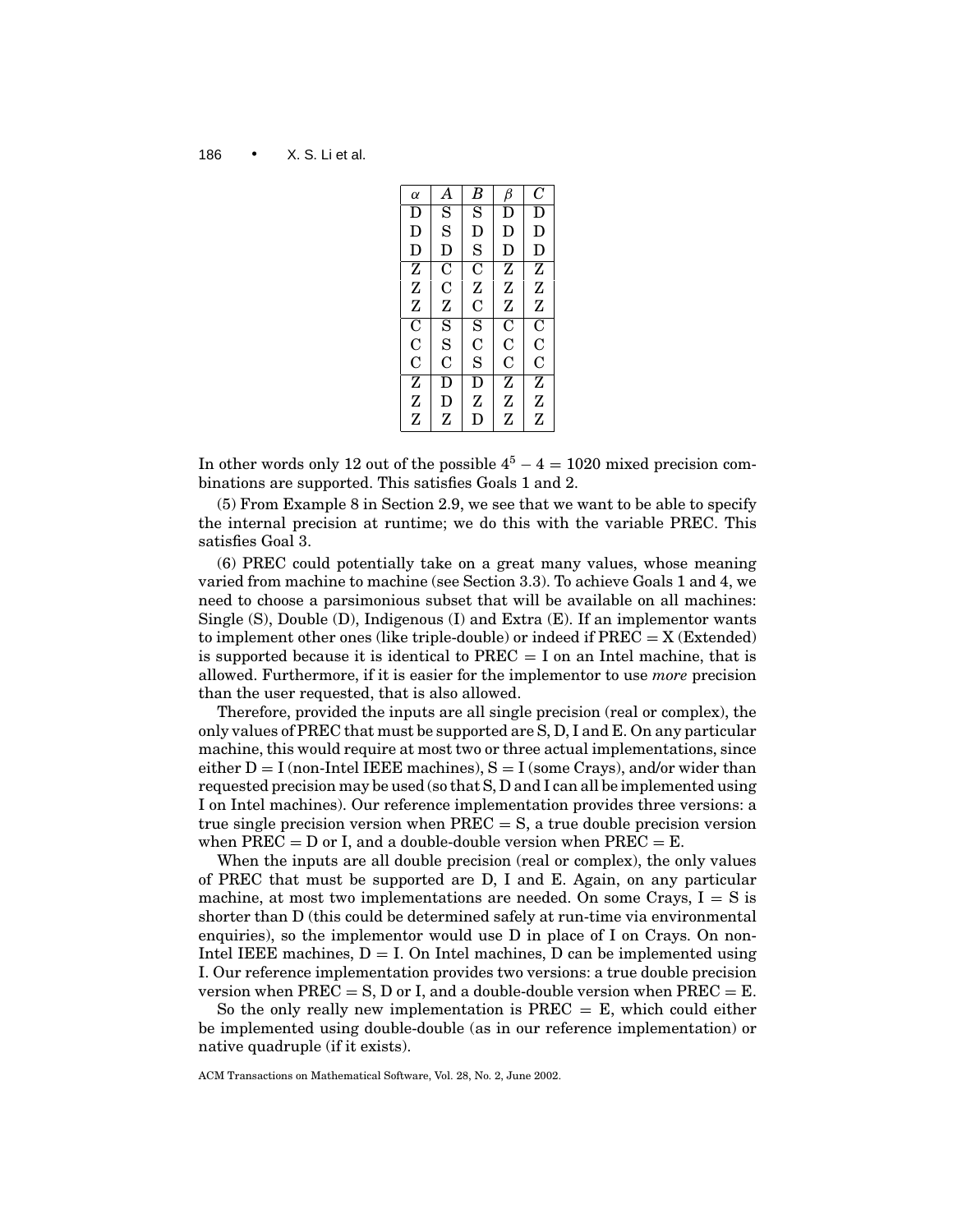| $\alpha$ | $A$ | $B$ | $\beta$ | $C$ |
|---|---|---|---|---|
| D | S | S | D | D |
| D | S | D | D | D |
| D | D | S | D | D |
| Z | C | C | Z | Z |
| Z | C | Z | Z | Z |
| Z | Z | C | Z | Z |
| C | S | S | C | C |
| C | S | C | C | C |
| C | C | S | C | C |
| Z | D | D | Z | Z |
| Z | D | Z | Z | Z |
| Z | Z | D | Z | Z |

In other words only 12 out of the possible $4^5 - 4 = 1020$ mixed precision combinations are supported. This satisfies Goals 1 and 2.

(5) From Example 8 in Section 2.9, we see that we want to be able to specify the internal precision at runtime; we do this with the variable PREC. This satisfies Goal 3.

(6) PREC could potentially take on a great many values, whose meaning varied from machine to machine (see Section 3.3). To achieve Goals 1 and 4, we need to choose a parsimonious subset that will be available on all machines: Single (S), Double (D), Indigenous (I) and Extra (E). If an implementor wants to implement other ones (like triple-double) or indeed if PREC = X (Extended) is supported because it is identical to PREC = I on an Intel machine, that is allowed. Furthermore, if it is easier for the implementor to use *more* precision than the user requested, that is also allowed.

Therefore, provided the inputs are all single precision (real or complex), the only values of PREC that must be supported are S, D, I and E. On any particular machine, this would require at most two or three actual implementations, since either D = I (non-Intel IEEE machines), S = I (some Crays), and/or wider than requested precision may be used (so that S, D and I can all be implemented using I on Intel machines). Our reference implementation provides three versions: a true single precision version when PREC = S, a true double precision version when PREC = D or I, and a double-double version when PREC = E.

When the inputs are all double precision (real or complex), the only values of PREC that must be supported are D, I and E. Again, on any particular machine, at most two implementations are needed. On some Crays, I = S is shorter than D (this could be determined safely at run-time via environmental enquiries), so the implementor would use D in place of I on Crays. On non-Intel IEEE machines, D = I. On Intel machines, D can be implemented using I. Our reference implementation provides two versions: a true double precision version when PREC = S, D or I, and a double-double version when PREC = E.

So the only really new implementation is PREC = E, which could either be implemented using double-double (as in our reference implementation) or native quadruple (if it exists).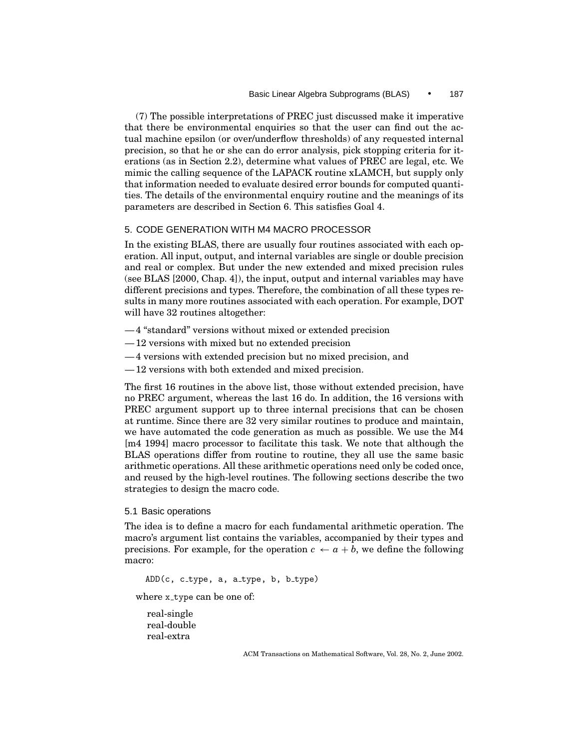(7) The possible interpretations of PREC just discussed make it imperative that there be environmental enquiries so that the user can find out the actual machine epsilon (or over/underflow thresholds) of any requested internal precision, so that he or she can do error analysis, pick stopping criteria for iterations (as in Section 2.2), determine what values of PREC are legal, etc. We mimic the calling sequence of the LAPACK routine xLAMCH, but supply only that information needed to evaluate desired error bounds for computed quantities. The details of the environmental enquiry routine and the meanings of its parameters are described in Section 6. This satisfies Goal 4.

## 5. CODE GENERATION WITH M4 MACRO PROCESSOR

In the existing BLAS, there are usually four routines associated with each operation. All input, output, and internal variables are single or double precision and real or complex. But under the new extended and mixed precision rules (see BLAS [2000, Chap. 4]), the input, output and internal variables may have different precisions and types. Therefore, the combination of all these types results in many more routines associated with each operation. For example, DOT will have 32 routines altogether:

— 4 "standard" versions without mixed or extended precision
— 12 versions with mixed but no extended precision
— 4 versions with extended precision but no mixed precision, and
— 12 versions with both extended and mixed precision.

The first 16 routines in the above list, those without extended precision, have no PREC argument, whereas the last 16 do. In addition, the 16 versions with PREC argument support up to three internal precisions that can be chosen at runtime. Since there are 32 very similar routines to produce and maintain, we have automated the code generation as much as possible. We use the M4 [m4 1994] macro processor to facilitate this task. We note that although the BLAS operations differ from routine to routine, they all use the same basic arithmetic operations. All these arithmetic operations need only be coded once, and reused by the high-level routines. The following sections describe the two strategies to design the macro code.

### 5.1 Basic operations

The idea is to define a macro for each fundamental arithmetic operation. The macro's argument list contains the variables, accompanied by their types and precisions. For example, for the operation $c \leftarrow a + b$, we define the following macro:

```
ADD(c, c_type, a, a_type, b, b_type)
```

where x_type can be one of:

real-single
real-double
real-extra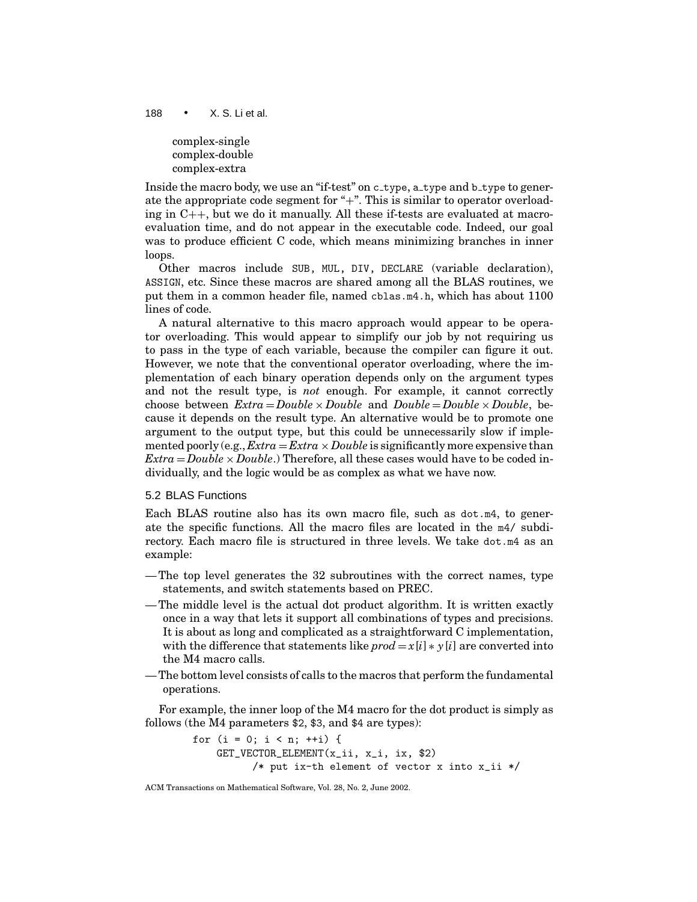complex-single
complex-double
complex-extra

Inside the macro body, we use an "if-test" on c_type, a_type and b_type to generate the appropriate code segment for "+". This is similar to operator overloading in C++, but we do it manually. All these if-tests are evaluated at macro-evaluation time, and do not appear in the executable code. Indeed, our goal was to produce efficient C code, which means minimizing branches in inner loops.

Other macros include SUB, MUL, DIV, DECLARE (variable declaration), ASSIGN, etc. Since these macros are shared among all the BLAS routines, we put them in a common header file, named cblas.m4.h, which has about 1100 lines of code.

A natural alternative to this macro approach would appear to be operator overloading. This would appear to simplify our job by not requiring us to pass in the type of each variable, because the compiler can figure it out. However, we note that the conventional operator overloading, where the implementation of each binary operation depends only on the argument types and not the result type, is *not* enough. For example, it cannot correctly choose between $Extra = Double \times Double$ and $Double = Double \times Double$, because it depends on the result type. An alternative would be to promote one argument to the output type, but this could be unnecessarily slow if implemented poorly (e.g., $Extra = Extra \times Double$ is significantly more expensive than $Extra = Double \times Double$.) Therefore, all these cases would have to be coded individually, and the logic would be as complex as what we have now.

## 5.2 BLAS Functions

Each BLAS routine also has its own macro file, such as dot.m4, to generate the specific functions. All the macro files are located in the m4/ subdirectory. Each macro file is structured in three levels. We take dot.m4 as an example:

- The top level generates the 32 subroutines with the correct names, type statements, and switch statements based on PREC.
- The middle level is the actual dot product algorithm. It is written exactly once in a way that lets it support all combinations of types and precisions. It is about as long and complicated as a straightforward C implementation, with the difference that statements like $prod = x[i] * y[i]$ are converted into the M4 macro calls.
- The bottom level consists of calls to the macros that perform the fundamental operations.

For example, the inner loop of the M4 macro for the dot product is simply as follows (the M4 parameters $2, $3, and $4 are types):

```
for (i = 0; i < n; ++i) {
    GET_VECTOR_ELEMENT(x_ii, x_i, ix, $2)
        /* put ix-th element of vector x into x_ii */
```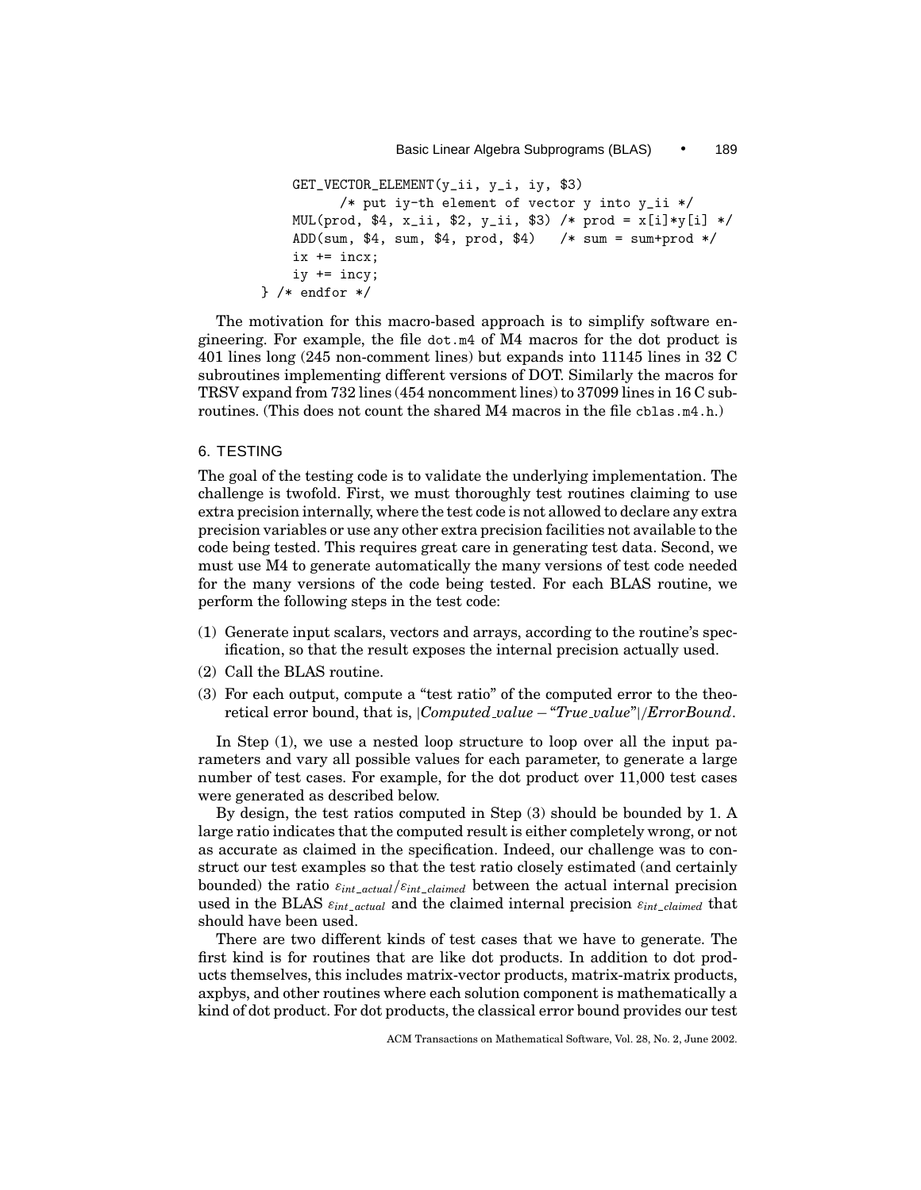```
        GET_VECTOR_ELEMENT(y_ii, y_i, iy, $3)
              /* put iy-th element of vector y into y_ii */
        MUL(prod, $4, x_ii, $2, y_ii, $3) /* prod = x[i]*y[i] */
        ADD(sum, $4, sum, $4, prod, $4)   /* sum = sum+prod */
        ix += incx;
        iy += incy;
    } /* endfor */
```

The motivation for this macro-based approach is to simplify software engineering. For example, the file dot.m4 of M4 macros for the dot product is 401 lines long (245 non-comment lines) but expands into 11145 lines in 32 C subroutines implementing different versions of DOT. Similarly the macros for TRSV expand from 732 lines (454 noncomment lines) to 37099 lines in 16 C subroutines. (This does not count the shared M4 macros in the file cblas.m4.h.)

## 6. TESTING

The goal of the testing code is to validate the underlying implementation. The challenge is twofold. First, we must thoroughly test routines claiming to use extra precision internally, where the test code is not allowed to declare any extra precision variables or use any other extra precision facilities not available to the code being tested. This requires great care in generating test data. Second, we must use M4 to generate automatically the many versions of test code needed for the many versions of the code being tested. For each BLAS routine, we perform the following steps in the test code:

(1) Generate input scalars, vectors and arrays, according to the routine's specification, so that the result exposes the internal precision actually used.
(2) Call the BLAS routine.
(3) For each output, compute a "test ratio" of the computed error to the theoretical error bound, that is, $|Computed\_value - \text{“}True\_value\text{”}|/ErrorBound$.

In Step (1), we use a nested loop structure to loop over all the input parameters and vary all possible values for each parameter, to generate a large number of test cases. For example, for the dot product over 11,000 test cases were generated as described below.

By design, the test ratios computed in Step (3) should be bounded by 1. A large ratio indicates that the computed result is either completely wrong, or not as accurate as claimed in the specification. Indeed, our challenge was to construct our test examples so that the test ratio closely estimated (and certainly bounded) the ratio $\varepsilon_{int\_actual}/\varepsilon_{int\_claimed}$ between the actual internal precision used in the BLAS $\varepsilon_{int\_actual}$ and the claimed internal precision $\varepsilon_{int\_claimed}$ that should have been used.

There are two different kinds of test cases that we have to generate. The first kind is for routines that are like dot products. In addition to dot products themselves, this includes matrix-vector products, matrix-matrix products, axpbys, and other routines where each solution component is mathematically a kind of dot product. For dot products, the classical error bound provides our test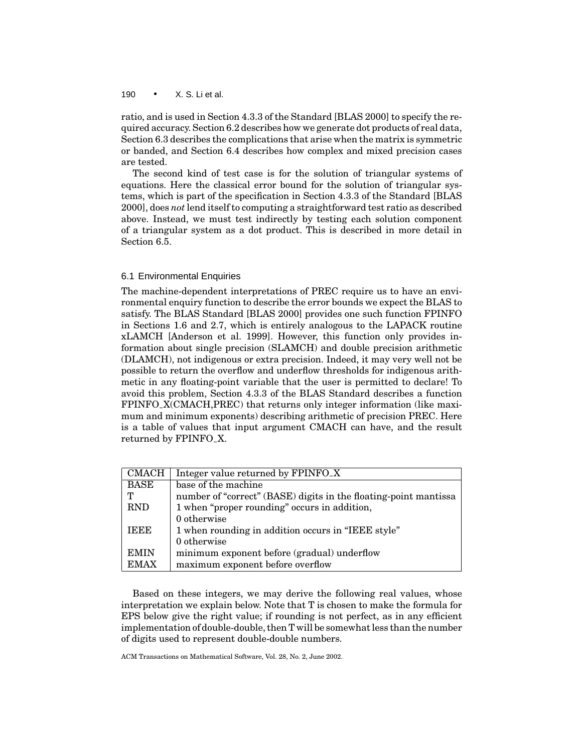ratio, and is used in Section 4.3.3 of the Standard [BLAS 2000] to specify the required accuracy. Section 6.2 describes how we generate dot products of real data, Section 6.3 describes the complications that arise when the matrix is symmetric or banded, and Section 6.4 describes how complex and mixed precision cases are tested.

The second kind of test case is for the solution of triangular systems of equations. Here the classical error bound for the solution of triangular systems, which is part of the specification in Section 4.3.3 of the Standard [BLAS 2000], does *not* lend itself to computing a straightforward test ratio as described above. Instead, we must test indirectly by testing each solution component of a triangular system as a dot product. This is described in more detail in Section 6.5.

### 6.1 Environmental Enquiries

The machine-dependent interpretations of PREC require us to have an environmental enquiry function to describe the error bounds we expect the BLAS to satisfy. The BLAS Standard [BLAS 2000] provides one such function FPINFO in Sections 1.6 and 2.7, which is entirely analogous to the LAPACK routine xLAMCH [Anderson et al. 1999]. However, this function only provides information about single precision (SLAMCH) and double precision arithmetic (DLAMCH), not indigenous or extra precision. Indeed, it may very well not be possible to return the overflow and underflow thresholds for indigenous arithmetic in any floating-point variable that the user is permitted to declare! To avoid this problem, Section 4.3.3 of the BLAS Standard describes a function FPINFO_X(CMACH,PREC) that returns only integer information (like maximum and minimum exponents) describing arithmetic of precision PREC. Here is a table of values that input argument CMACH can have, and the result returned by FPINFO_X.

| CMACH | Integer value returned by FPINFO_X |
|---|---|
| BASE | base of the machine |
| T | number of "correct" (BASE) digits in the floating-point mantissa |
| RND | 1 when "proper rounding" occurs in addition, 0 otherwise |
| IEEE | 1 when rounding in addition occurs in "IEEE style" 0 otherwise |
| EMIN | minimum exponent before (gradual) underflow |
| EMAX | maximum exponent before overflow |

Based on these integers, we may derive the following real values, whose interpretation we explain below. Note that T is chosen to make the formula for EPS below give the right value; if rounding is not perfect, as in any efficient implementation of double-double, then T will be somewhat less than the number of digits used to represent double-double numbers.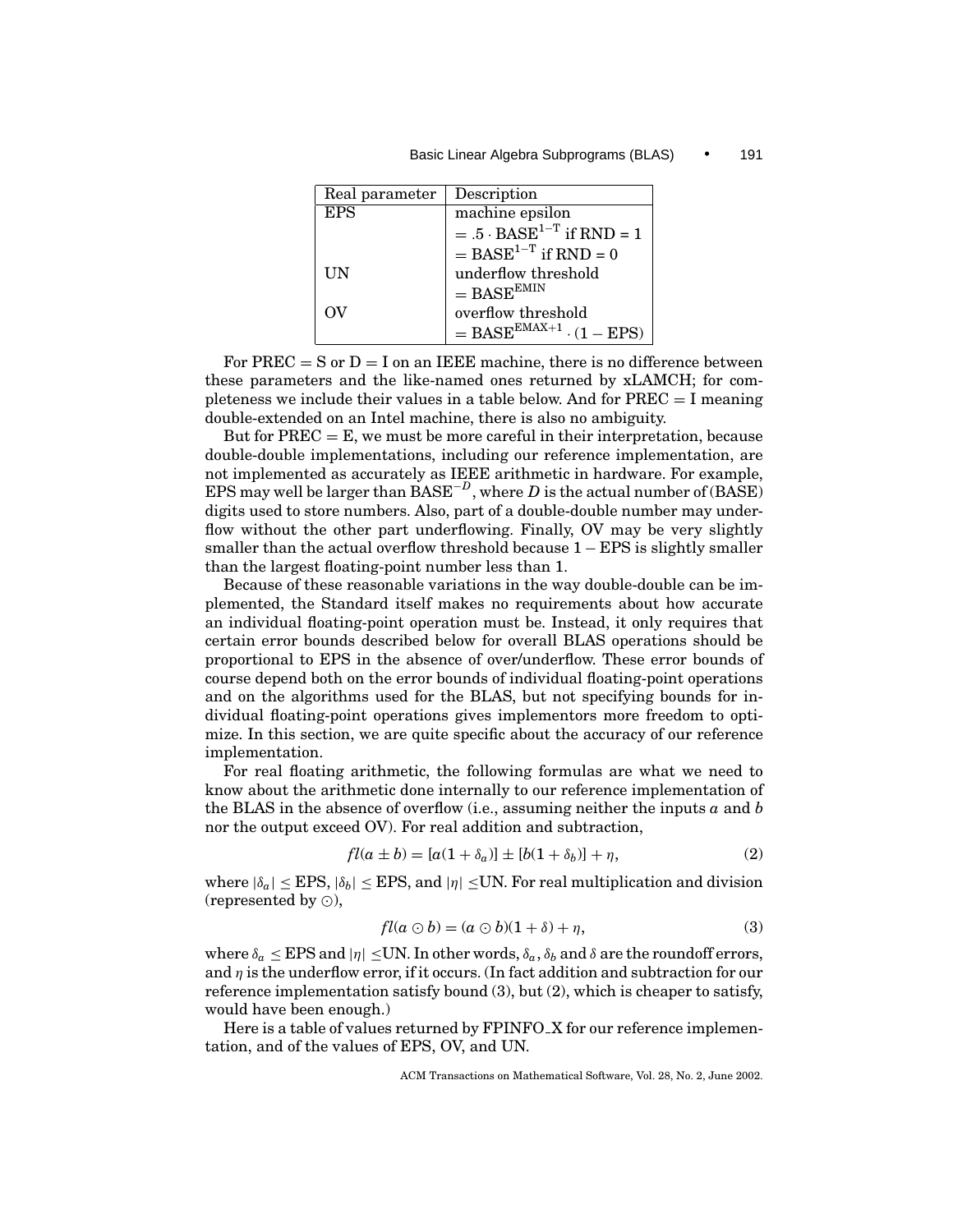| Real parameter | Description |
|---|---|
| EPS | machine epsilon |
| | $= .5 \cdot \mathrm{BASE}^{1-\mathrm{T}}$ if RND = 1 |
| | $= \mathrm{BASE}^{1-\mathrm{T}}$ if RND = 0 |
| UN | underflow threshold |
| | $= \mathrm{BASE}^{\mathrm{EMIN}}$ |
| OV | overflow threshold |
| | $= \mathrm{BASE}^{\mathrm{EMAX}+1} \cdot (1 - \mathrm{EPS})$ |

For PREC = S or D = I on an IEEE machine, there is no difference between these parameters and the like-named ones returned by xLAMCH; for completeness we include their values in a table below. And for PREC = I meaning double-extended on an Intel machine, there is also no ambiguity.

But for PREC = E, we must be more careful in their interpretation, because double-double implementations, including our reference implementation, are not implemented as accurately as IEEE arithmetic in hardware. For example, EPS may well be larger than $\mathrm{BASE}^{-D}$, where $D$ is the actual number of (BASE) digits used to store numbers. Also, part of a double-double number may underflow without the other part underflowing. Finally, OV may be very slightly smaller than the actual overflow threshold because 1 − EPS is slightly smaller than the largest floating-point number less than 1.

Because of these reasonable variations in the way double-double can be implemented, the Standard itself makes no requirements about how accurate an individual floating-point operation must be. Instead, it only requires that certain error bounds described below for overall BLAS operations should be proportional to EPS in the absence of over/underflow. These error bounds of course depend both on the error bounds of individual floating-point operations and on the algorithms used for the BLAS, but not specifying bounds for individual floating-point operations gives implementors more freedom to optimize. In this section, we are quite specific about the accuracy of our reference implementation.

For real floating arithmetic, the following formulas are what we need to know about the arithmetic done internally to our reference implementation of the BLAS in the absence of overflow (i.e., assuming neither the inputs $a$ and $b$ nor the output exceed OV). For real addition and subtraction,

$$fl(a \pm b) = [a(1 + \delta_a)] \pm [b(1 + \delta_b)] + \eta, \tag{2}$$

where $|\delta_a| \leq \mathrm{EPS}$, $|\delta_b| \leq \mathrm{EPS}$, and $|\eta| \leq \mathrm{UN}$. For real multiplication and division (represented by $\odot$),

$$fl(a \odot b) = (a \odot b)(1 + \delta) + \eta, \tag{3}$$

where $\delta_a \leq \mathrm{EPS}$ and $|\eta| \leq \mathrm{UN}$. In other words, $\delta_a$, $\delta_b$ and $\delta$ are the roundoff errors, and $\eta$ is the underflow error, if it occurs. (In fact addition and subtraction for our reference implementation satisfy bound (3), but (2), which is cheaper to satisfy, would have been enough.)

Here is a table of values returned by FPINFO_X for our reference implementation, and of the values of EPS, OV, and UN.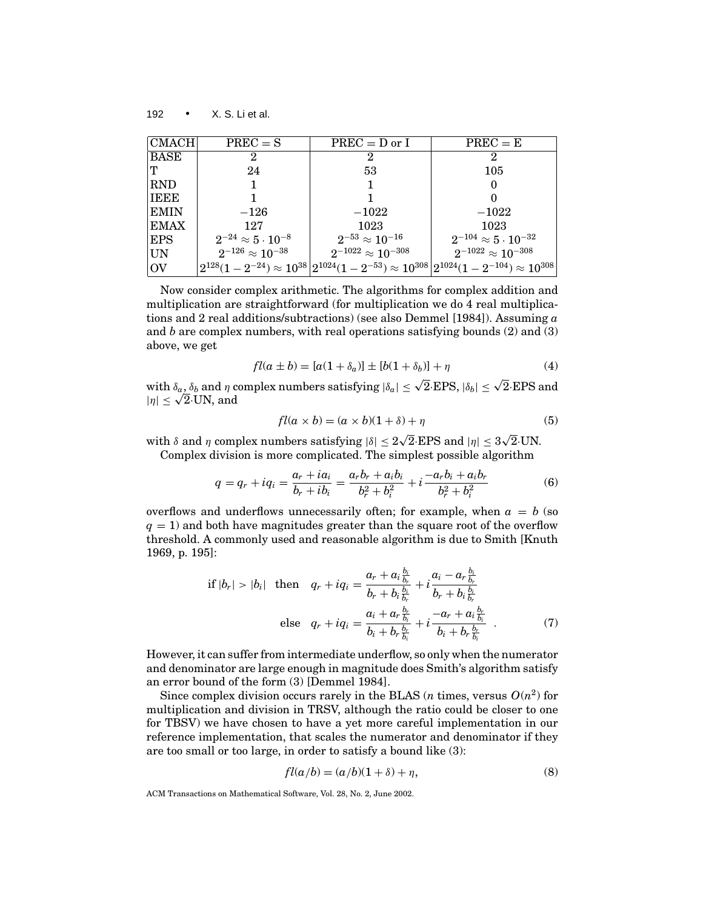| CMACH | PREC = S | PREC = D or I | PREC = E |
|---|---|---|---|
| BASE | 2 | 2 | 2 |
| T | 24 | 53 | 105 |
| RND | 1 | 1 | 0 |
| IEEE | 1 | 1 | 0 |
| EMIN | $-126$ | $-1022$ | $-1022$ |
| EMAX | 127 | 1023 | 1023 |
| EPS | $2^{-24} \approx 5 \cdot 10^{-8}$ | $2^{-53} \approx 10^{-16}$ | $2^{-104} \approx 5 \cdot 10^{-32}$ |
| UN | $2^{-126} \approx 10^{-38}$ | $2^{-1022} \approx 10^{-308}$ | $2^{-1022} \approx 10^{-308}$ |
| OV | $2^{128}(1-2^{-24}) \approx 10^{38}$ | $2^{1024}(1-2^{-53}) \approx 10^{308}$ | $2^{1024}(1-2^{-104}) \approx 10^{308}$ |

Now consider complex arithmetic. The algorithms for complex addition and multiplication are straightforward (for multiplication we do 4 real multiplications and 2 real additions/subtractions) (see also Demmel [1984]). Assuming $a$ and $b$ are complex numbers, with real operations satisfying bounds (2) and (3) above, we get

$$fl(a \pm b) = [a(1+\delta_a)] \pm [b(1+\delta_b)] + \eta \tag{4}$$

with $\delta_a$, $\delta_b$ and $\eta$ complex numbers satisfying $|\delta_a| \leq \sqrt{2}\cdot$EPS, $|\delta_b| \leq \sqrt{2}\cdot$EPS and $|\eta| \leq \sqrt{2}\cdot$UN, and

$$fl(a \times b) = (a \times b)(1+\delta) + \eta \tag{5}$$

with $\delta$ and $\eta$ complex numbers satisfying $|\delta| \leq 2\sqrt{2}\cdot$EPS and $|\eta| \leq 3\sqrt{2}\cdot$UN.

Complex division is more complicated. The simplest possible algorithm

$$q = q_r + iq_i = \frac{a_r + ia_i}{b_r + ib_i} = \frac{a_r b_r + a_i b_i}{b_r^2 + b_i^2} + i\frac{-a_r b_i + a_i b_r}{b_r^2 + b_i^2} \tag{6}$$

overflows and underflows unnecessarily often; for example, when $a = b$ (so $q = 1$) and both have magnitudes greater than the square root of the overflow threshold. A commonly used and reasonable algorithm is due to Smith [Knuth 1969, p. 195]:

$$\begin{aligned} \text{if } |b_r| > |b_i| \quad \text{then} \quad q_r + iq_i &= \frac{a_r + a_i \frac{b_i}{b_r}}{b_r + b_i \frac{b_i}{b_r}} + i\frac{a_i - a_r \frac{b_i}{b_r}}{b_r + b_i \frac{b_i}{b_r}} \\ \text{else} \quad q_r + iq_i &= \frac{a_i + a_r \frac{b_r}{b_i}}{b_i + b_r \frac{b_r}{b_i}} + i\frac{-a_r + a_i \frac{b_r}{b_i}}{b_i + b_r \frac{b_r}{b_i}} \quad . \end{aligned} \tag{7}$$

However, it can suffer from intermediate underflow, so only when the numerator and denominator are large enough in magnitude does Smith's algorithm satisfy an error bound of the form (3) [Demmel 1984].

Since complex division occurs rarely in the BLAS ($n$ times, versus $O(n^2)$ for multiplication and division in TRSV, although the ratio could be closer to one for TBSV) we have chosen to have a yet more careful implementation in our reference implementation, that scales the numerator and denominator if they are too small or too large, in order to satisfy a bound like (3):

$$fl(a/b) = (a/b)(1+\delta) + \eta, \tag{8}$$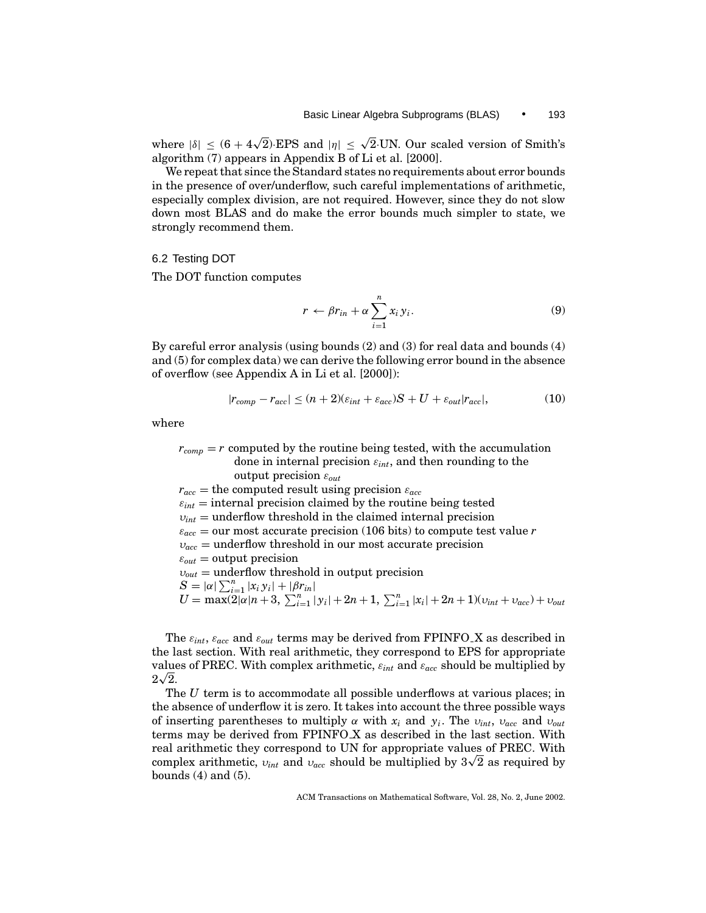where $|\delta| \leq (6 + 4\sqrt{2})\cdot$EPS and $|\eta| \leq \sqrt{2}\cdot$UN. Our scaled version of Smith's algorithm (7) appears in Appendix B of Li et al. [2000].

We repeat that since the Standard states no requirements about error bounds in the presence of over/underflow, such careful implementations of arithmetic, especially complex division, are not required. However, since they do not slow down most BLAS and do make the error bounds much simpler to state, we strongly recommend them.

### 6.2 Testing DOT

The DOT function computes

$$r \leftarrow \beta r_{in} + \alpha \sum_{i=1}^{n} x_i y_i. \tag{9}$$

By careful error analysis (using bounds (2) and (3) for real data and bounds (4) and (5) for complex data) we can derive the following error bound in the absence of overflow (see Appendix A in Li et al. [2000]):

$$|r_{comp} - r_{acc}| \leq (n+2)(\varepsilon_{int} + \varepsilon_{acc})S + U + \varepsilon_{out}|r_{acc}|, \tag{10}$$

where

- $r_{comp} = r$ computed by the routine being tested, with the accumulation done in internal precision $\varepsilon_{int}$, and then rounding to the output precision $\varepsilon_{out}$
- $r_{acc} =$ the computed result using precision $\varepsilon_{acc}$
- $\varepsilon_{int} =$ internal precision claimed by the routine being tested
- $\upsilon_{int} =$ underflow threshold in the claimed internal precision
- $\varepsilon_{acc} =$ our most accurate precision (106 bits) to compute test value $r$
- $\upsilon_{acc} =$ underflow threshold in our most accurate precision
- $\varepsilon_{out} =$ output precision
- $\upsilon_{out} =$ underflow threshold in output precision
- $S = |\alpha| \sum_{i=1}^{n} |x_i y_i| + |\beta r_{in}|$
- $U = \max(2|\alpha|n+3,\ \sum_{i=1}^{n} |y_i| + 2n+1,\ \sum_{i=1}^{n} |x_i| + 2n+1)(\upsilon_{int} + \upsilon_{acc}) + \upsilon_{out}$

The $\varepsilon_{int}$, $\varepsilon_{acc}$ and $\varepsilon_{out}$ terms may be derived from FPINFO_X as described in the last section. With real arithmetic, they correspond to EPS for appropriate values of PREC. With complex arithmetic, $\varepsilon_{int}$ and $\varepsilon_{acc}$ should be multiplied by $2\sqrt{2}$.

The $U$ term is to accommodate all possible underflows at various places; in the absence of underflow it is zero. It takes into account the three possible ways of inserting parentheses to multiply $\alpha$ with $x_i$ and $y_i$. The $\upsilon_{int}$, $\upsilon_{acc}$ and $\upsilon_{out}$ terms may be derived from FPINFO_X as described in the last section. With real arithmetic they correspond to UN for appropriate values of PREC. With complex arithmetic, $\upsilon_{int}$ and $\upsilon_{acc}$ should be multiplied by $3\sqrt{2}$ as required by bounds (4) and (5).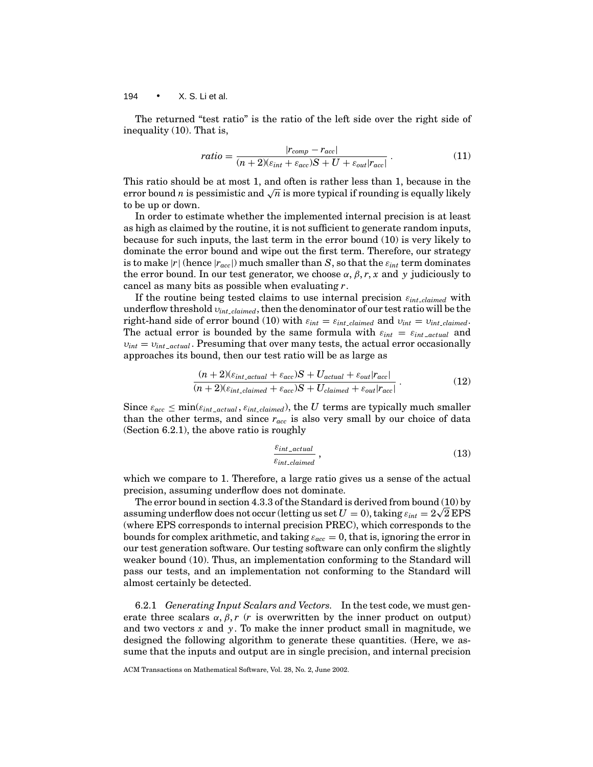The returned "test ratio" is the ratio of the left side over the right side of inequality (10). That is,

$$ratio = \frac{|r_{comp} - r_{acc}|}{(n+2)(\varepsilon_{int} + \varepsilon_{acc})S + U + \varepsilon_{out}|r_{acc}|}. \tag{11}$$

This ratio should be at most 1, and often is rather less than 1, because in the error bound $n$ is pessimistic and $\sqrt{n}$ is more typical if rounding is equally likely to be up or down.

In order to estimate whether the implemented internal precision is at least as high as claimed by the routine, it is not sufficient to generate random inputs, because for such inputs, the last term in the error bound (10) is very likely to dominate the error bound and wipe out the first term. Therefore, our strategy is to make $|r|$ (hence $|r_{acc}|$) much smaller than $S$, so that the $\varepsilon_{int}$ term dominates the error bound. In our test generator, we choose $\alpha, \beta, r, x$ and $y$ judiciously to cancel as many bits as possible when evaluating $r$.

If the routine being tested claims to use internal precision $\varepsilon_{int\_claimed}$ with underflow threshold $\upsilon_{int\_claimed}$, then the denominator of our test ratio will be the right-hand side of error bound (10) with $\varepsilon_{int} = \varepsilon_{int\_claimed}$ and $\upsilon_{int} = \upsilon_{int\_claimed}$. The actual error is bounded by the same formula with $\varepsilon_{int} = \varepsilon_{int\_actual}$ and $\upsilon_{int} = \upsilon_{int\_actual}$. Presuming that over many tests, the actual error occasionally approaches its bound, then our test ratio will be as large as

$$\frac{(n+2)(\varepsilon_{int\_actual} + \varepsilon_{acc})S + U_{actual} + \varepsilon_{out}|r_{acc}|}{(n+2)(\varepsilon_{int\_claimed} + \varepsilon_{acc})S + U_{claimed} + \varepsilon_{out}|r_{acc}|}. \tag{12}$$

Since $\varepsilon_{acc} \leq \min(\varepsilon_{int\_actual}, \varepsilon_{int\_claimed})$, the $U$ terms are typically much smaller than the other terms, and since $r_{acc}$ is also very small by our choice of data (Section 6.2.1), the above ratio is roughly

$$\frac{\varepsilon_{int\_actual}}{\varepsilon_{int\_claimed}}, \tag{13}$$

which we compare to 1. Therefore, a large ratio gives us a sense of the actual precision, assuming underflow does not dominate.

The error bound in section 4.3.3 of the Standard is derived from bound (10) by assuming underflow does not occur (letting us set $U = 0$), taking $\varepsilon_{int} = 2\sqrt{2}\,\text{EPS}$ (where EPS corresponds to internal precision PREC), which corresponds to the bounds for complex arithmetic, and taking $\varepsilon_{acc} = 0$, that is, ignoring the error in our test generation software. Our testing software can only confirm the slightly weaker bound (10). Thus, an implementation conforming to the Standard will pass our tests, and an implementation not conforming to the Standard will almost certainly be detected.

6.2.1 *Generating Input Scalars and Vectors.* In the test code, we must generate three scalars $\alpha, \beta, r$ ($r$ is overwritten by the inner product on output) and two vectors $x$ and $y$. To make the inner product small in magnitude, we designed the following algorithm to generate these quantities. (Here, we assume that the inputs and output are in single precision, and internal precision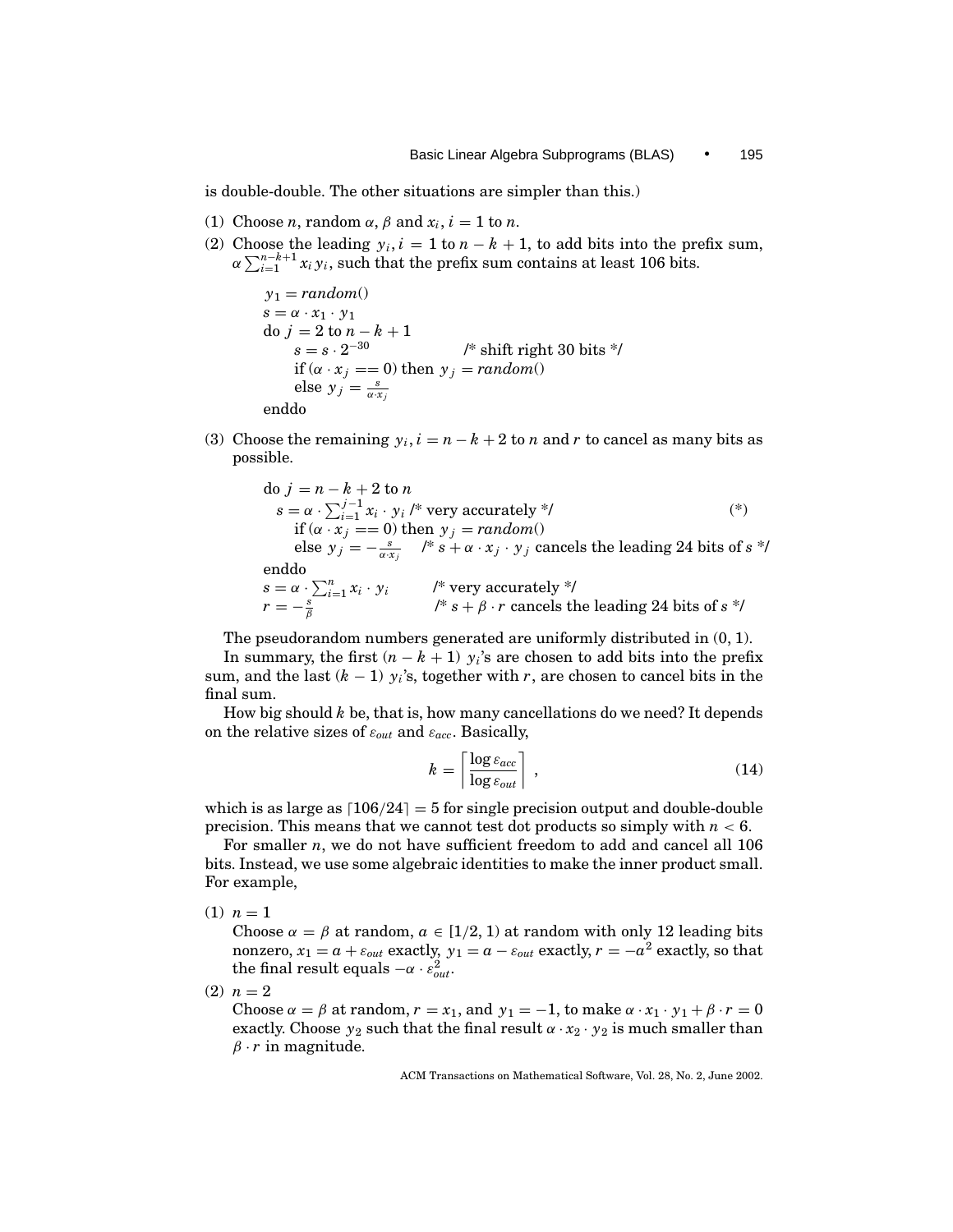is double-double. The other situations are simpler than this.)

(1) Choose $n$, random $\alpha$, $\beta$ and $x_i$, $i = 1$ to $n$.

(2) Choose the leading $y_i, i = 1$ to $n - k + 1$, to add bits into the prefix sum, $\alpha \sum_{i=1}^{n-k+1} x_i y_i$, such that the prefix sum contains at least 106 bits.

$y_1 = random()$
$s = \alpha \cdot x_1 \cdot y_1$
do $j = 2$ to $n - k + 1$
  $s = s \cdot 2^{-30}$  /* shift right 30 bits */
  if $(\alpha \cdot x_j == 0)$ then $y_j = random()$
  else $y_j = \frac{s}{\alpha \cdot x_j}$
enddo

(3) Choose the remaining $y_i, i = n - k + 2$ to $n$ and $r$ to cancel as many bits as possible.

do $j = n - k + 2$ to $n$
  $s = \alpha \cdot \sum_{i=1}^{j-1} x_i \cdot y_i$ /* very accurately */  (*)
  if $(\alpha \cdot x_j == 0)$ then $y_j = random()$
  else $y_j = -\frac{s}{\alpha \cdot x_j}$  /* $s + \alpha \cdot x_j \cdot y_j$ cancels the leading 24 bits of $s$ */
enddo
$s = \alpha \cdot \sum_{i=1}^{n} x_i \cdot y_i$  /* very accurately */
$r = -\frac{s}{\beta}$  /* $s + \beta \cdot r$ cancels the leading 24 bits of $s$ */

The pseudorandom numbers generated are uniformly distributed in $(0, 1)$.

In summary, the first $(n - k + 1)$ $y_i$'s are chosen to add bits into the prefix sum, and the last $(k - 1)$ $y_i$'s, together with $r$, are chosen to cancel bits in the final sum.

How big should $k$ be, that is, how many cancellations do we need? It depends on the relative sizes of $\varepsilon_{out}$ and $\varepsilon_{acc}$. Basically,

$$k = \left\lceil \frac{\log \varepsilon_{acc}}{\log \varepsilon_{out}} \right\rceil, \tag{14}$$

which is as large as $\lceil 106/24 \rceil = 5$ for single precision output and double-double precision. This means that we cannot test dot products so simply with $n < 6$.

For smaller $n$, we do not have sufficient freedom to add and cancel all 106 bits. Instead, we use some algebraic identities to make the inner product small. For example,

(1) $n = 1$
Choose $\alpha = \beta$ at random, $a \in [1/2, 1)$ at random with only 12 leading bits nonzero, $x_1 = a + \varepsilon_{out}$ exactly, $y_1 = a - \varepsilon_{out}$ exactly, $r = -a^2$ exactly, so that the final result equals $-\alpha \cdot \varepsilon_{out}^2$.

(2) $n = 2$
Choose $\alpha = \beta$ at random, $r = x_1$, and $y_1 = -1$, to make $\alpha \cdot x_1 \cdot y_1 + \beta \cdot r = 0$ exactly. Choose $y_2$ such that the final result $\alpha \cdot x_2 \cdot y_2$ is much smaller than $\beta \cdot r$ in magnitude.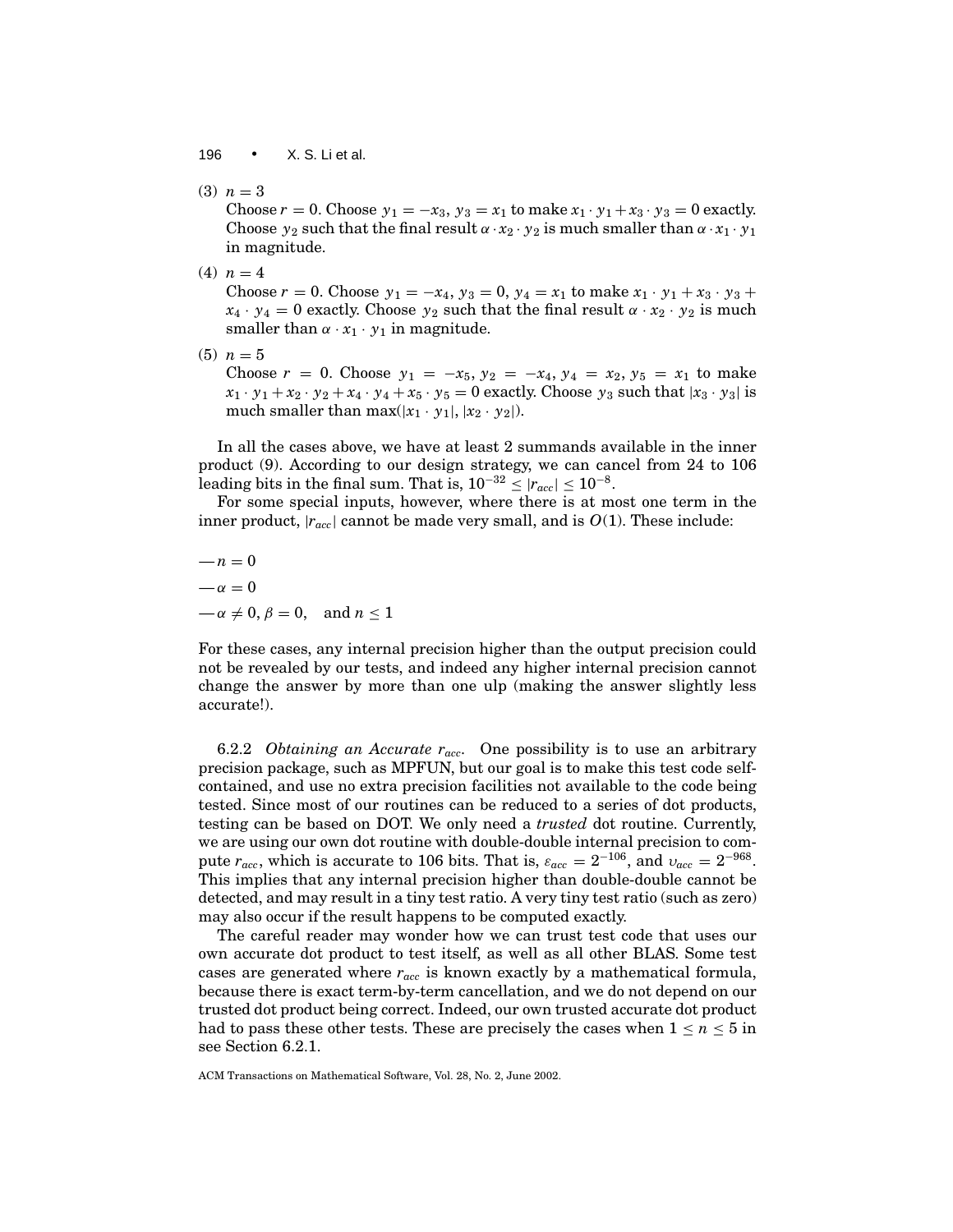(3) $n = 3$

Choose $r = 0$. Choose $y_1 = -x_3$, $y_3 = x_1$ to make $x_1 \cdot y_1 + x_3 \cdot y_3 = 0$ exactly. Choose $y_2$ such that the final result $\alpha \cdot x_2 \cdot y_2$ is much smaller than $\alpha \cdot x_1 \cdot y_1$ in magnitude.

(4) $n = 4$

Choose $r = 0$. Choose $y_1 = -x_4$, $y_3 = 0$, $y_4 = x_1$ to make $x_1 \cdot y_1 + x_3 \cdot y_3 + x_4 \cdot y_4 = 0$ exactly. Choose $y_2$ such that the final result $\alpha \cdot x_2 \cdot y_2$ is much smaller than $\alpha \cdot x_1 \cdot y_1$ in magnitude.

(5) $n = 5$

Choose $r = 0$. Choose $y_1 = -x_5$, $y_2 = -x_4$, $y_4 = x_2$, $y_5 = x_1$ to make $x_1 \cdot y_1 + x_2 \cdot y_2 + x_4 \cdot y_4 + x_5 \cdot y_5 = 0$ exactly. Choose $y_3$ such that $|x_3 \cdot y_3|$ is much smaller than $\max(|x_1 \cdot y_1|, |x_2 \cdot y_2|)$.

In all the cases above, we have at least 2 summands available in the inner product (9). According to our design strategy, we can cancel from 24 to 106 leading bits in the final sum. That is, $10^{-32} \le |r_{acc}| \le 10^{-8}$.

For some special inputs, however, where there is at most one term in the inner product, $|r_{acc}|$ cannot be made very small, and is $O(1)$. These include:

— $n = 0$

— $\alpha = 0$

— $\alpha \neq 0, \beta = 0, \quad \text{and } n \le 1$

For these cases, any internal precision higher than the output precision could not be revealed by our tests, and indeed any higher internal precision cannot change the answer by more than one ulp (making the answer slightly less accurate!).

6.2.2 *Obtaining an Accurate $r_{acc}$.* One possibility is to use an arbitrary precision package, such as MPFUN, but our goal is to make this test code self-contained, and use no extra precision facilities not available to the code being tested. Since most of our routines can be reduced to a series of dot products, testing can be based on DOT. We only need a *trusted* dot routine. Currently, we are using our own dot routine with double-double internal precision to compute $r_{acc}$, which is accurate to 106 bits. That is, $\varepsilon_{acc} = 2^{-106}$, and $\upsilon_{acc} = 2^{-968}$. This implies that any internal precision higher than double-double cannot be detected, and may result in a tiny test ratio. A very tiny test ratio (such as zero) may also occur if the result happens to be computed exactly.

The careful reader may wonder how we can trust test code that uses our own accurate dot product to test itself, as well as all other BLAS. Some test cases are generated where $r_{acc}$ is known exactly by a mathematical formula, because there is exact term-by-term cancellation, and we do not depend on our trusted dot product being correct. Indeed, our own trusted accurate dot product had to pass these other tests. These are precisely the cases when $1 \le n \le 5$ in see Section 6.2.1.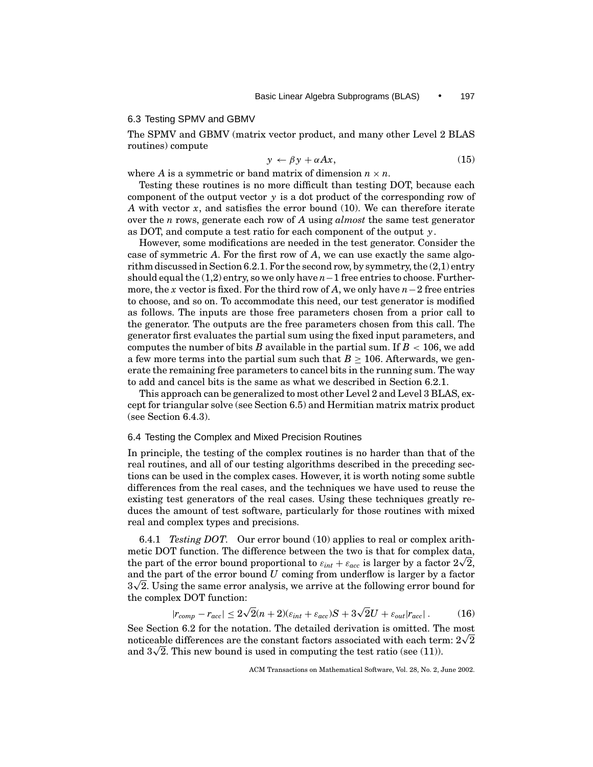### 6.3 Testing SPMV and GBMV

The SPMV and GBMV (matrix vector product, and many other Level 2 BLAS routines) compute

$$y \leftarrow \beta y + \alpha A x, \tag{15}$$

where $A$ is a symmetric or band matrix of dimension $n \times n$.

Testing these routines is no more difficult than testing DOT, because each component of the output vector $y$ is a dot product of the corresponding row of $A$ with vector $x$, and satisfies the error bound (10). We can therefore iterate over the $n$ rows, generate each row of $A$ using *almost* the same test generator as DOT, and compute a test ratio for each component of the output $y$.

However, some modifications are needed in the test generator. Consider the case of symmetric $A$. For the first row of $A$, we can use exactly the same algorithm discussed in Section 6.2.1. For the second row, by symmetry, the (2,1) entry should equal the (1,2) entry, so we only have $n-1$ free entries to choose. Furthermore, the $x$ vector is fixed. For the third row of $A$, we only have $n-2$ free entries to choose, and so on. To accommodate this need, our test generator is modified as follows. The inputs are those free parameters chosen from a prior call to the generator. The outputs are the free parameters chosen from this call. The generator first evaluates the partial sum using the fixed input parameters, and computes the number of bits $B$ available in the partial sum. If $B < 106$, we add a few more terms into the partial sum such that $B \geq 106$. Afterwards, we generate the remaining free parameters to cancel bits in the running sum. The way to add and cancel bits is the same as what we described in Section 6.2.1.

This approach can be generalized to most other Level 2 and Level 3 BLAS, except for triangular solve (see Section 6.5) and Hermitian matrix matrix product (see Section 6.4.3).

### 6.4 Testing the Complex and Mixed Precision Routines

In principle, the testing of the complex routines is no harder than that of the real routines, and all of our testing algorithms described in the preceding sections can be used in the complex cases. However, it is worth noting some subtle differences from the real cases, and the techniques we have used to reuse the existing test generators of the real cases. Using these techniques greatly reduces the amount of test software, particularly for those routines with mixed real and complex types and precisions.

6.4.1 *Testing DOT.* Our error bound (10) applies to real or complex arithmetic DOT function. The difference between the two is that for complex data, the part of the error bound proportional to $\varepsilon_{int} + \varepsilon_{acc}$ is larger by a factor $2\sqrt{2}$, and the part of the error bound $U$ coming from underflow is larger by a factor $3\sqrt{2}$. Using the same error analysis, we arrive at the following error bound for the complex DOT function:

$$|r_{comp} - r_{acc}| \leq 2\sqrt{2}(n+2)(\varepsilon_{int} + \varepsilon_{acc})S + 3\sqrt{2}U + \varepsilon_{out}|r_{acc}|\,. \tag{16}$$

See Section 6.2 for the notation. The detailed derivation is omitted. The most noticeable differences are the constant factors associated with each term: $2\sqrt{2}$ and $3\sqrt{2}$. This new bound is used in computing the test ratio (see (11)).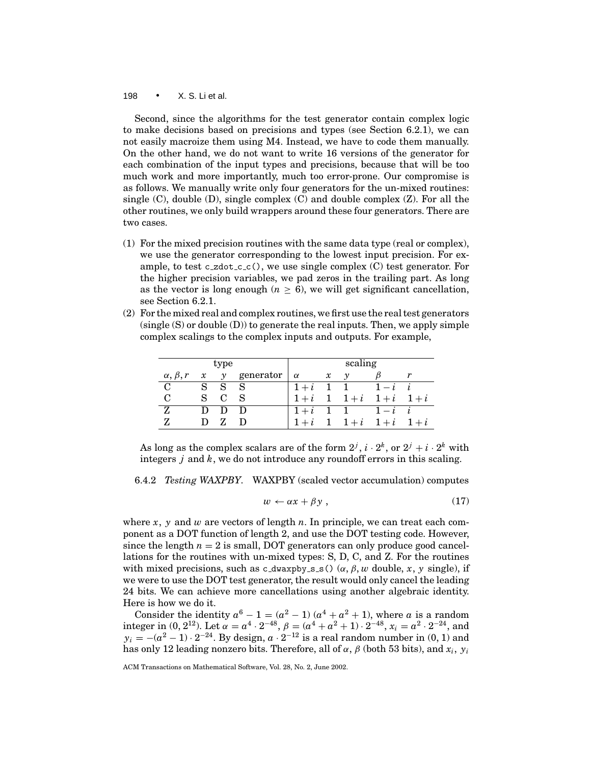Second, since the algorithms for the test generator contain complex logic to make decisions based on precisions and types (see Section 6.2.1), we can not easily macroize them using M4. Instead, we have to code them manually. On the other hand, we do not want to write 16 versions of the generator for each combination of the input types and precisions, because that will be too much work and more importantly, much too error-prone. Our compromise is as follows. We manually write only four generators for the un-mixed routines: single (C), double (D), single complex (C) and double complex (Z). For all the other routines, we only build wrappers around these four generators. There are two cases.

(1) For the mixed precision routines with the same data type (real or complex), we use the generator corresponding to the lowest input precision. For example, to test c_zdot_c_c(), we use single complex (C) test generator. For the higher precision variables, we pad zeros in the trailing part. As long as the vector is long enough ($n \geq 6$), we will get significant cancellation, see Section 6.2.1.

(2) For the mixed real and complex routines, we first use the real test generators (single (S) or double (D)) to generate the real inputs. Then, we apply simple complex scalings to the complex inputs and outputs. For example,

| type | | | | scaling | | | | |
|---|---|---|---|---|---|---|---|---|
| $\alpha, \beta, r$ | $x$ | $y$ | generator | $\alpha$ | $x$ | $y$ | $\beta$ | $r$ |
| C | S | S | S | $1+i$ | 1 | 1 | $1-i$ | $i$ |
| C | S | C | S | $1+i$ | 1 | $1+i$ | $1+i$ | $1+i$ |
| Z | D | D | D | $1+i$ | 1 | 1 | $1-i$ | $i$ |
| Z | D | Z | D | $1+i$ | 1 | $1+i$ | $1+i$ | $1+i$ |

As long as the complex scalars are of the form $2^j$, $i \cdot 2^k$, or $2^j + i \cdot 2^k$ with integers $j$ and $k$, we do not introduce any roundoff errors in this scaling.

6.4.2 *Testing WAXPBY*. WAXPBY (scaled vector accumulation) computes

$$w \leftarrow \alpha x + \beta y \,, \tag{17}$$

where $x$, $y$ and $w$ are vectors of length $n$. In principle, we can treat each component as a DOT function of length 2, and use the DOT testing code. However, since the length $n = 2$ is small, DOT generators can only produce good cancellations for the routines with un-mixed types: S, D, C, and Z. For the routines with mixed precisions, such as c_dwaxpby_s_s() ($\alpha, \beta, w$ double, $x$, $y$ single), if we were to use the DOT test generator, the result would only cancel the leading 24 bits. We can achieve more cancellations using another algebraic identity. Here is how we do it.

Consider the identity $a^6 - 1 = (a^2 - 1)\,(a^4 + a^2 + 1)$, where $a$ is a random integer in $(0, 2^{12})$. Let $\alpha = a^4 \cdot 2^{-48}$, $\beta = (a^4 + a^2 + 1) \cdot 2^{-48}$, $x_i = a^2 \cdot 2^{-24}$, and $y_i = -(a^2 - 1) \cdot 2^{-24}$. By design, $a \cdot 2^{-12}$ is a real random number in (0, 1) and has only 12 leading nonzero bits. Therefore, all of $\alpha$, $\beta$ (both 53 bits), and $x_i$, $y_i$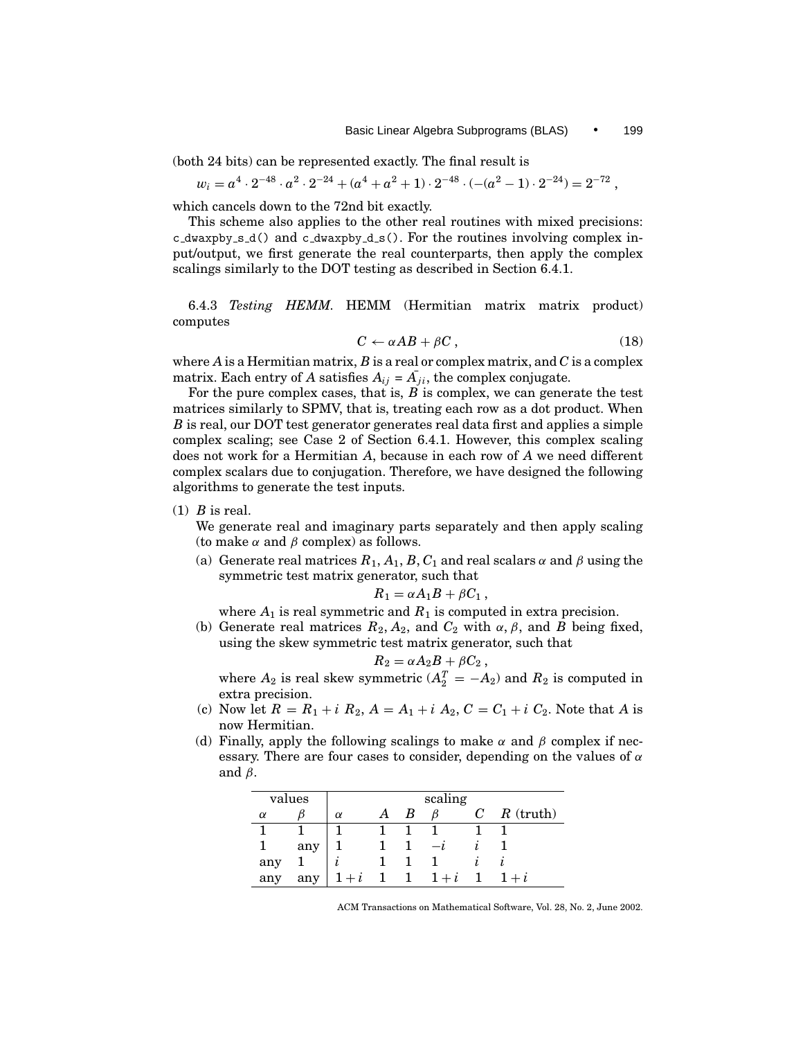(both 24 bits) can be represented exactly. The final result is

$$w_i = a^4 \cdot 2^{-48} \cdot a^2 \cdot 2^{-24} + (a^4 + a^2 + 1) \cdot 2^{-48} \cdot (-(a^2 - 1) \cdot 2^{-24}) = 2^{-72},$$

which cancels down to the 72nd bit exactly.

This scheme also applies to the other real routines with mixed precisions: `c_dwaxpby_s_d()` and `c_dwaxpby_d_s()`. For the routines involving complex input/output, we first generate the real counterparts, then apply the complex scalings similarly to the DOT testing as described in Section 6.4.1.

6.4.3 *Testing HEMM.* HEMM (Hermitian matrix matrix product) computes

$$C \leftarrow \alpha AB + \beta C, \tag{18}$$

where $A$ is a Hermitian matrix, $B$ is a real or complex matrix, and $C$ is a complex matrix. Each entry of $A$ satisfies $A_{ij} = \bar{A}_{ji}$, the complex conjugate.

For the pure complex cases, that is, $B$ is complex, we can generate the test matrices similarly to SPMV, that is, treating each row as a dot product. When $B$ is real, our DOT test generator generates real data first and applies a simple complex scaling; see Case 2 of Section 6.4.1. However, this complex scaling does not work for a Hermitian $A$, because in each row of $A$ we need different complex scalars due to conjugation. Therefore, we have designed the following algorithms to generate the test inputs.

(1) $B$ is real.

We generate real and imaginary parts separately and then apply scaling (to make $\alpha$ and $\beta$ complex) as follows.

(a) Generate real matrices $R_1, A_1, B, C_1$ and real scalars $\alpha$ and $\beta$ using the symmetric test matrix generator, such that

$$R_1 = \alpha A_1 B + \beta C_1,$$

where $A_1$ is real symmetric and $R_1$ is computed in extra precision.

(b) Generate real matrices $R_2, A_2$, and $C_2$ with $\alpha, \beta$, and $B$ being fixed, using the skew symmetric test matrix generator, such that

$$R_2 = \alpha A_2 B + \beta C_2,$$

where $A_2$ is real skew symmetric ($A_2^T = -A_2$) and $R_2$ is computed in extra precision.

(c) Now let $R = R_1 + i\, R_2$, $A = A_1 + i\, A_2$, $C = C_1 + i\, C_2$. Note that $A$ is now Hermitian.

(d) Finally, apply the following scalings to make $\alpha$ and $\beta$ complex if necessary. There are four cases to consider, depending on the values of $\alpha$ and $\beta$.

| values | | scaling | | | | | |
|---|---|---|---|---|---|---|---|
| $\alpha$ | $\beta$ | $\alpha$ | $A$ | $B$ | $\beta$ | $C$ | $R$ (truth) |
| 1 | 1 | 1 | 1 | 1 | 1 | 1 | 1 |
| 1 | any | 1 | 1 | 1 | $-i$ | $i$ | 1 |
| any | 1 | $i$ | 1 | 1 | 1 | $i$ | $i$ |
| any | any | $1+i$ | 1 | 1 | $1+i$ | 1 | $1+i$ |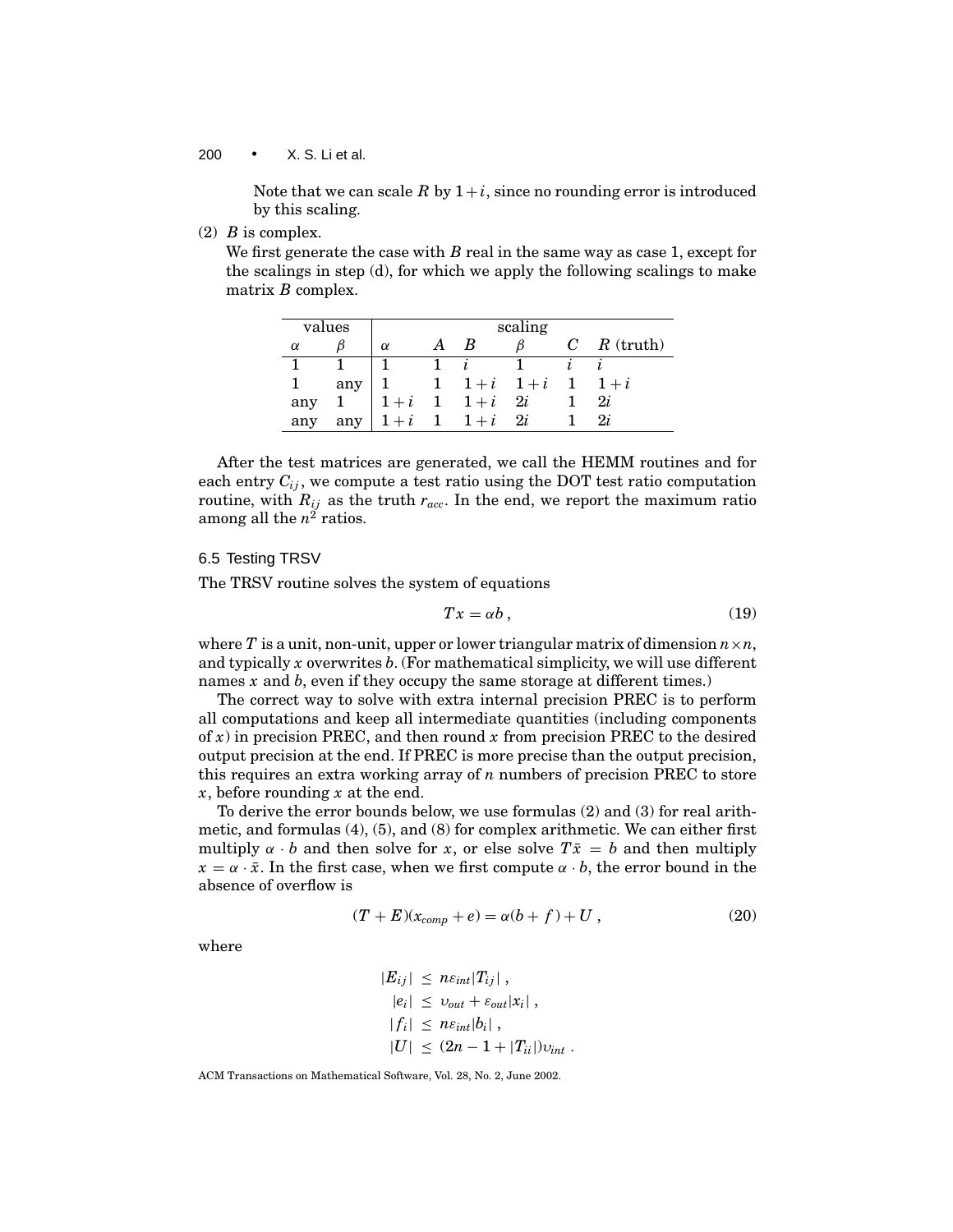Note that we can scale $R$ by $1+i$, since no rounding error is introduced by this scaling.

(2) $B$ is complex.
We first generate the case with $B$ real in the same way as case 1, except for the scalings in step (d), for which we apply the following scalings to make matrix $B$ complex.

| values | | scaling | | | | | |
|---|---|---|---|---|---|---|---|
| $\alpha$ | $\beta$ | $\alpha$ | $A$ | $B$ | $\beta$ | $C$ | $R$ (truth) |
| 1 | 1 | 1 | 1 | $i$ | 1 | $i$ | $i$ |
| 1 | any | 1 | 1 | $1+i$ | $1+i$ | 1 | $1+i$ |
| any | 1 | $1+i$ | 1 | $1+i$ | $2i$ | 1 | $2i$ |
| any | any | $1+i$ | 1 | $1+i$ | $2i$ | 1 | $2i$ |

After the test matrices are generated, we call the HEMM routines and for each entry $C_{ij}$, we compute a test ratio using the DOT test ratio computation routine, with $R_{ij}$ as the truth $r_{acc}$. In the end, we report the maximum ratio among all the $n^2$ ratios.

### 6.5 Testing TRSV

The TRSV routine solves the system of equations

$$Tx = \alpha b \,, \tag{19}$$

where $T$ is a unit, non-unit, upper or lower triangular matrix of dimension $n \times n$, and typically $x$ overwrites $b$. (For mathematical simplicity, we will use different names $x$ and $b$, even if they occupy the same storage at different times.)

The correct way to solve with extra internal precision PREC is to perform all computations and keep all intermediate quantities (including components of $x$) in precision PREC, and then round $x$ from precision PREC to the desired output precision at the end. If PREC is more precise than the output precision, this requires an extra working array of $n$ numbers of precision PREC to store $x$, before rounding $x$ at the end.

To derive the error bounds below, we use formulas (2) and (3) for real arithmetic, and formulas (4), (5), and (8) for complex arithmetic. We can either first multiply $\alpha \cdot b$ and then solve for $x$, or else solve $T\bar{x} = b$ and then multiply $x = \alpha \cdot \bar{x}$. In the first case, when we first compute $\alpha \cdot b$, the error bound in the absence of overflow is

$$(T + E)(x_{comp} + e) = \alpha(b + f) + U \,, \tag{20}$$

where

$$\begin{aligned}
|E_{ij}| &\leq n\varepsilon_{int}|T_{ij}| \,, \\
|e_i| &\leq \upsilon_{out} + \varepsilon_{out}|x_i| \,, \\
|f_i| &\leq n\varepsilon_{int}|b_i| \,, \\
|U| &\leq (2n - 1 + |T_{ii}|)\upsilon_{int} \,.
\end{aligned}$$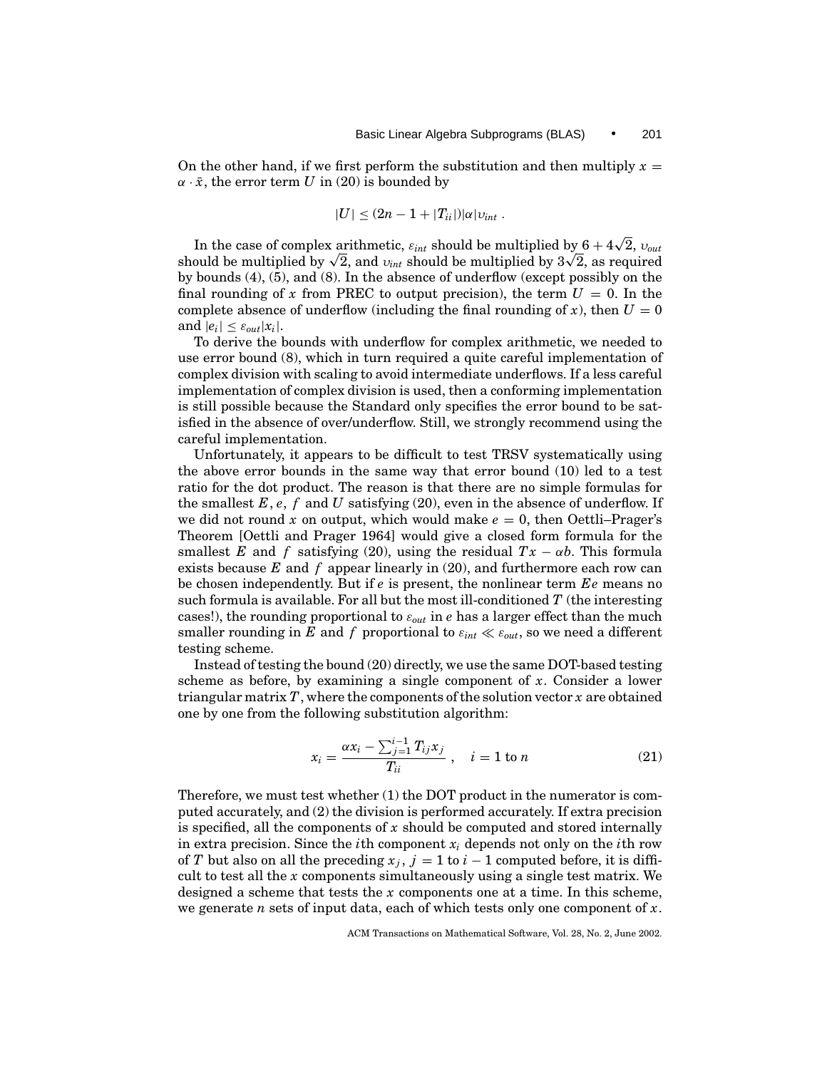On the other hand, if we first perform the substitution and then multiply $x = \alpha \cdot \bar{x}$, the error term $U$ in (20) is bounded by

$$|U| \leq (2n - 1 + |T_{ii}|)|\alpha| \upsilon_{int} .$$

In the case of complex arithmetic, $\varepsilon_{int}$ should be multiplied by $6 + 4\sqrt{2}$, $\upsilon_{out}$ should be multiplied by $\sqrt{2}$, and $\upsilon_{int}$ should be multiplied by $3\sqrt{2}$, as required by bounds (4), (5), and (8). In the absence of underflow (except possibly on the final rounding of $x$ from PREC to output precision), the term $U = 0$. In the complete absence of underflow (including the final rounding of $x$), then $U = 0$ and $|e_i| \leq \varepsilon_{out}|x_i|$.

To derive the bounds with underflow for complex arithmetic, we needed to use error bound (8), which in turn required a quite careful implementation of complex division with scaling to avoid intermediate underflows. If a less careful implementation of complex division is used, then a conforming implementation is still possible because the Standard only specifies the error bound to be satisfied in the absence of over/underflow. Still, we strongly recommend using the careful implementation.

Unfortunately, it appears to be difficult to test TRSV systematically using the above error bounds in the same way that error bound (10) led to a test ratio for the dot product. The reason is that there are no simple formulas for the smallest $E$, $e$, $f$ and $U$ satisfying (20), even in the absence of underflow. If we did not round $x$ on output, which would make $e = 0$, then Oettli–Prager's Theorem [Oettli and Prager 1964] would give a closed form formula for the smallest $E$ and $f$ satisfying (20), using the residual $Tx - \alpha b$. This formula exists because $E$ and $f$ appear linearly in (20), and furthermore each row can be chosen independently. But if $e$ is present, the nonlinear term $Ee$ means no such formula is available. For all but the most ill-conditioned $T$ (the interesting cases!), the rounding proportional to $\varepsilon_{out}$ in $e$ has a larger effect than the much smaller rounding in $E$ and $f$ proportional to $\varepsilon_{int} \ll \varepsilon_{out}$, so we need a different testing scheme.

Instead of testing the bound (20) directly, we use the same DOT-based testing scheme as before, by examining a single component of $x$. Consider a lower triangular matrix $T$, where the components of the solution vector $x$ are obtained one by one from the following substitution algorithm:

$$x_i = \frac{\alpha x_i - \sum_{j=1}^{i-1} T_{ij} x_j}{T_{ii}} , \quad i = 1 \text{ to } n \tag{21}$$

Therefore, we must test whether (1) the DOT product in the numerator is computed accurately, and (2) the division is performed accurately. If extra precision is specified, all the components of $x$ should be computed and stored internally in extra precision. Since the $i$th component $x_i$ depends not only on the $i$th row of $T$ but also on all the preceding $x_j$, $j = 1$ to $i - 1$ computed before, it is difficult to test all the $x$ components simultaneously using a single test matrix. We designed a scheme that tests the $x$ components one at a time. In this scheme, we generate $n$ sets of input data, each of which tests only one component of $x$.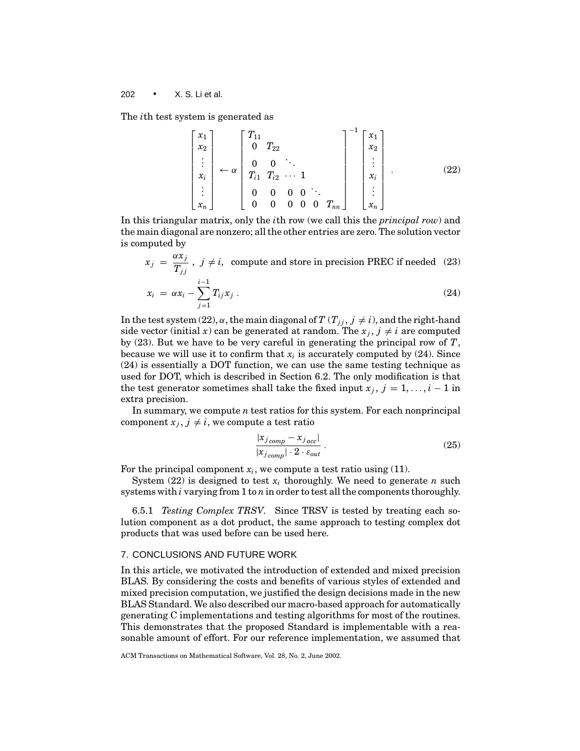The $i$th test system is generated as

$$
\begin{bmatrix} x_1 \\ x_2 \\ \vdots \\ x_i \\ \vdots \\ x_n \end{bmatrix} \leftarrow \alpha \begin{bmatrix} T_{11} & & & & & \\ 0 & T_{22} & & & & \\ 0 & 0 & \ddots & & & \\ T_{i1} & T_{i2} & \cdots & 1 & & \\ 0 & 0 & 0 & 0 & \ddots & \\ 0 & 0 & 0 & 0 & 0 & T_{nn} \end{bmatrix}^{-1} \begin{bmatrix} x_1 \\ x_2 \\ \vdots \\ x_i \\ \vdots \\ x_n \end{bmatrix} . \tag{22}
$$

In this triangular matrix, only the $i$th row (we call this the *principal row*) and the main diagonal are nonzero; all the other entries are zero. The solution vector is computed by

$$
x_j = \frac{\alpha x_j}{T_{jj}}, \quad j \neq i, \quad \text{compute and store in precision PREC if needed} \tag{23}
$$

$$
x_i = \alpha x_i - \sum_{j=1}^{i-1} T_{ij} x_j . \tag{24}
$$

In the test system (22), $\alpha$, the main diagonal of $T$ ($T_{jj}$, $j \neq i$), and the right-hand side vector (initial $x$) can be generated at random. The $x_j$, $j \neq i$ are computed by (23). But we have to be very careful in generating the principal row of $T$, because we will use it to confirm that $x_i$ is accurately computed by (24). Since (24) is essentially a DOT function, we can use the same testing technique as used for DOT, which is described in Section 6.2. The only modification is that the test generator sometimes shall take the fixed input $x_j$, $j = 1, \ldots, i-1$ in extra precision.

In summary, we compute $n$ test ratios for this system. For each nonprincipal component $x_j$, $j \neq i$, we compute a test ratio

$$
\frac{|x_{j\,comp} - x_{j\,acc}|}{|x_{j\,comp}| \cdot 2 \cdot \varepsilon_{out}} . \tag{25}
$$

For the principal component $x_i$, we compute a test ratio using (11).

System (22) is designed to test $x_i$ thoroughly. We need to generate $n$ such systems with $i$ varying from 1 to $n$ in order to test all the components thoroughly.

6.5.1 *Testing Complex TRSV.* Since TRSV is tested by treating each solution component as a dot product, the same approach to testing complex dot products that was used before can be used here.

## 7. CONCLUSIONS AND FUTURE WORK

In this article, we motivated the introduction of extended and mixed precision BLAS. By considering the costs and benefits of various styles of extended and mixed precision computation, we justified the design decisions made in the new BLAS Standard. We also described our macro-based approach for automatically generating C implementations and testing algorithms for most of the routines. This demonstrates that the proposed Standard is implementable with a reasonable amount of effort. For our reference implementation, we assumed that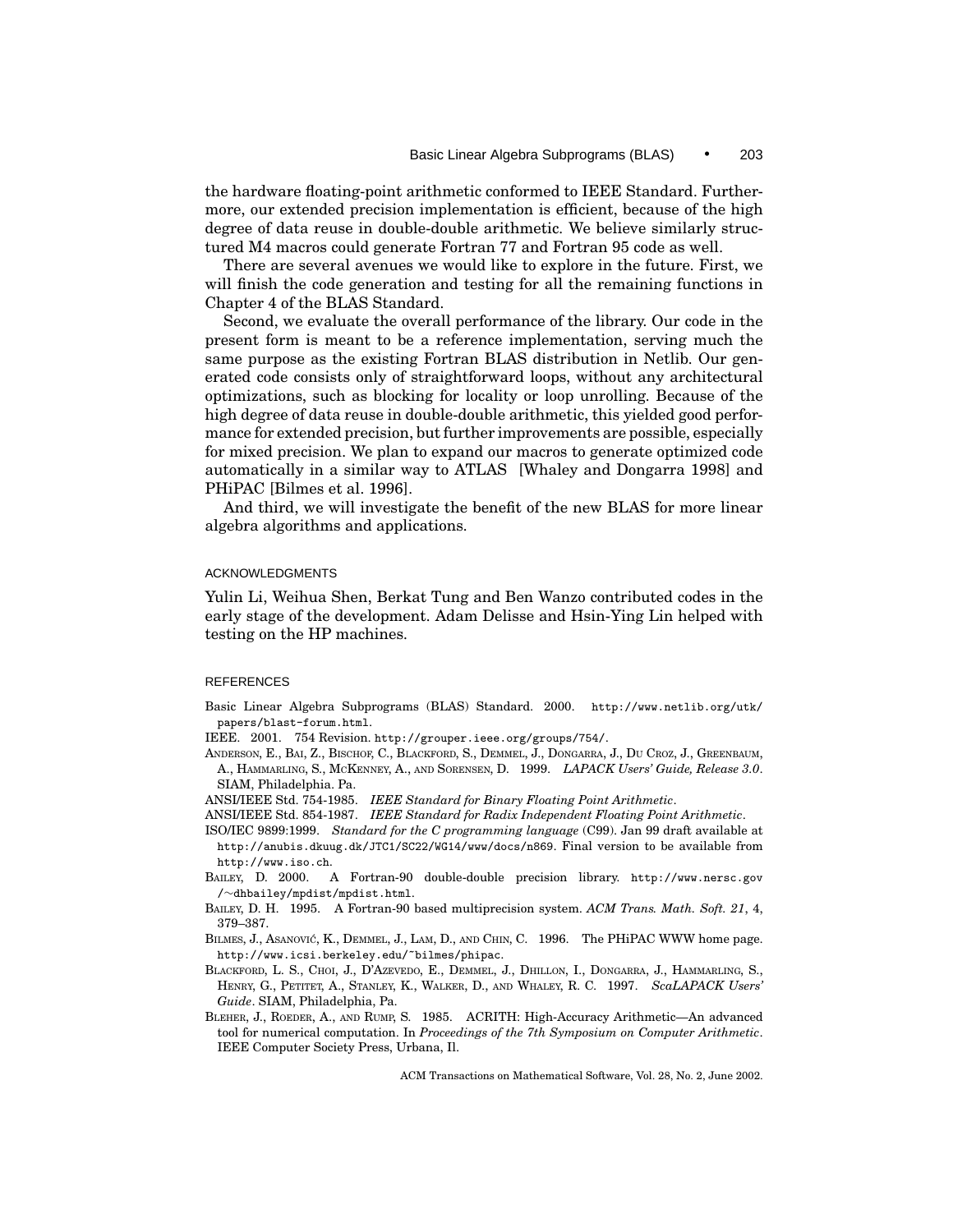the hardware floating-point arithmetic conformed to IEEE Standard. Furthermore, our extended precision implementation is efficient, because of the high degree of data reuse in double-double arithmetic. We believe similarly structured M4 macros could generate Fortran 77 and Fortran 95 code as well.

There are several avenues we would like to explore in the future. First, we will finish the code generation and testing for all the remaining functions in Chapter 4 of the BLAS Standard.

Second, we evaluate the overall performance of the library. Our code in the present form is meant to be a reference implementation, serving much the same purpose as the existing Fortran BLAS distribution in Netlib. Our generated code consists only of straightforward loops, without any architectural optimizations, such as blocking for locality or loop unrolling. Because of the high degree of data reuse in double-double arithmetic, this yielded good performance for extended precision, but further improvements are possible, especially for mixed precision. We plan to expand our macros to generate optimized code automatically in a similar way to ATLAS [Whaley and Dongarra 1998] and PHiPAC [Bilmes et al. 1996].

And third, we will investigate the benefit of the new BLAS for more linear algebra algorithms and applications.

## ACKNOWLEDGMENTS

Yulin Li, Weihua Shen, Berkat Tung and Ben Wanzo contributed codes in the early stage of the development. Adam Delisse and Hsin-Ying Lin helped with testing on the HP machines.

## REFERENCES

Basic Linear Algebra Subprograms (BLAS) Standard. 2000. `http://www.netlib.org/utk/papers/blast-forum.html`.

IEEE. 2001. 754 Revision. `http://grouper.ieee.org/groups/754/`.

Anderson, E., Bai, Z., Bischof, C., Blackford, S., Demmel, J., Dongarra, J., Du Croz, J., Greenbaum, A., Hammarling, S., McKenney, A., and Sorensen, D. 1999. *LAPACK Users' Guide, Release 3.0*. SIAM, Philadelphia. Pa.

ANSI/IEEE Std. 754-1985. *IEEE Standard for Binary Floating Point Arithmetic*.

ANSI/IEEE Std. 854-1987. *IEEE Standard for Radix Independent Floating Point Arithmetic*.

ISO/IEC 9899:1999. *Standard for the C programming language* (C99). Jan 99 draft available at `http://anubis.dkuug.dk/JTC1/SC22/WG14/www/docs/n869`. Final version to be available from `http://www.iso.ch`.

Bailey, D. 2000. A Fortran-90 double-double precision library. `http://www.nersc.gov/~dhbailey/mpdist/mpdist.html`.

Bailey, D. H. 1995. A Fortran-90 based multiprecision system. *ACM Trans. Math. Soft. 21*, 4, 379–387.

Bilmes, J., Asanović, K., Demmel, J., Lam, D., and Chin, C. 1996. The PHiPAC WWW home page. `http://www.icsi.berkeley.edu/~bilmes/phipac`.

Blackford, L. S., Choi, J., D'Azevedo, E., Demmel, J., Dhillon, I., Dongarra, J., Hammarling, S., Henry, G., Petitet, A., Stanley, K., Walker, D., and Whaley, R. C. 1997. *ScaLAPACK Users' Guide*. SIAM, Philadelphia, Pa.

Bleher, J., Roeder, A., and Rump, S. 1985. ACRITH: High-Accuracy Arithmetic—An advanced tool for numerical computation. In *Proceedings of the 7th Symposium on Computer Arithmetic*. IEEE Computer Society Press, Urbana, Il.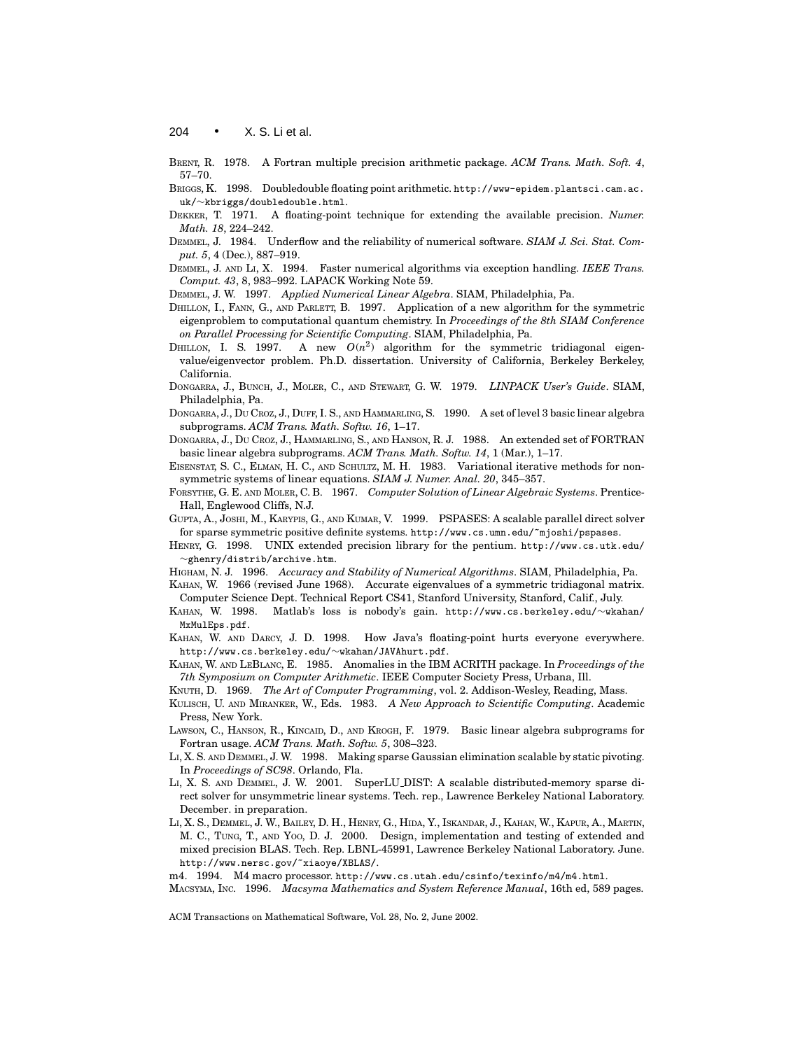BRENT, R. 1978. A Fortran multiple precision arithmetic package. *ACM Trans. Math. Soft. 4*, 57–70.

BRIGGS, K. 1998. Doubledouble floating point arithmetic. http://www-epidem.plantsci.cam.ac.uk/~kbriggs/doubledouble.html.

DEKKER, T. 1971. A floating-point technique for extending the available precision. *Numer. Math. 18*, 224–242.

DEMMEL, J. 1984. Underflow and the reliability of numerical software. *SIAM J. Sci. Stat. Comput. 5*, 4 (Dec.), 887–919.

DEMMEL, J. AND LI, X. 1994. Faster numerical algorithms via exception handling. *IEEE Trans. Comput. 43*, 8, 983–992. LAPACK Working Note 59.

DEMMEL, J. W. 1997. *Applied Numerical Linear Algebra*. SIAM, Philadelphia, Pa.

DHILLON, I., FANN, G., AND PARLETT, B. 1997. Application of a new algorithm for the symmetric eigenproblem to computational quantum chemistry. In *Proceedings of the 8th SIAM Conference on Parallel Processing for Scientific Computing*. SIAM, Philadelphia, Pa.

DHILLON, I. S. 1997. A new $O(n^2)$ algorithm for the symmetric tridiagonal eigenvalue/eigenvector problem. Ph.D. dissertation. University of California, Berkeley Berkeley, California.

DONGARRA, J., BUNCH, J., MOLER, C., AND STEWART, G. W. 1979. *LINPACK User's Guide*. SIAM, Philadelphia, Pa.

DONGARRA, J., DU CROZ, J., DUFF, I. S., AND HAMMARLING, S. 1990. A set of level 3 basic linear algebra subprograms. *ACM Trans. Math. Softw. 16*, 1–17.

DONGARRA, J., DU CROZ, J., HAMMARLING, S., AND HANSON, R. J. 1988. An extended set of FORTRAN basic linear algebra subprograms. *ACM Trans. Math. Softw. 14*, 1 (Mar.), 1–17.

EISENSTAT, S. C., ELMAN, H. C., AND SCHULTZ, M. H. 1983. Variational iterative methods for nonsymmetric systems of linear equations. *SIAM J. Numer. Anal. 20*, 345–357.

FORSYTHE, G. E. AND MOLER, C. B. 1967. *Computer Solution of Linear Algebraic Systems*. Prentice-Hall, Englewood Cliffs, N.J.

GUPTA, A., JOSHI, M., KARYPIS, G., AND KUMAR, V. 1999. PSPASES: A scalable parallel direct solver for sparse symmetric positive definite systems. http://www.cs.umn.edu/~mjoshi/pspases.

HENRY, G. 1998. UNIX extended precision library for the pentium. http://www.cs.utk.edu/~ghenry/distrib/archive.htm.

HIGHAM, N. J. 1996. *Accuracy and Stability of Numerical Algorithms*. SIAM, Philadelphia, Pa.

KAHAN, W. 1966 (revised June 1968). Accurate eigenvalues of a symmetric tridiagonal matrix. Computer Science Dept. Technical Report CS41, Stanford University, Stanford, Calif., July.

KAHAN, W. 1998. Matlab's loss is nobody's gain. http://www.cs.berkeley.edu/~wkahan/MxMulEps.pdf.

KAHAN, W. AND DARCY, J. D. 1998. How Java's floating-point hurts everyone everywhere. http://www.cs.berkeley.edu/~wkahan/JAVAhurt.pdf.

KAHAN, W. AND LEBLANC, E. 1985. Anomalies in the IBM ACRITH package. In *Proceedings of the 7th Symposium on Computer Arithmetic*. IEEE Computer Society Press, Urbana, Ill.

KNUTH, D. 1969. *The Art of Computer Programming*, vol. 2. Addison-Wesley, Reading, Mass.

KULISCH, U. AND MIRANKER, W., Eds. 1983. *A New Approach to Scientific Computing*. Academic Press, New York.

LAWSON, C., HANSON, R., KINCAID, D., AND KROGH, F. 1979. Basic linear algebra subprograms for Fortran usage. *ACM Trans. Math. Softw. 5*, 308–323.

LI, X. S. AND DEMMEL, J. W. 1998. Making sparse Gaussian elimination scalable by static pivoting. In *Proceedings of SC98*. Orlando, Fla.

LI, X. S. AND DEMMEL, J. W. 2001. SuperLU_DIST: A scalable distributed-memory sparse direct solver for unsymmetric linear systems. Tech. rep., Lawrence Berkeley National Laboratory. December. in preparation.

LI, X. S., DEMMEL, J. W., BAILEY, D. H., HENRY, G., HIDA, Y., ISKANDAR, J., KAHAN, W., KAPUR, A., MARTIN, M. C., TUNG, T., AND YOO, D. J. 2000. Design, implementation and testing of extended and mixed precision BLAS. Tech. Rep. LBNL-45991, Lawrence Berkeley National Laboratory. June. http://www.nersc.gov/~xiaoye/XBLAS/.

m4. 1994. M4 macro processor. http://www.cs.utah.edu/csinfo/texinfo/m4/m4.html.

MACSYMA, INC. 1996. *Macsyma Mathematics and System Reference Manual*, 16th ed, 589 pages.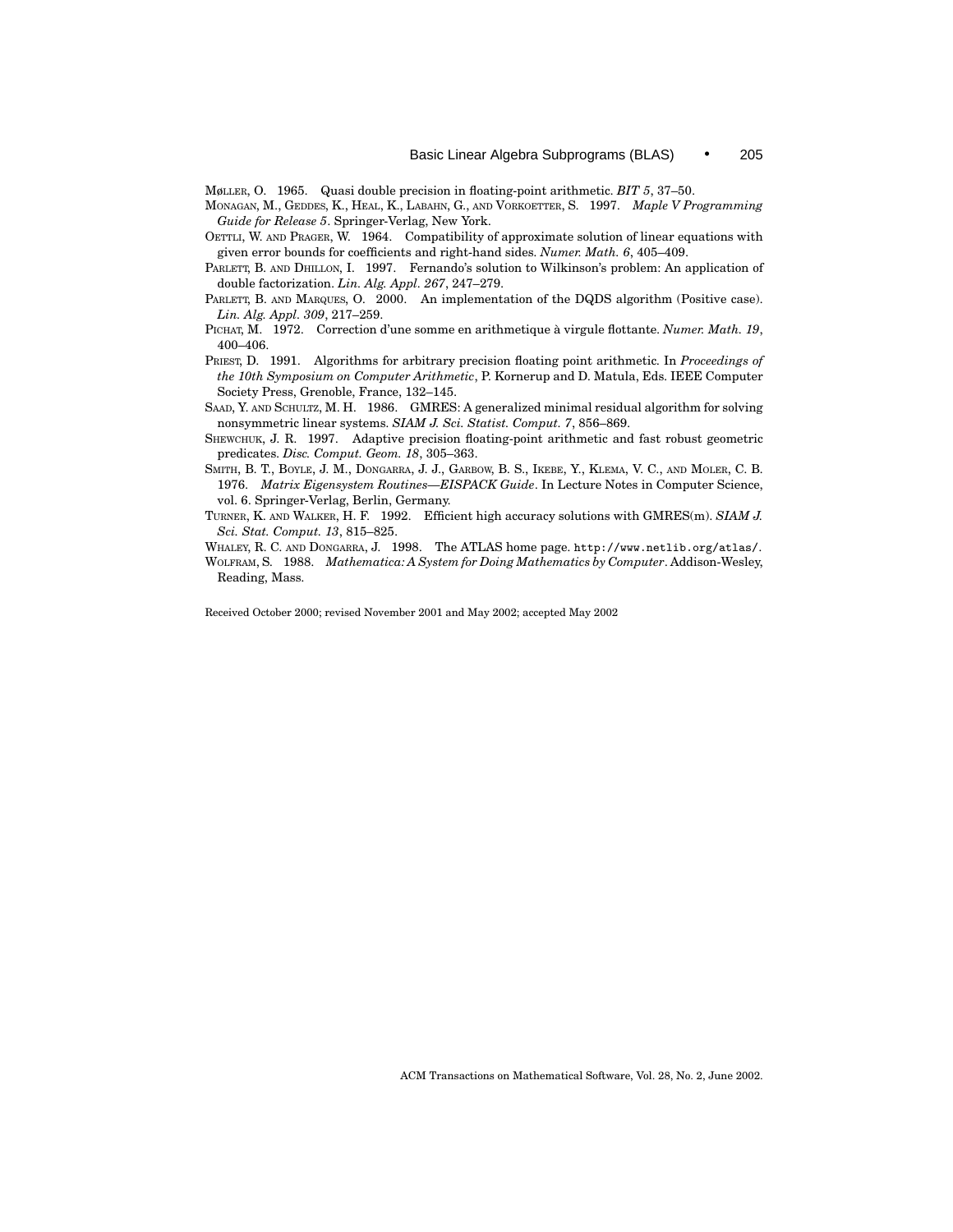MØLLER, O. 1965. Quasi double precision in floating-point arithmetic. *BIT 5*, 37–50.

MONAGAN, M., GEDDES, K., HEAL, K., LABAHN, G., AND VORKOETTER, S. 1997. *Maple V Programming Guide for Release 5*. Springer-Verlag, New York.

OETTLI, W. AND PRAGER, W. 1964. Compatibility of approximate solution of linear equations with given error bounds for coefficients and right-hand sides. *Numer. Math. 6*, 405–409.

PARLETT, B. AND DHILLON, I. 1997. Fernando's solution to Wilkinson's problem: An application of double factorization. *Lin. Alg. Appl. 267*, 247–279.

PARLETT, B. AND MARQUES, O. 2000. An implementation of the DQDS algorithm (Positive case). *Lin. Alg. Appl. 309*, 217–259.

PICHAT, M. 1972. Correction d'une somme en arithmetique à virgule flottante. *Numer. Math. 19*, 400–406.

PRIEST, D. 1991. Algorithms for arbitrary precision floating point arithmetic. In *Proceedings of the 10th Symposium on Computer Arithmetic*, P. Kornerup and D. Matula, Eds. IEEE Computer Society Press, Grenoble, France, 132–145.

SAAD, Y. AND SCHULTZ, M. H. 1986. GMRES: A generalized minimal residual algorithm for solving nonsymmetric linear systems. *SIAM J. Sci. Statist. Comput. 7*, 856–869.

SHEWCHUK, J. R. 1997. Adaptive precision floating-point arithmetic and fast robust geometric predicates. *Disc. Comput. Geom. 18*, 305–363.

SMITH, B. T., BOYLE, J. M., DONGARRA, J. J., GARBOW, B. S., IKEBE, Y., KLEMA, V. C., AND MOLER, C. B. 1976. *Matrix Eigensystem Routines—EISPACK Guide*. In Lecture Notes in Computer Science, vol. 6. Springer-Verlag, Berlin, Germany.

TURNER, K. AND WALKER, H. F. 1992. Efficient high accuracy solutions with GMRES(m). *SIAM J. Sci. Stat. Comput. 13*, 815–825.

WHALEY, R. C. AND DONGARRA, J. 1998. The ATLAS home page. `http://www.netlib.org/atlas/`.

WOLFRAM, S. 1988. *Mathematica: A System for Doing Mathematics by Computer*. Addison-Wesley, Reading, Mass.

Received October 2000; revised November 2001 and May 2002; accepted May 2002